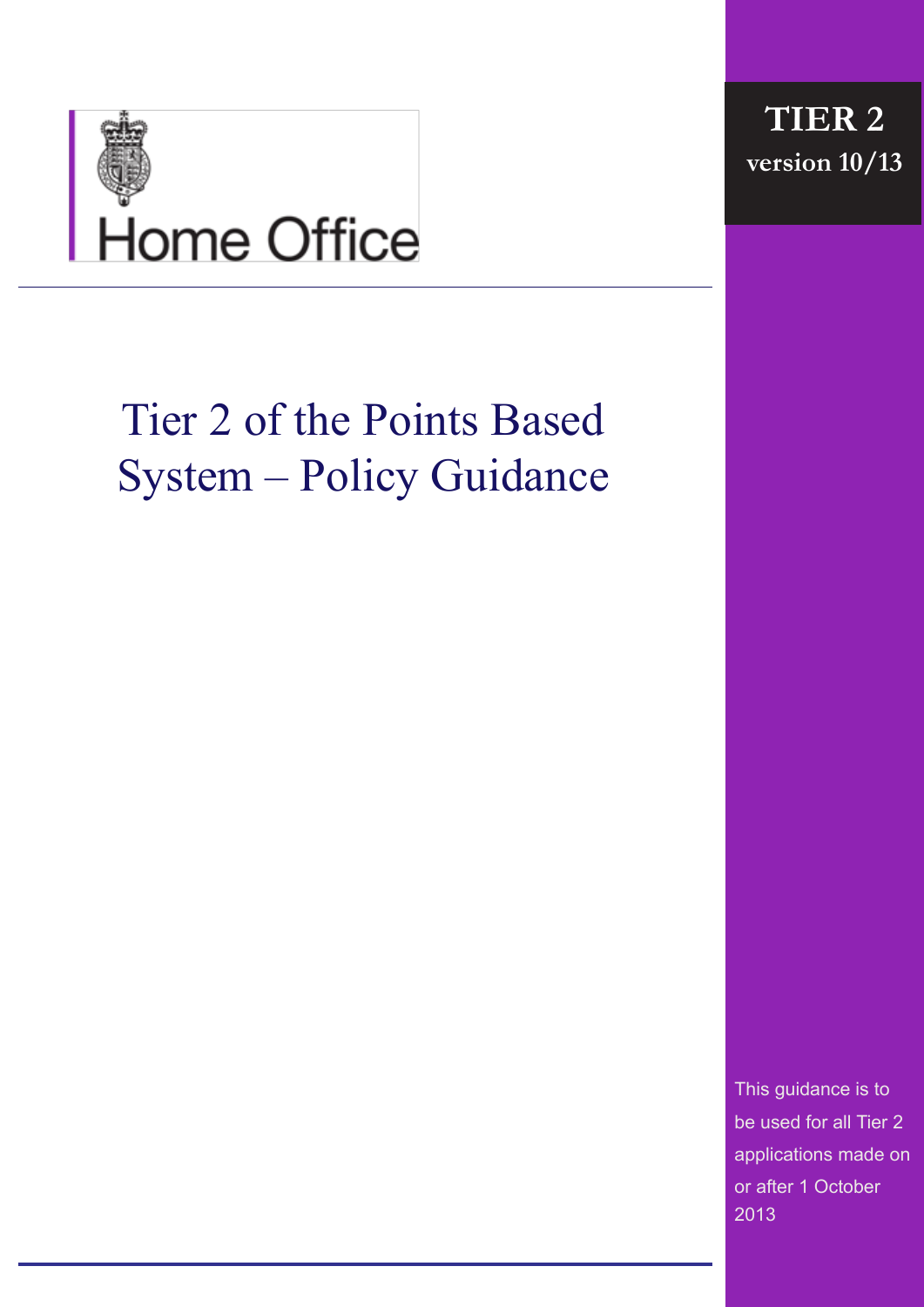Home Office

**TIER 2**
**version 10/13**

# Tier 2 of the Points Based System – Policy Guidance

This guidance is to be used for all Tier 2 applications made on or after 1 October 2013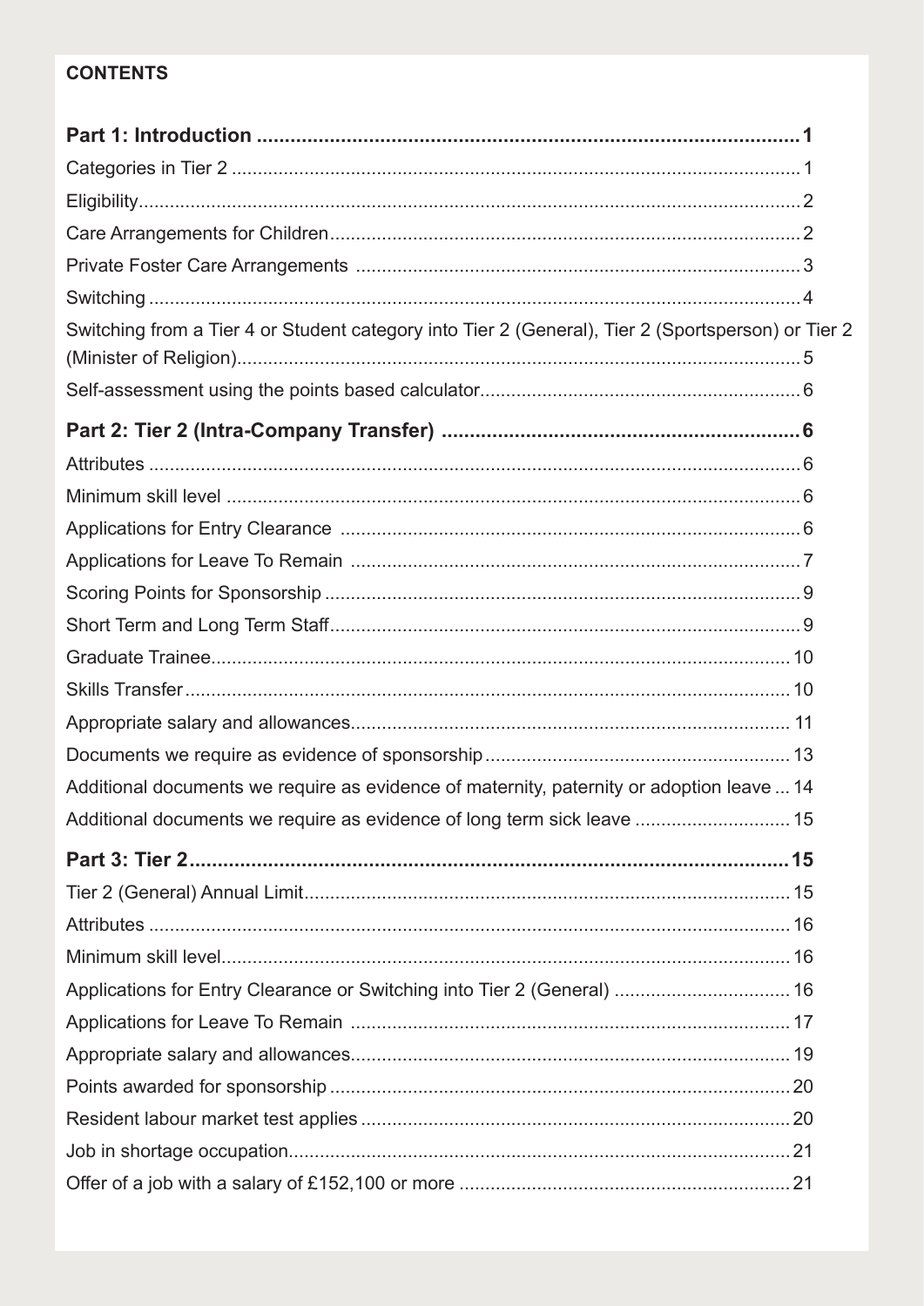**CONTENTS**

**Part 1: Introduction** ..... **1**

Categories in Tier 2 ..... 1

Eligibility ..... 2

Care Arrangements for Children ..... 2

Private Foster Care Arrangements ..... 3

Switching ..... 4

Switching from a Tier 4 or Student category into Tier 2 (General), Tier 2 (Sportsperson) or Tier 2 (Minister of Religion) ..... 5

Self-assessment using the points based calculator ..... 6

**Part 2: Tier 2 (Intra-Company Transfer)** ..... **6**

Attributes ..... 6

Minimum skill level ..... 6

Applications for Entry Clearance ..... 6

Applications for Leave To Remain ..... 7

Scoring Points for Sponsorship ..... 9

Short Term and Long Term Staff ..... 9

Graduate Trainee ..... 10

Skills Transfer ..... 10

Appropriate salary and allowances ..... 11

Documents we require as evidence of sponsorship ..... 13

Additional documents we require as evidence of maternity, paternity or adoption leave ..... 14

Additional documents we require as evidence of long term sick leave ..... 15

**Part 3: Tier 2** ..... **15**

Tier 2 (General) Annual Limit ..... 15

Attributes ..... 16

Minimum skill level ..... 16

Applications for Entry Clearance or Switching into Tier 2 (General) ..... 16

Applications for Leave To Remain ..... 17

Appropriate salary and allowances ..... 19

Points awarded for sponsorship ..... 20

Resident labour market test applies ..... 20

Job in shortage occupation ..... 21

Offer of a job with a salary of £152,100 or more ..... 21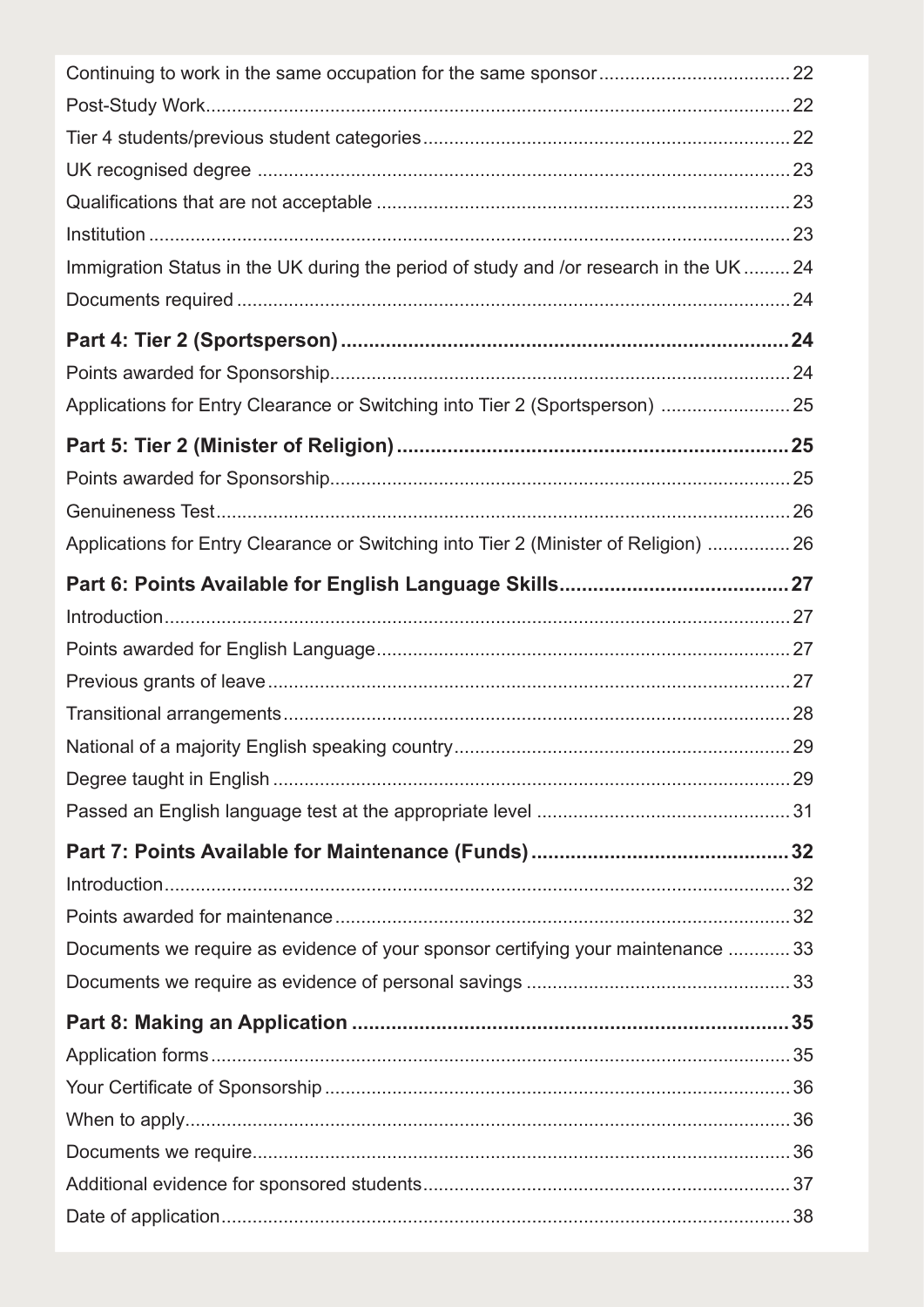Continuing to work in the same occupation for the same sponsor .......... 22
Post-Study Work .......... 22
Tier 4 students/previous student categories .......... 22
UK recognised degree .......... 23
Qualifications that are not acceptable .......... 23
Institution .......... 23
Immigration Status in the UK during the period of study and /or research in the UK .......... 24
Documents required .......... 24

**Part 4: Tier 2 (Sportsperson) .......... 24**

Points awarded for Sponsorship .......... 24
Applications for Entry Clearance or Switching into Tier 2 (Sportsperson) .......... 25

**Part 5: Tier 2 (Minister of Religion) .......... 25**

Points awarded for Sponsorship .......... 25
Genuineness Test .......... 26
Applications for Entry Clearance or Switching into Tier 2 (Minister of Religion) .......... 26

**Part 6: Points Available for English Language Skills .......... 27**

Introduction .......... 27
Points awarded for English Language .......... 27
Previous grants of leave .......... 27
Transitional arrangements .......... 28
National of a majority English speaking country .......... 29
Degree taught in English .......... 29
Passed an English language test at the appropriate level .......... 31

**Part 7: Points Available for Maintenance (Funds) .......... 32**

Introduction .......... 32
Points awarded for maintenance .......... 32
Documents we require as evidence of your sponsor certifying your maintenance .......... 33
Documents we require as evidence of personal savings .......... 33

**Part 8: Making an Application .......... 35**

Application forms .......... 35
Your Certificate of Sponsorship .......... 36
When to apply .......... 36
Documents we require .......... 36
Additional evidence for sponsored students .......... 37
Date of application .......... 38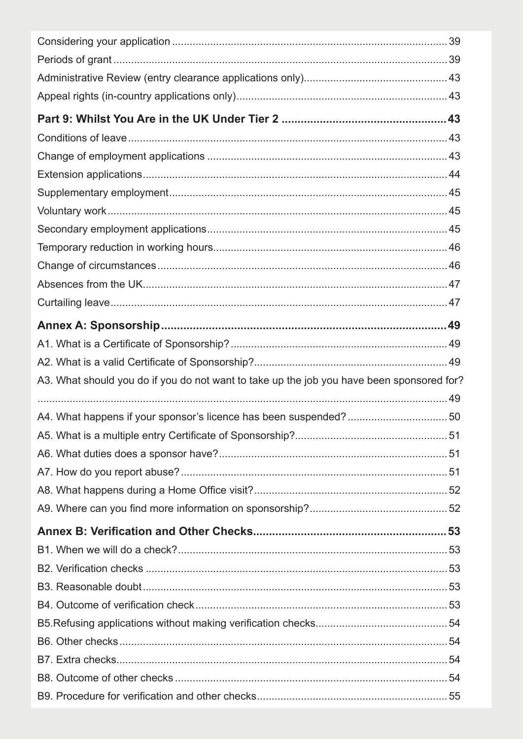Considering your application ..... 39

Periods of grant ..... 39

Administrative Review (entry clearance applications only) ..... 43

Appeal rights (in-country applications only) ..... 43

**Part 9: Whilst You Are in the UK Under Tier 2 ..... 43**

Conditions of leave ..... 43

Change of employment applications ..... 43

Extension applications ..... 44

Supplementary employment ..... 45

Voluntary work ..... 45

Secondary employment applications ..... 45

Temporary reduction in working hours ..... 46

Change of circumstances ..... 46

Absences from the UK ..... 47

Curtailing leave ..... 47

**Annex A: Sponsorship ..... 49**

A1. What is a Certificate of Sponsorship? ..... 49

A2. What is a valid Certificate of Sponsorship? ..... 49

A3. What should you do if you do not want to take up the job you have been sponsored for? ..... 49

A4. What happens if your sponsor's licence has been suspended? ..... 50

A5. What is a multiple entry Certificate of Sponsorship? ..... 51

A6. What duties does a sponsor have? ..... 51

A7. How do you report abuse? ..... 51

A8. What happens during a Home Office visit? ..... 52

A9. Where can you find more information on sponsorship? ..... 52

**Annex B: Verification and Other Checks ..... 53**

B1. When we will do a check? ..... 53

B2. Verification checks ..... 53

B3. Reasonable doubt ..... 53

B4. Outcome of verification check ..... 53

B5.Refusing applications without making verification checks ..... 54

B6. Other checks ..... 54

B7. Extra checks ..... 54

B8. Outcome of other checks ..... 54

B9. Procedure for verification and other checks ..... 55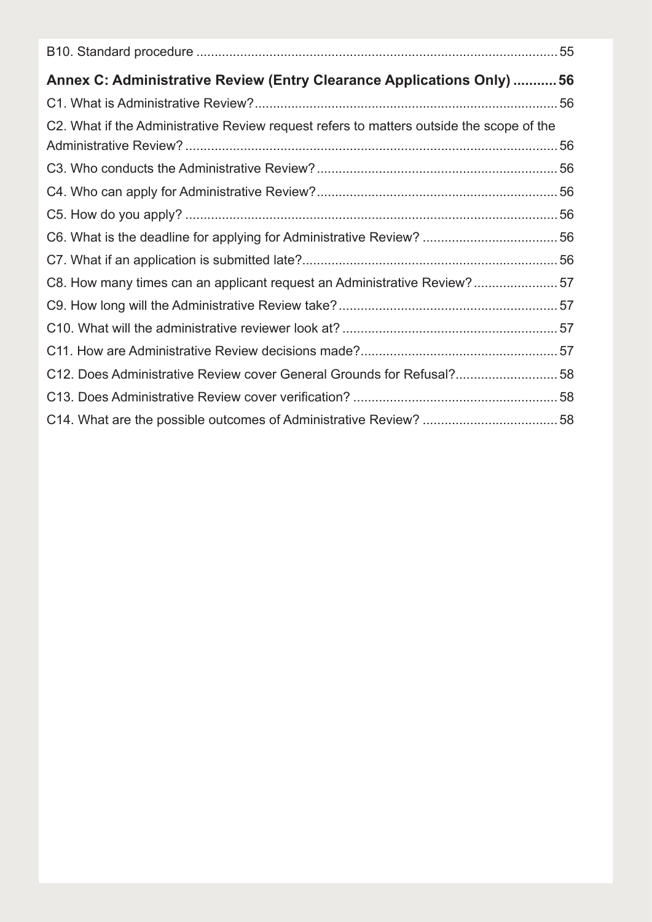B10. Standard procedure .......... 55

**Annex C: Administrative Review (Entry Clearance Applications Only) .......... 56**

C1. What is Administrative Review? .......... 56

C2. What if the Administrative Review request refers to matters outside the scope of the Administrative Review? .......... 56

C3. Who conducts the Administrative Review? .......... 56

C4. Who can apply for Administrative Review? .......... 56

C5. How do you apply? .......... 56

C6. What is the deadline for applying for Administrative Review? .......... 56

C7. What if an application is submitted late? .......... 56

C8. How many times can an applicant request an Administrative Review? .......... 57

C9. How long will the Administrative Review take? .......... 57

C10. What will the administrative reviewer look at? .......... 57

C11. How are Administrative Review decisions made? .......... 57

C12. Does Administrative Review cover General Grounds for Refusal? .......... 58

C13. Does Administrative Review cover verification? .......... 58

C14. What are the possible outcomes of Administrative Review? .......... 58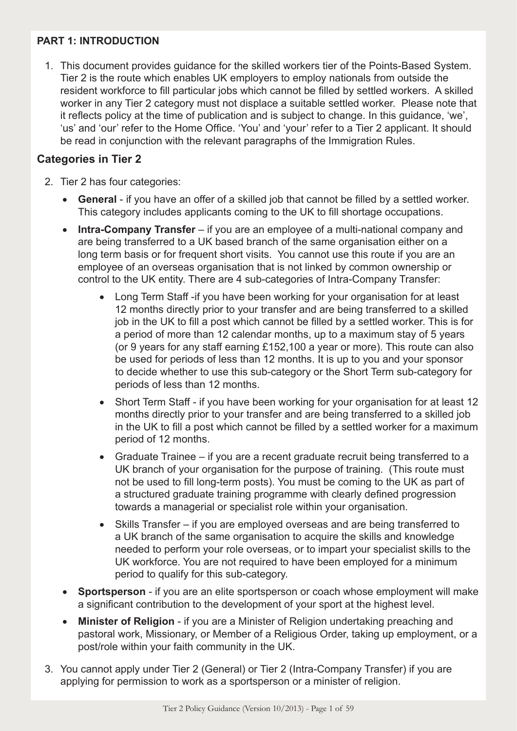## PART 1: INTRODUCTION

1. This document provides guidance for the skilled workers tier of the Points-Based System. Tier 2 is the route which enables UK employers to employ nationals from outside the resident workforce to fill particular jobs which cannot be filled by settled workers. A skilled worker in any Tier 2 category must not displace a suitable settled worker. Please note that it reflects policy at the time of publication and is subject to change. In this guidance, 'we', 'us' and 'our' refer to the Home Office. 'You' and 'your' refer to a Tier 2 applicant. It should be read in conjunction with the relevant paragraphs of the Immigration Rules.

### Categories in Tier 2

2. Tier 2 has four categories:

   - **General** - if you have an offer of a skilled job that cannot be filled by a settled worker. This category includes applicants coming to the UK to fill shortage occupations.
   - **Intra-Company Transfer** – if you are an employee of a multi-national company and are being transferred to a UK based branch of the same organisation either on a long term basis or for frequent short visits. You cannot use this route if you are an employee of an overseas organisation that is not linked by common ownership or control to the UK entity. There are 4 sub-categories of Intra-Company Transfer:
     - Long Term Staff -if you have been working for your organisation for at least 12 months directly prior to your transfer and are being transferred to a skilled job in the UK to fill a post which cannot be filled by a settled worker. This is for a period of more than 12 calendar months, up to a maximum stay of 5 years (or 9 years for any staff earning £152,100 a year or more). This route can also be used for periods of less than 12 months. It is up to you and your sponsor to decide whether to use this sub-category or the Short Term sub-category for periods of less than 12 months.
     - Short Term Staff - if you have been working for your organisation for at least 12 months directly prior to your transfer and are being transferred to a skilled job in the UK to fill a post which cannot be filled by a settled worker for a maximum period of 12 months.
     - Graduate Trainee – if you are a recent graduate recruit being transferred to a UK branch of your organisation for the purpose of training. (This route must not be used to fill long-term posts). You must be coming to the UK as part of a structured graduate training programme with clearly defined progression towards a managerial or specialist role within your organisation.
     - Skills Transfer – if you are employed overseas and are being transferred to a UK branch of the same organisation to acquire the skills and knowledge needed to perform your role overseas, or to impart your specialist skills to the UK workforce. You are not required to have been employed for a minimum period to qualify for this sub-category.
   - **Sportsperson** - if you are an elite sportsperson or coach whose employment will make a significant contribution to the development of your sport at the highest level.
   - **Minister of Religion** - if you are a Minister of Religion undertaking preaching and pastoral work, Missionary, or Member of a Religious Order, taking up employment, or a post/role within your faith community in the UK.

3. You cannot apply under Tier 2 (General) or Tier 2 (Intra-Company Transfer) if you are applying for permission to work as a sportsperson or a minister of religion.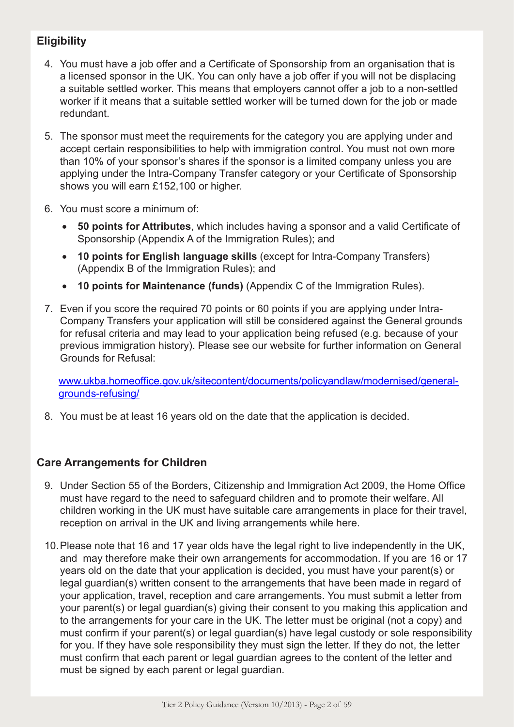## Eligibility

4. You must have a job offer and a Certificate of Sponsorship from an organisation that is a licensed sponsor in the UK. You can only have a job offer if you will not be displacing a suitable settled worker. This means that employers cannot offer a job to a non-settled worker if it means that a suitable settled worker will be turned down for the job or made redundant.

5. The sponsor must meet the requirements for the category you are applying under and accept certain responsibilities to help with immigration control. You must not own more than 10% of your sponsor's shares if the sponsor is a limited company unless you are applying under the Intra-Company Transfer category or your Certificate of Sponsorship shows you will earn £152,100 or higher.

6. You must score a minimum of:
   - **50 points for Attributes**, which includes having a sponsor and a valid Certificate of Sponsorship (Appendix A of the Immigration Rules); and
   - **10 points for English language skills** (except for Intra-Company Transfers) (Appendix B of the Immigration Rules); and
   - **10 points for Maintenance (funds)** (Appendix C of the Immigration Rules).

7. Even if you score the required 70 points or 60 points if you are applying under Intra-Company Transfers your application will still be considered against the General grounds for refusal criteria and may lead to your application being refused (e.g. because of your previous immigration history). Please see our website for further information on General Grounds for Refusal:

   www.ukba.homeoffice.gov.uk/sitecontent/documents/policyandlaw/modernised/general-grounds-refusing/

8. You must be at least 16 years old on the date that the application is decided.

## Care Arrangements for Children

9. Under Section 55 of the Borders, Citizenship and Immigration Act 2009, the Home Office must have regard to the need to safeguard children and to promote their welfare. All children working in the UK must have suitable care arrangements in place for their travel, reception on arrival in the UK and living arrangements while here.

10. Please note that 16 and 17 year olds have the legal right to live independently in the UK, and may therefore make their own arrangements for accommodation. If you are 16 or 17 years old on the date that your application is decided, you must have your parent(s) or legal guardian(s) written consent to the arrangements that have been made in regard of your application, travel, reception and care arrangements. You must submit a letter from your parent(s) or legal guardian(s) giving their consent to you making this application and to the arrangements for your care in the UK. The letter must be original (not a copy) and must confirm if your parent(s) or legal guardian(s) have legal custody or sole responsibility for you. If they have sole responsibility they must sign the letter. If they do not, the letter must confirm that each parent or legal guardian agrees to the content of the letter and must be signed by each parent or legal guardian.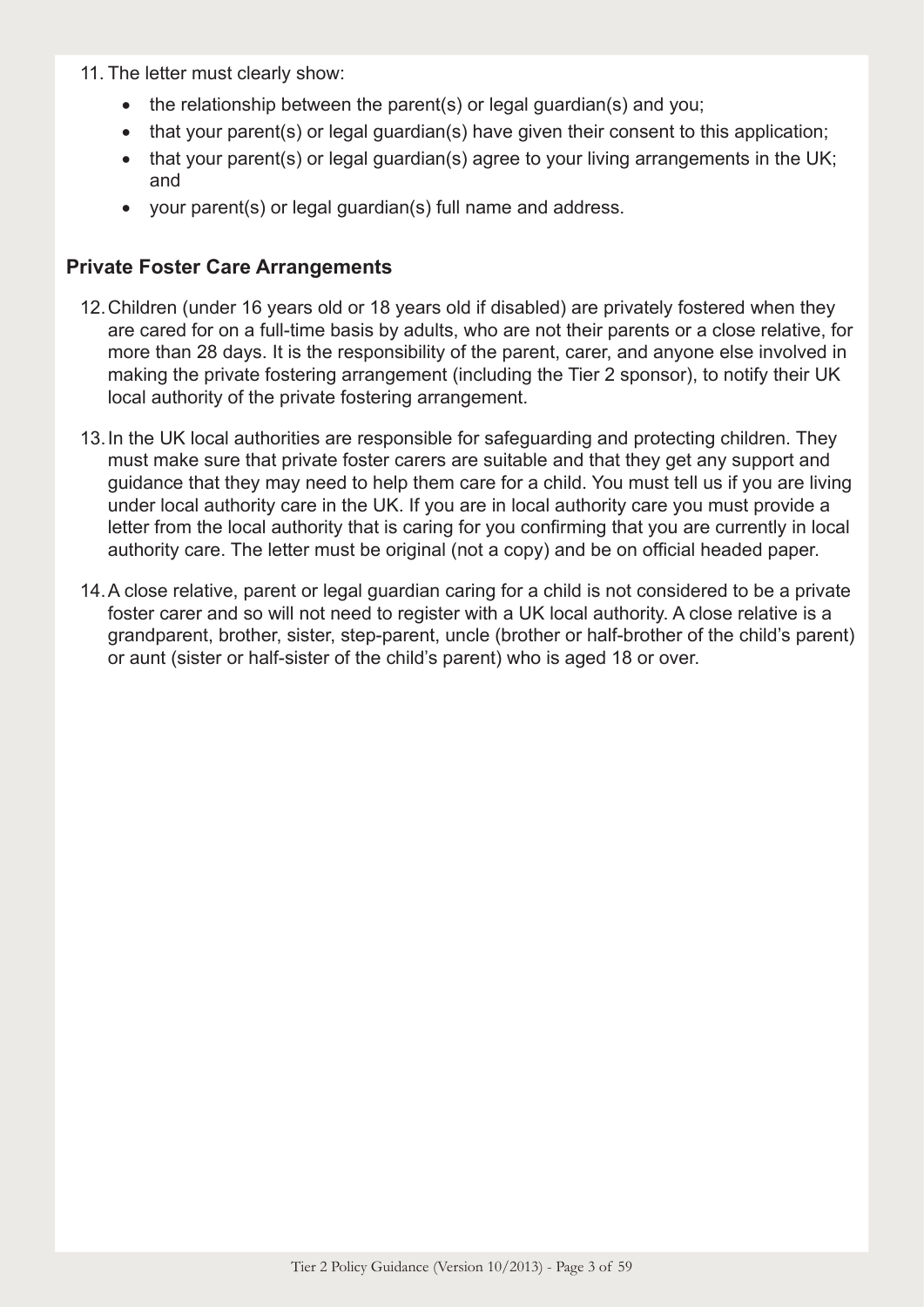11. The letter must clearly show:

    - the relationship between the parent(s) or legal guardian(s) and you;
    - that your parent(s) or legal guardian(s) have given their consent to this application;
    - that your parent(s) or legal guardian(s) agree to your living arrangements in the UK; and
    - your parent(s) or legal guardian(s) full name and address.

### Private Foster Care Arrangements

12. Children (under 16 years old or 18 years old if disabled) are privately fostered when they are cared for on a full-time basis by adults, who are not their parents or a close relative, for more than 28 days. It is the responsibility of the parent, carer, and anyone else involved in making the private fostering arrangement (including the Tier 2 sponsor), to notify their UK local authority of the private fostering arrangement.

13. In the UK local authorities are responsible for safeguarding and protecting children. They must make sure that private foster carers are suitable and that they get any support and guidance that they may need to help them care for a child. You must tell us if you are living under local authority care in the UK. If you are in local authority care you must provide a letter from the local authority that is caring for you confirming that you are currently in local authority care. The letter must be original (not a copy) and be on official headed paper.

14. A close relative, parent or legal guardian caring for a child is not considered to be a private foster carer and so will not need to register with a UK local authority. A close relative is a grandparent, brother, sister, step-parent, uncle (brother or half-brother of the child's parent) or aunt (sister or half-sister of the child's parent) who is aged 18 or over.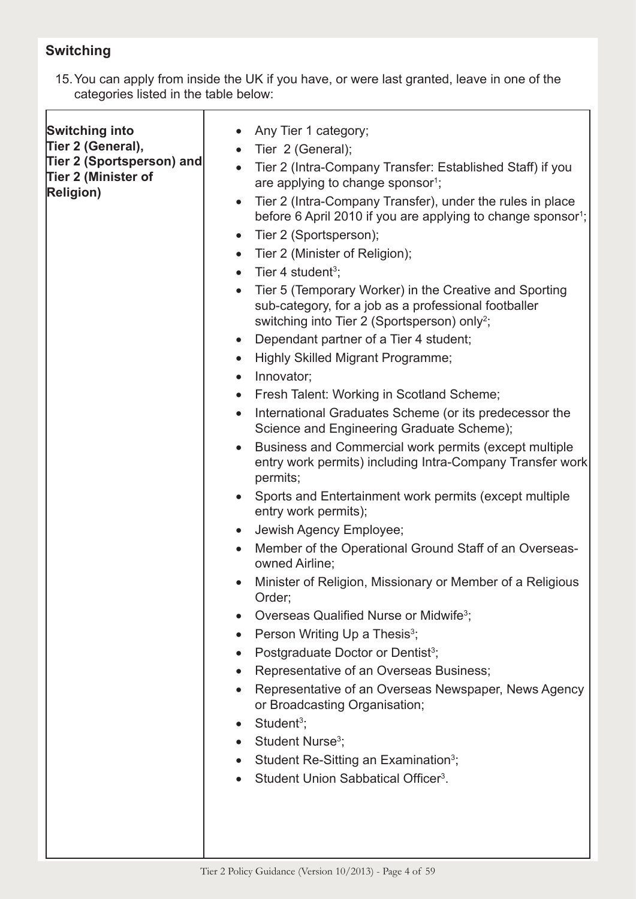## Switching

15. You can apply from inside the UK if you have, or were last granted, leave in one of the categories listed in the table below:

| | |
|---|---|
| **Switching into Tier 2 (General), Tier 2 (Sportsperson) and Tier 2 (Minister of Religion)** | • Any Tier 1 category;<br>• Tier 2 (General);<br>• Tier 2 (Intra-Company Transfer: Established Staff) if you are applying to change sponsor[1];<br>• Tier 2 (Intra-Company Transfer), under the rules in place before 6 April 2010 if you are applying to change sponsor[1];<br>• Tier 2 (Sportsperson);<br>• Tier 2 (Minister of Religion);<br>• Tier 4 student[3];<br>• Tier 5 (Temporary Worker) in the Creative and Sporting sub-category, for a job as a professional footballer switching into Tier 2 (Sportsperson) only[2];<br>• Dependant partner of a Tier 4 student;<br>• Highly Skilled Migrant Programme;<br>• Innovator;<br>• Fresh Talent: Working in Scotland Scheme;<br>• International Graduates Scheme (or its predecessor the Science and Engineering Graduate Scheme);<br>• Business and Commercial work permits (except multiple entry work permits) including Intra-Company Transfer work permits;<br>• Sports and Entertainment work permits (except multiple entry work permits);<br>• Jewish Agency Employee;<br>• Member of the Operational Ground Staff of an Overseas-owned Airline;<br>• Minister of Religion, Missionary or Member of a Religious Order;<br>• Overseas Qualified Nurse or Midwife[3];<br>• Person Writing Up a Thesis[3];<br>• Postgraduate Doctor or Dentist[3];<br>• Representative of an Overseas Business;<br>• Representative of an Overseas Newspaper, News Agency or Broadcasting Organisation;<br>• Student[3];<br>• Student Nurse[3];<br>• Student Re-Sitting an Examination[3];<br>• Student Union Sabbatical Officer[3]. |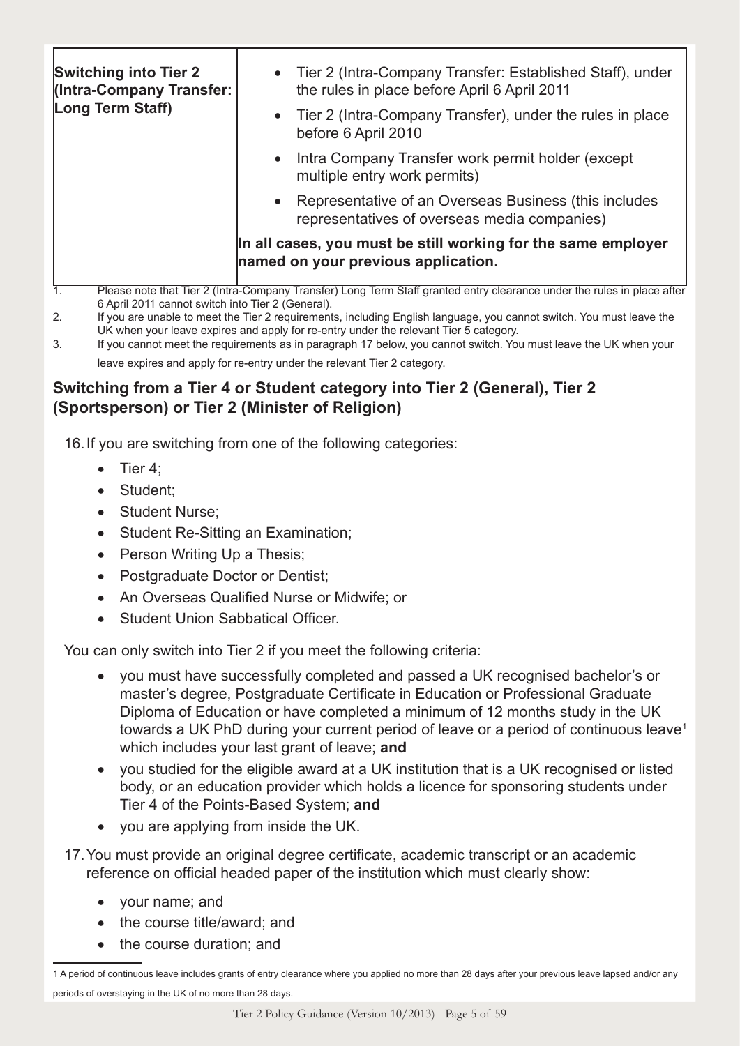| Switching into Tier 2 (Intra-Company Transfer: Long Term Staff) | • Tier 2 (Intra-Company Transfer: Established Staff), under the rules in place before April 6 April 2011<br>• Tier 2 (Intra-Company Transfer), under the rules in place before 6 April 2010<br>• Intra Company Transfer work permit holder (except multiple entry work permits)<br>• Representative of an Overseas Business (this includes representatives of overseas media companies)<br>**In all cases, you must be still working for the same employer named on your previous application.** |
|---|---|

1. Please note that Tier 2 (Intra-Company Transfer) Long Term Staff granted entry clearance under the rules in place after 6 April 2011 cannot switch into Tier 2 (General).
2. If you are unable to meet the Tier 2 requirements, including English language, you cannot switch. You must leave the UK when your leave expires and apply for re-entry under the relevant Tier 5 category.
3. If you cannot meet the requirements as in paragraph 17 below, you cannot switch. You must leave the UK when your leave expires and apply for re-entry under the relevant Tier 2 category.

## Switching from a Tier 4 or Student category into Tier 2 (General), Tier 2 (Sportsperson) or Tier 2 (Minister of Religion)

16. If you are switching from one of the following categories:

- Tier 4;
- Student;
- Student Nurse;
- Student Re-Sitting an Examination;
- Person Writing Up a Thesis;
- Postgraduate Doctor or Dentist;
- An Overseas Qualified Nurse or Midwife; or
- Student Union Sabbatical Officer.

You can only switch into Tier 2 if you meet the following criteria:

- you must have successfully completed and passed a UK recognised bachelor's or master's degree, Postgraduate Certificate in Education or Professional Graduate Diploma of Education or have completed a minimum of 12 months study in the UK towards a UK PhD during your current period of leave or a period of continuous leave[1] which includes your last grant of leave; **and**
- you studied for the eligible award at a UK institution that is a UK recognised or listed body, or an education provider which holds a licence for sponsoring students under Tier 4 of the Points-Based System; **and**
- you are applying from inside the UK.

17. You must provide an original degree certificate, academic transcript or an academic reference on official headed paper of the institution which must clearly show:

- your name; and
- the course title/award; and
- the course duration; and

---

1 A period of continuous leave includes grants of entry clearance where you applied no more than 28 days after your previous leave lapsed and/or any periods of overstaying in the UK of no more than 28 days.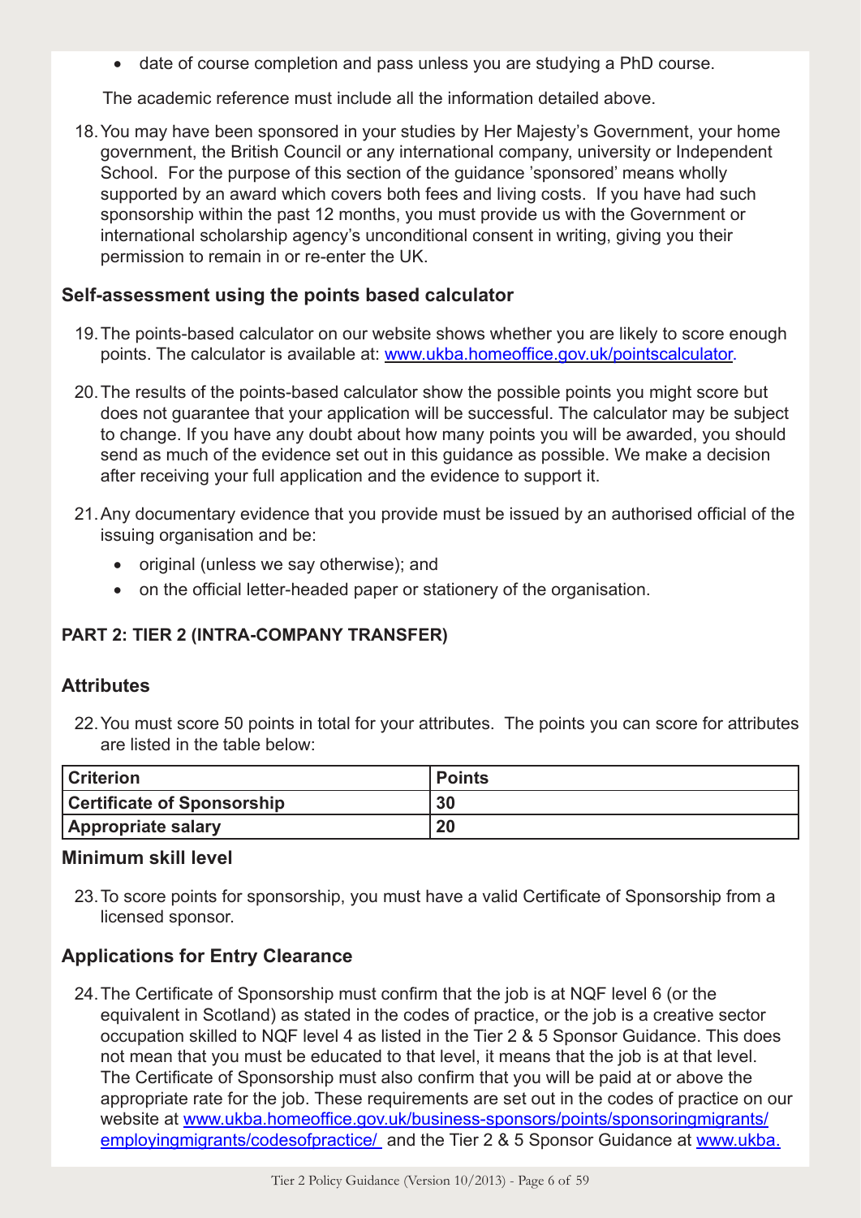- date of course completion and pass unless you are studying a PhD course.

The academic reference must include all the information detailed above.

18. You may have been sponsored in your studies by Her Majesty's Government, your home government, the British Council or any international company, university or Independent School. For the purpose of this section of the guidance 'sponsored' means wholly supported by an award which covers both fees and living costs. If you have had such sponsorship within the past 12 months, you must provide us with the Government or international scholarship agency's unconditional consent in writing, giving you their permission to remain in or re-enter the UK.

## Self-assessment using the points based calculator

19. The points-based calculator on our website shows whether you are likely to score enough points. The calculator is available at: www.ukba.homeoffice.gov.uk/pointscalculator.

20. The results of the points-based calculator show the possible points you might score but does not guarantee that your application will be successful. The calculator may be subject to change. If you have any doubt about how many points you will be awarded, you should send as much of the evidence set out in this guidance as possible. We make a decision after receiving your full application and the evidence to support it.

21. Any documentary evidence that you provide must be issued by an authorised official of the issuing organisation and be:
    - original (unless we say otherwise); and
    - on the official letter-headed paper or stationery of the organisation.

# PART 2: TIER 2 (INTRA-COMPANY TRANSFER)

## Attributes

22. You must score 50 points in total for your attributes. The points you can score for attributes are listed in the table below:

| Criterion | Points |
|---|---|
| Certificate of Sponsorship | 30 |
| Appropriate salary | 20 |

## Minimum skill level

23. To score points for sponsorship, you must have a valid Certificate of Sponsorship from a licensed sponsor.

## Applications for Entry Clearance

24. The Certificate of Sponsorship must confirm that the job is at NQF level 6 (or the equivalent in Scotland) as stated in the codes of practice, or the job is a creative sector occupation skilled to NQF level 4 as listed in the Tier 2 & 5 Sponsor Guidance. This does not mean that you must be educated to that level, it means that the job is at that level. The Certificate of Sponsorship must also confirm that you will be paid at or above the appropriate rate for the job. These requirements are set out in the codes of practice on our website at www.ukba.homeoffice.gov.uk/business-sponsors/points/sponsoringmigrants/employingmigrants/codesofpractice/ and the Tier 2 & 5 Sponsor Guidance at www.ukba.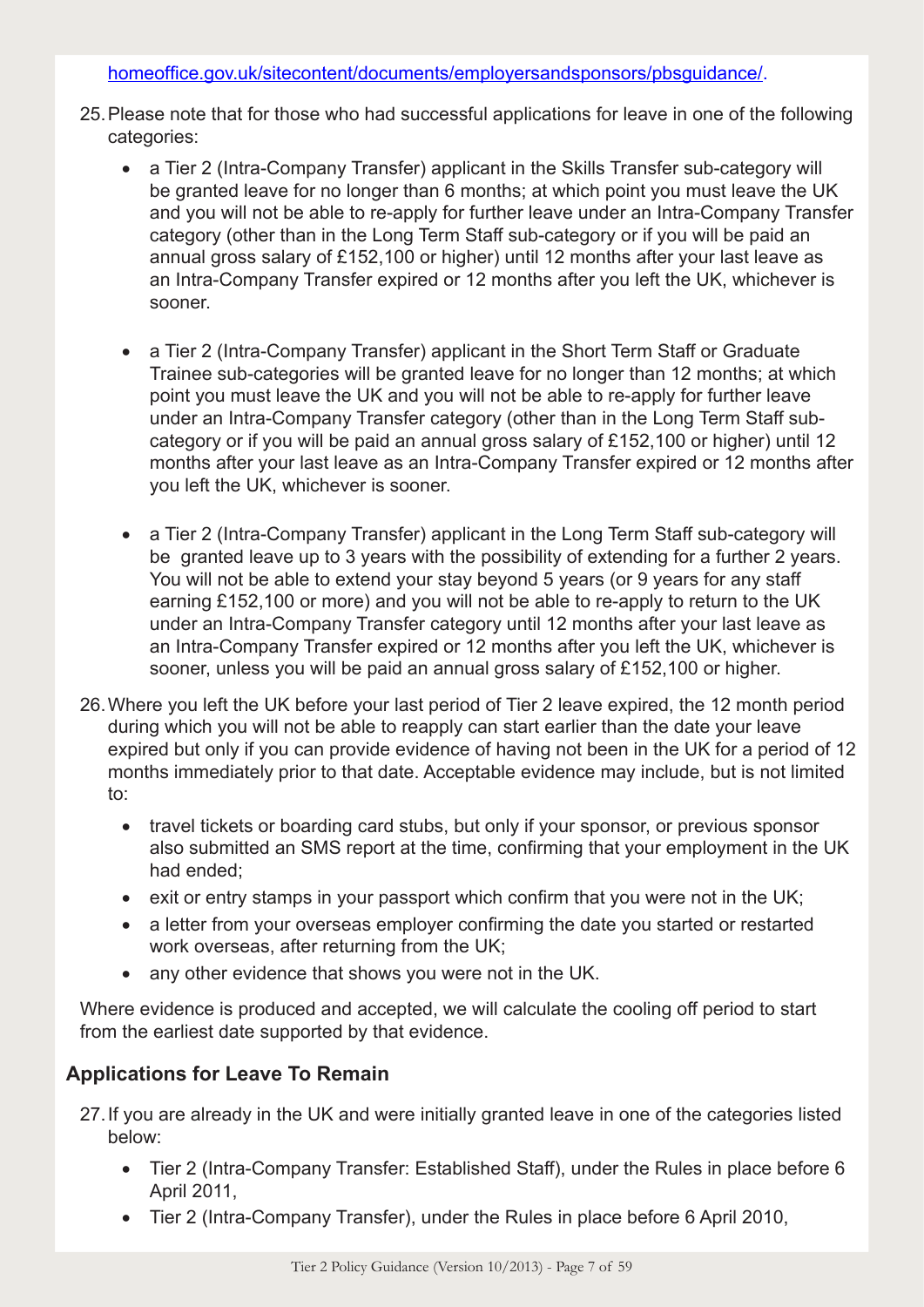homeoffice.gov.uk/sitecontent/documents/employersandsponsors/pbsguidance/.

25. Please note that for those who had successful applications for leave in one of the following categories:

    - a Tier 2 (Intra-Company Transfer) applicant in the Skills Transfer sub-category will be granted leave for no longer than 6 months; at which point you must leave the UK and you will not be able to re-apply for further leave under an Intra-Company Transfer category (other than in the Long Term Staff sub-category or if you will be paid an annual gross salary of £152,100 or higher) until 12 months after your last leave as an Intra-Company Transfer expired or 12 months after you left the UK, whichever is sooner.

    - a Tier 2 (Intra-Company Transfer) applicant in the Short Term Staff or Graduate Trainee sub-categories will be granted leave for no longer than 12 months; at which point you must leave the UK and you will not be able to re-apply for further leave under an Intra-Company Transfer category (other than in the Long Term Staff sub-category or if you will be paid an annual gross salary of £152,100 or higher) until 12 months after your last leave as an Intra-Company Transfer expired or 12 months after you left the UK, whichever is sooner.

    - a Tier 2 (Intra-Company Transfer) applicant in the Long Term Staff sub-category will be granted leave up to 3 years with the possibility of extending for a further 2 years. You will not be able to extend your stay beyond 5 years (or 9 years for any staff earning £152,100 or more) and you will not be able to re-apply to return to the UK under an Intra-Company Transfer category until 12 months after your last leave as an Intra-Company Transfer expired or 12 months after you left the UK, whichever is sooner, unless you will be paid an annual gross salary of £152,100 or higher.

26. Where you left the UK before your last period of Tier 2 leave expired, the 12 month period during which you will not be able to reapply can start earlier than the date your leave expired but only if you can provide evidence of having not been in the UK for a period of 12 months immediately prior to that date. Acceptable evidence may include, but is not limited to:

    - travel tickets or boarding card stubs, but only if your sponsor, or previous sponsor also submitted an SMS report at the time, confirming that your employment in the UK had ended;
    - exit or entry stamps in your passport which confirm that you were not in the UK;
    - a letter from your overseas employer confirming the date you started or restarted work overseas, after returning from the UK;
    - any other evidence that shows you were not in the UK.

    Where evidence is produced and accepted, we will calculate the cooling off period to start from the earliest date supported by that evidence.

## Applications for Leave To Remain

27. If you are already in the UK and were initially granted leave in one of the categories listed below:

    - Tier 2 (Intra-Company Transfer: Established Staff), under the Rules in place before 6 April 2011,
    - Tier 2 (Intra-Company Transfer), under the Rules in place before 6 April 2010,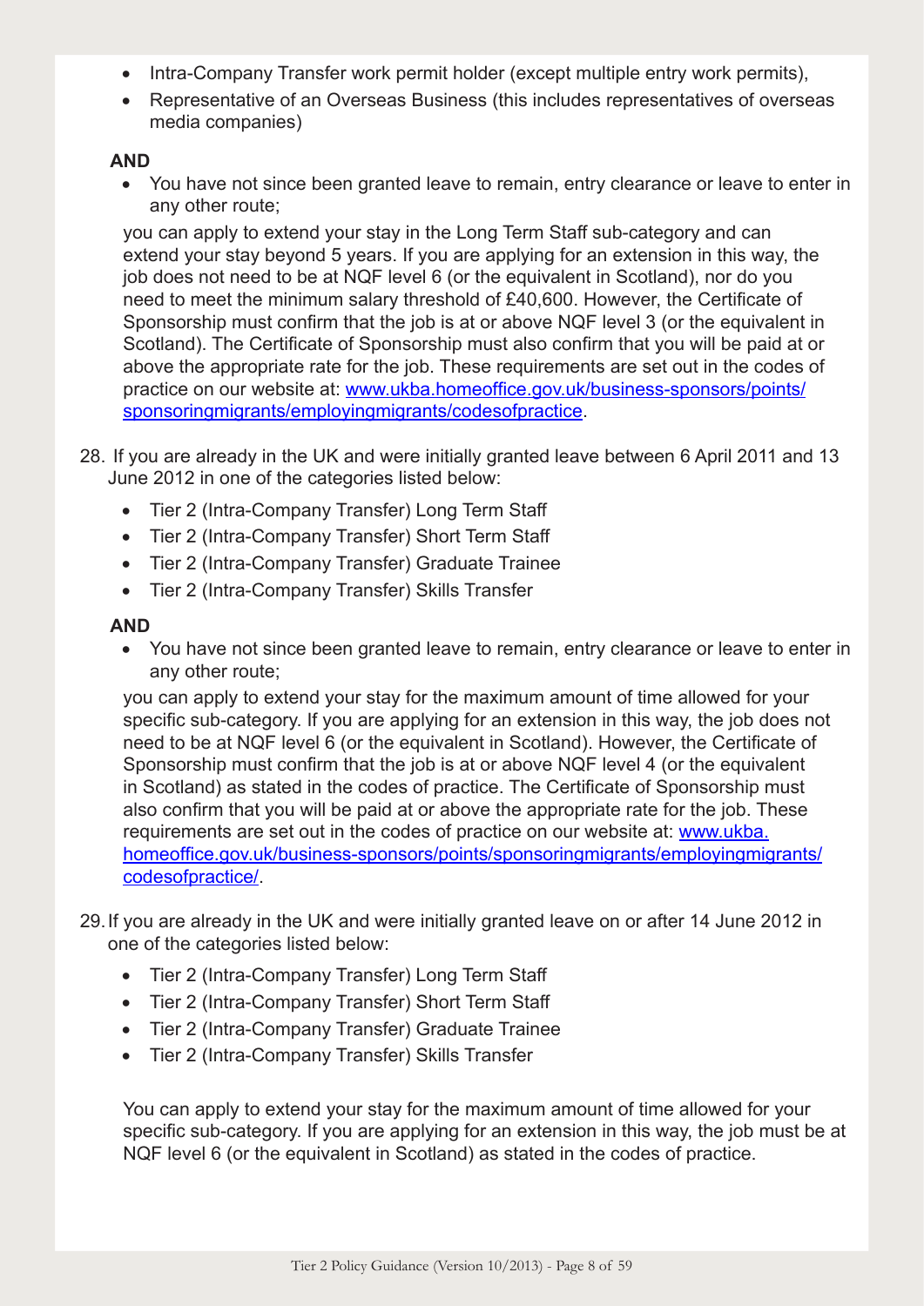- Intra-Company Transfer work permit holder (except multiple entry work permits),
- Representative of an Overseas Business (this includes representatives of overseas media companies)

**AND**

- You have not since been granted leave to remain, entry clearance or leave to enter in any other route;

you can apply to extend your stay in the Long Term Staff sub-category and can extend your stay beyond 5 years. If you are applying for an extension in this way, the job does not need to be at NQF level 6 (or the equivalent in Scotland), nor do you need to meet the minimum salary threshold of £40,600. However, the Certificate of Sponsorship must confirm that the job is at or above NQF level 3 (or the equivalent in Scotland). The Certificate of Sponsorship must also confirm that you will be paid at or above the appropriate rate for the job. These requirements are set out in the codes of practice on our website at: [www.ukba.homeoffice.gov.uk/business-sponsors/points/sponsoringmigrants/employingmigrants/codesofpractice](www.ukba.homeoffice.gov.uk/business-sponsors/points/sponsoringmigrants/employingmigrants/codesofpractice).

28. If you are already in the UK and were initially granted leave between 6 April 2011 and 13 June 2012 in one of the categories listed below:

    - Tier 2 (Intra-Company Transfer) Long Term Staff
    - Tier 2 (Intra-Company Transfer) Short Term Staff
    - Tier 2 (Intra-Company Transfer) Graduate Trainee
    - Tier 2 (Intra-Company Transfer) Skills Transfer

    **AND**

    - You have not since been granted leave to remain, entry clearance or leave to enter in any other route;

    you can apply to extend your stay for the maximum amount of time allowed for your specific sub-category. If you are applying for an extension in this way, the job does not need to be at NQF level 6 (or the equivalent in Scotland). However, the Certificate of Sponsorship must confirm that the job is at or above NQF level 4 (or the equivalent in Scotland) as stated in the codes of practice. The Certificate of Sponsorship must also confirm that you will be paid at or above the appropriate rate for the job. These requirements are set out in the codes of practice on our website at: [www.ukba.homeoffice.gov.uk/business-sponsors/points/sponsoringmigrants/employingmigrants/codesofpractice/](www.ukba.homeoffice.gov.uk/business-sponsors/points/sponsoringmigrants/employingmigrants/codesofpractice/).

29. If you are already in the UK and were initially granted leave on or after 14 June 2012 in one of the categories listed below:

    - Tier 2 (Intra-Company Transfer) Long Term Staff
    - Tier 2 (Intra-Company Transfer) Short Term Staff
    - Tier 2 (Intra-Company Transfer) Graduate Trainee
    - Tier 2 (Intra-Company Transfer) Skills Transfer

    You can apply to extend your stay for the maximum amount of time allowed for your specific sub-category. If you are applying for an extension in this way, the job must be at NQF level 6 (or the equivalent in Scotland) as stated in the codes of practice.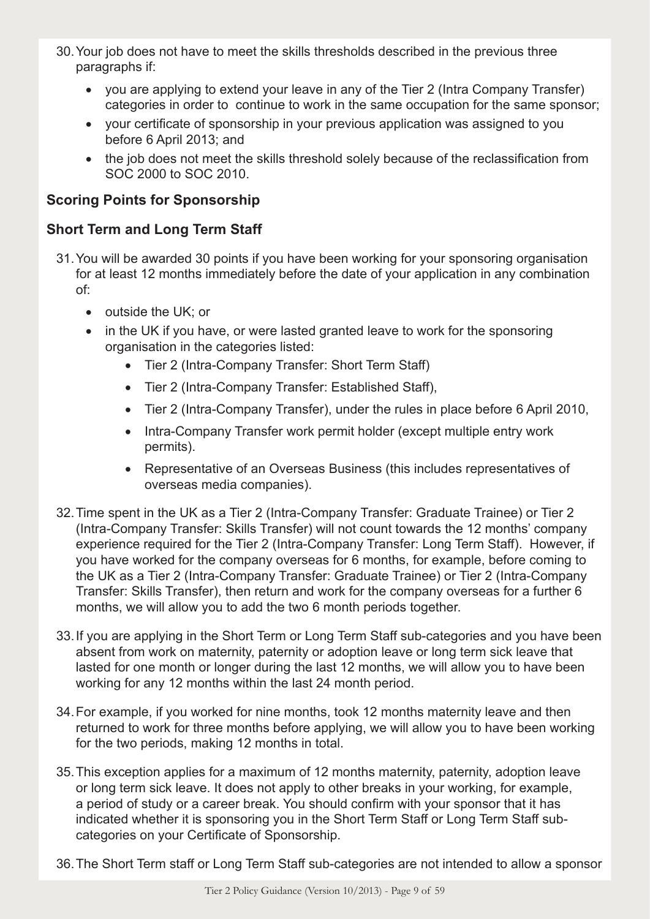30. Your job does not have to meet the skills thresholds described in the previous three paragraphs if:

    - you are applying to extend your leave in any of the Tier 2 (Intra Company Transfer) categories in order to continue to work in the same occupation for the same sponsor;
    - your certificate of sponsorship in your previous application was assigned to you before 6 April 2013; and
    - the job does not meet the skills threshold solely because of the reclassification from SOC 2000 to SOC 2010.

## Scoring Points for Sponsorship

### Short Term and Long Term Staff

31. You will be awarded 30 points if you have been working for your sponsoring organisation for at least 12 months immediately before the date of your application in any combination of:

    - outside the UK; or
    - in the UK if you have, or were lasted granted leave to work for the sponsoring organisation in the categories listed:
        - Tier 2 (Intra-Company Transfer: Short Term Staff)
        - Tier 2 (Intra-Company Transfer: Established Staff),
        - Tier 2 (Intra-Company Transfer), under the rules in place before 6 April 2010,
        - Intra-Company Transfer work permit holder (except multiple entry work permits).
        - Representative of an Overseas Business (this includes representatives of overseas media companies).

32. Time spent in the UK as a Tier 2 (Intra-Company Transfer: Graduate Trainee) or Tier 2 (Intra-Company Transfer: Skills Transfer) will not count towards the 12 months' company experience required for the Tier 2 (Intra-Company Transfer: Long Term Staff). However, if you have worked for the company overseas for 6 months, for example, before coming to the UK as a Tier 2 (Intra-Company Transfer: Graduate Trainee) or Tier 2 (Intra-Company Transfer: Skills Transfer), then return and work for the company overseas for a further 6 months, we will allow you to add the two 6 month periods together.

33. If you are applying in the Short Term or Long Term Staff sub-categories and you have been absent from work on maternity, paternity or adoption leave or long term sick leave that lasted for one month or longer during the last 12 months, we will allow you to have been working for any 12 months within the last 24 month period.

34. For example, if you worked for nine months, took 12 months maternity leave and then returned to work for three months before applying, we will allow you to have been working for the two periods, making 12 months in total.

35. This exception applies for a maximum of 12 months maternity, paternity, adoption leave or long term sick leave. It does not apply to other breaks in your working, for example, a period of study or a career break. You should confirm with your sponsor that it has indicated whether it is sponsoring you in the Short Term Staff or Long Term Staff sub-categories on your Certificate of Sponsorship.

36. The Short Term staff or Long Term Staff sub-categories are not intended to allow a sponsor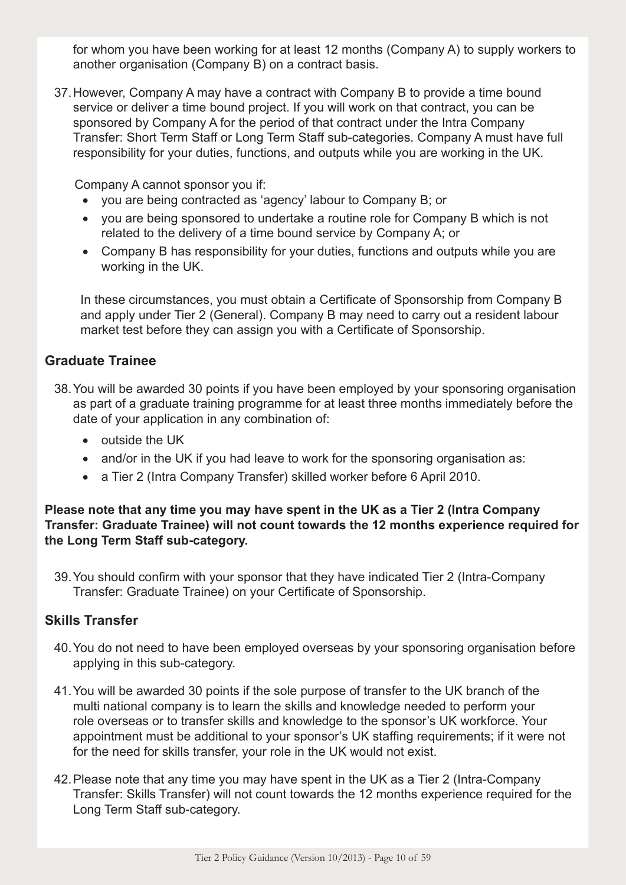for whom you have been working for at least 12 months (Company A) to supply workers to another organisation (Company B) on a contract basis.

37. However, Company A may have a contract with Company B to provide a time bound service or deliver a time bound project. If you will work on that contract, you can be sponsored by Company A for the period of that contract under the Intra Company Transfer: Short Term Staff or Long Term Staff sub-categories. Company A must have full responsibility for your duties, functions, and outputs while you are working in the UK.

    Company A cannot sponsor you if:

    - you are being contracted as 'agency' labour to Company B; or
    - you are being sponsored to undertake a routine role for Company B which is not related to the delivery of a time bound service by Company A; or
    - Company B has responsibility for your duties, functions and outputs while you are working in the UK.

    In these circumstances, you must obtain a Certificate of Sponsorship from Company B and apply under Tier 2 (General). Company B may need to carry out a resident labour market test before they can assign you with a Certificate of Sponsorship.

## Graduate Trainee

38. You will be awarded 30 points if you have been employed by your sponsoring organisation as part of a graduate training programme for at least three months immediately before the date of your application in any combination of:
    - outside the UK
    - and/or in the UK if you had leave to work for the sponsoring organisation as:
    - a Tier 2 (Intra Company Transfer) skilled worker before 6 April 2010.

**Please note that any time you may have spent in the UK as a Tier 2 (Intra Company Transfer: Graduate Trainee) will not count towards the 12 months experience required for the Long Term Staff sub-category.**

39. You should confirm with your sponsor that they have indicated Tier 2 (Intra-Company Transfer: Graduate Trainee) on your Certificate of Sponsorship.

## Skills Transfer

40. You do not need to have been employed overseas by your sponsoring organisation before applying in this sub-category.

41. You will be awarded 30 points if the sole purpose of transfer to the UK branch of the multi national company is to learn the skills and knowledge needed to perform your role overseas or to transfer skills and knowledge to the sponsor's UK workforce. Your appointment must be additional to your sponsor's UK staffing requirements; if it were not for the need for skills transfer, your role in the UK would not exist.

42. Please note that any time you may have spent in the UK as a Tier 2 (Intra-Company Transfer: Skills Transfer) will not count towards the 12 months experience required for the Long Term Staff sub-category.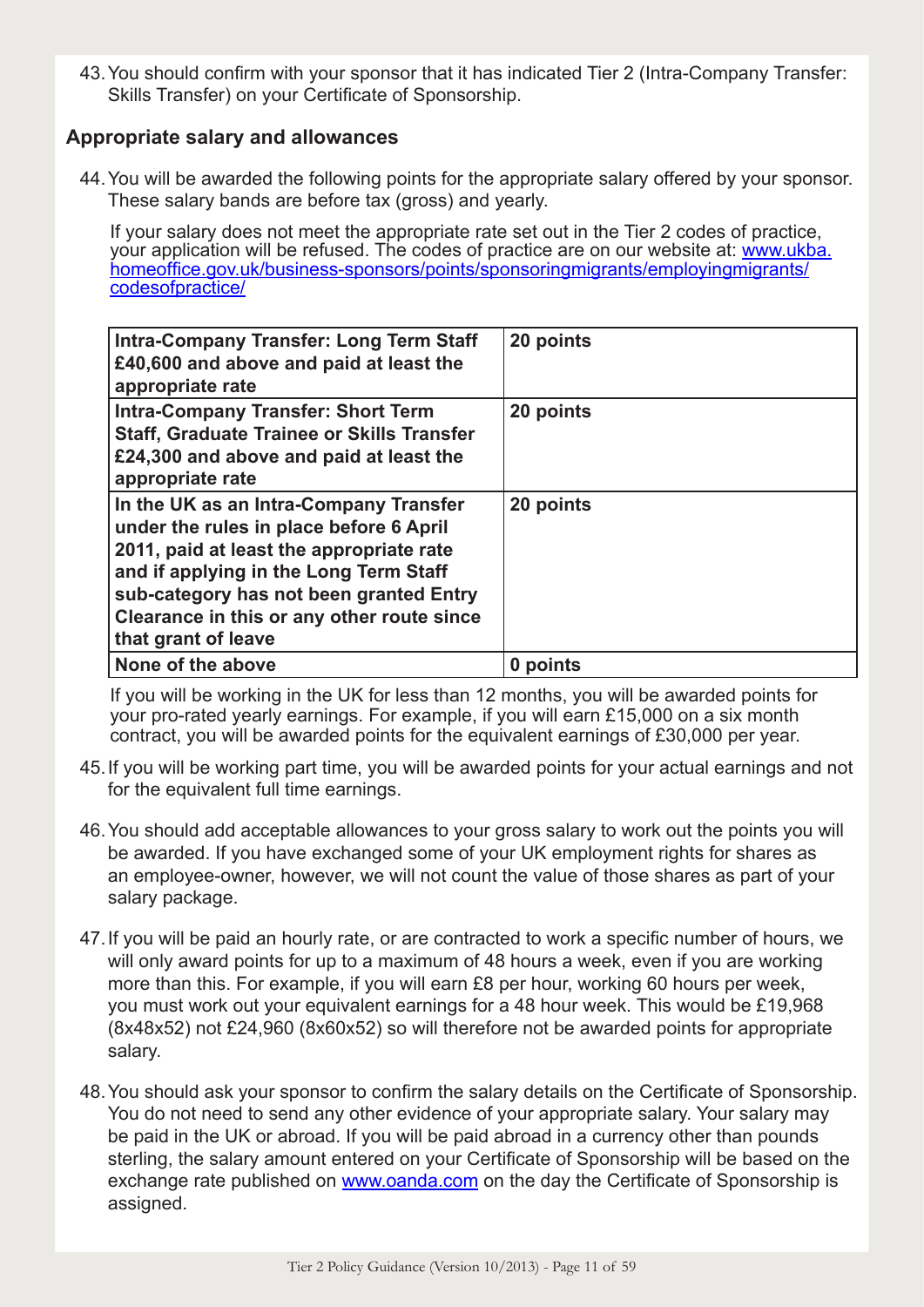43. You should confirm with your sponsor that it has indicated Tier 2 (Intra-Company Transfer: Skills Transfer) on your Certificate of Sponsorship.

## Appropriate salary and allowances

44. You will be awarded the following points for the appropriate salary offered by your sponsor. These salary bands are before tax (gross) and yearly.

    If your salary does not meet the appropriate rate set out in the Tier 2 codes of practice, your application will be refused. The codes of practice are on our website at: [www.ukba.homeoffice.gov.uk/business-sponsors/points/sponsoringmigrants/employingmigrants/codesofpractice/](www.ukba.homeoffice.gov.uk/business-sponsors/points/sponsoringmigrants/employingmigrants/codesofpractice/)

| **Intra-Company Transfer: Long Term Staff £40,600 and above and paid at least the appropriate rate** | **20 points** |
|---|---|
| **Intra-Company Transfer: Short Term Staff, Graduate Trainee or Skills Transfer £24,300 and above and paid at least the appropriate rate** | **20 points** |
| **In the UK as an Intra-Company Transfer under the rules in place before 6 April 2011, paid at least the appropriate rate and if applying in the Long Term Staff sub-category has not been granted Entry Clearance in this or any other route since that grant of leave** | **20 points** |
| **None of the above** | **0 points** |

    If you will be working in the UK for less than 12 months, you will be awarded points for your pro-rated yearly earnings. For example, if you will earn £15,000 on a six month contract, you will be awarded points for the equivalent earnings of £30,000 per year.

45. If you will be working part time, you will be awarded points for your actual earnings and not for the equivalent full time earnings.

46. You should add acceptable allowances to your gross salary to work out the points you will be awarded. If you have exchanged some of your UK employment rights for shares as an employee-owner, however, we will not count the value of those shares as part of your salary package.

47. If you will be paid an hourly rate, or are contracted to work a specific number of hours, we will only award points for up to a maximum of 48 hours a week, even if you are working more than this. For example, if you will earn £8 per hour, working 60 hours per week, you must work out your equivalent earnings for a 48 hour week. This would be £19,968 (8x48x52) not £24,960 (8x60x52) so will therefore not be awarded points for appropriate salary.

48. You should ask your sponsor to confirm the salary details on the Certificate of Sponsorship. You do not need to send any other evidence of your appropriate salary. Your salary may be paid in the UK or abroad. If you will be paid abroad in a currency other than pounds sterling, the salary amount entered on your Certificate of Sponsorship will be based on the exchange rate published on [www.oanda.com](www.oanda.com) on the day the Certificate of Sponsorship is assigned.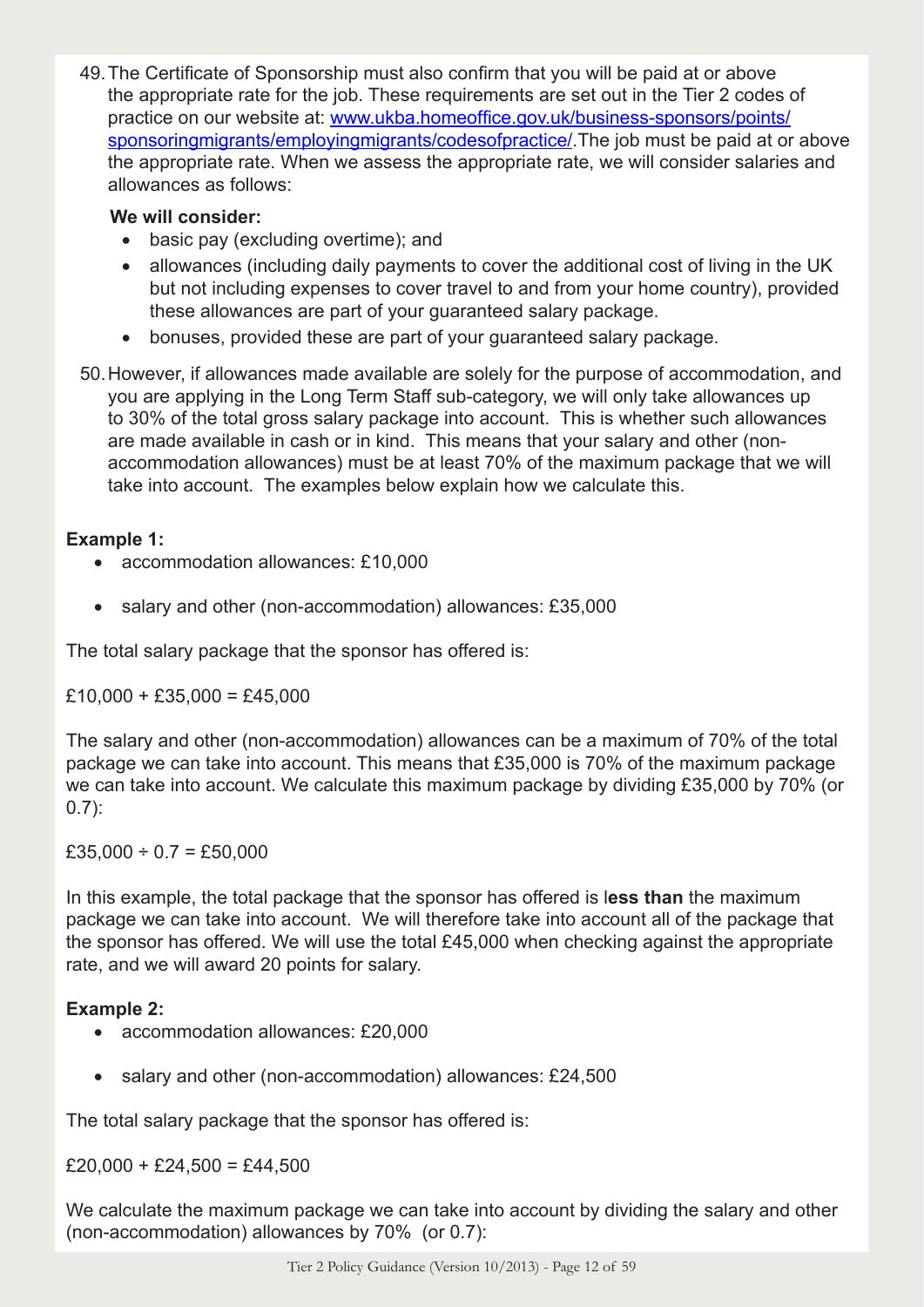49. The Certificate of Sponsorship must also confirm that you will be paid at or above the appropriate rate for the job. These requirements are set out in the Tier 2 codes of practice on our website at: [www.ukba.homeoffice.gov.uk/business-sponsors/points/sponsoringmigrants/employingmigrants/codesofpractice/](www.ukba.homeoffice.gov.uk/business-sponsors/points/sponsoringmigrants/employingmigrants/codesofpractice/).The job must be paid at or above the appropriate rate. When we assess the appropriate rate, we will consider salaries and allowances as follows:

    **We will consider:**

    - basic pay (excluding overtime); and
    - allowances (including daily payments to cover the additional cost of living in the UK but not including expenses to cover travel to and from your home country), provided these allowances are part of your guaranteed salary package.
    - bonuses, provided these are part of your guaranteed salary package.

50. However, if allowances made available are solely for the purpose of accommodation, and you are applying in the Long Term Staff sub-category, we will only take allowances up to 30% of the total gross salary package into account. This is whether such allowances are made available in cash or in kind. This means that your salary and other (non-accommodation allowances) must be at least 70% of the maximum package that we will take into account. The examples below explain how we calculate this.

**Example 1:**

- accommodation allowances: £10,000
- salary and other (non-accommodation) allowances: £35,000

The total salary package that the sponsor has offered is:

£10,000 + £35,000 = £45,000

The salary and other (non-accommodation) allowances can be a maximum of 70% of the total package we can take into account. This means that £35,000 is 70% of the maximum package we can take into account. We calculate this maximum package by dividing £35,000 by 70% (or 0.7):

£35,000 ÷ 0.7 = £50,000

In this example, the total package that the sponsor has offered is l**ess than** the maximum package we can take into account. We will therefore take into account all of the package that the sponsor has offered. We will use the total £45,000 when checking against the appropriate rate, and we will award 20 points for salary.

**Example 2:**

- accommodation allowances: £20,000
- salary and other (non-accommodation) allowances: £24,500

The total salary package that the sponsor has offered is:

£20,000 + £24,500 = £44,500

We calculate the maximum package we can take into account by dividing the salary and other (non-accommodation) allowances by 70% (or 0.7):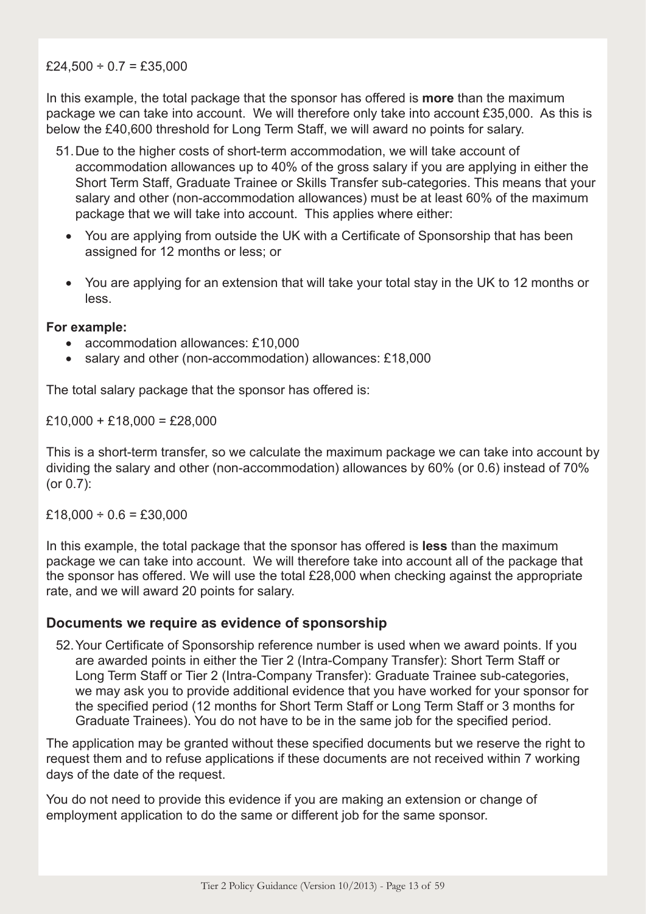£24,500 ÷ 0.7 = £35,000

In this example, the total package that the sponsor has offered is **more** than the maximum package we can take into account. We will therefore only take into account £35,000. As this is below the £40,600 threshold for Long Term Staff, we will award no points for salary.

51. Due to the higher costs of short-term accommodation, we will take account of accommodation allowances up to 40% of the gross salary if you are applying in either the Short Term Staff, Graduate Trainee or Skills Transfer sub-categories. This means that your salary and other (non-accommodation allowances) must be at least 60% of the maximum package that we will take into account. This applies where either:

   - You are applying from outside the UK with a Certificate of Sponsorship that has been assigned for 12 months or less; or
   - You are applying for an extension that will take your total stay in the UK to 12 months or less.

**For example:**

- accommodation allowances: £10,000
- salary and other (non-accommodation) allowances: £18,000

The total salary package that the sponsor has offered is:

£10,000 + £18,000 = £28,000

This is a short-term transfer, so we calculate the maximum package we can take into account by dividing the salary and other (non-accommodation) allowances by 60% (or 0.6) instead of 70% (or 0.7):

£18,000 ÷ 0.6 = £30,000

In this example, the total package that the sponsor has offered is **less** than the maximum package we can take into account. We will therefore take into account all of the package that the sponsor has offered. We will use the total £28,000 when checking against the appropriate rate, and we will award 20 points for salary.

## Documents we require as evidence of sponsorship

52. Your Certificate of Sponsorship reference number is used when we award points. If you are awarded points in either the Tier 2 (Intra-Company Transfer): Short Term Staff or Long Term Staff or Tier 2 (Intra-Company Transfer): Graduate Trainee sub-categories, we may ask you to provide additional evidence that you have worked for your sponsor for the specified period (12 months for Short Term Staff or Long Term Staff or 3 months for Graduate Trainees). You do not have to be in the same job for the specified period.

The application may be granted without these specified documents but we reserve the right to request them and to refuse applications if these documents are not received within 7 working days of the date of the request.

You do not need to provide this evidence if you are making an extension or change of employment application to do the same or different job for the same sponsor.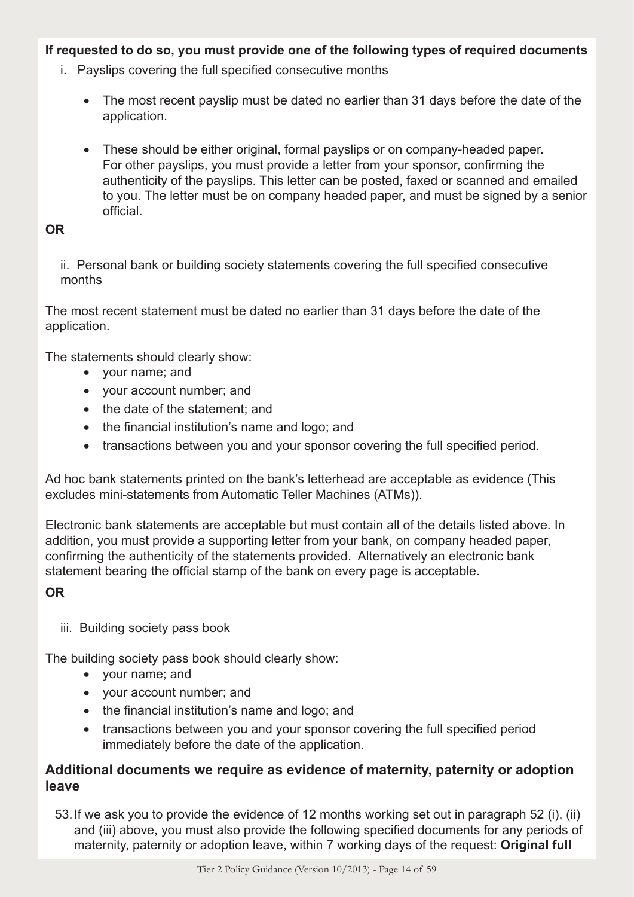**If requested to do so, you must provide one of the following types of required documents**

i. Payslips covering the full specified consecutive months

- The most recent payslip must be dated no earlier than 31 days before the date of the application.
- These should be either original, formal payslips or on company-headed paper. For other payslips, you must provide a letter from your sponsor, confirming the authenticity of the payslips. This letter can be posted, faxed or scanned and emailed to you. The letter must be on company headed paper, and must be signed by a senior official.

**OR**

ii. Personal bank or building society statements covering the full specified consecutive months

The most recent statement must be dated no earlier than 31 days before the date of the application.

The statements should clearly show:

- your name; and
- your account number; and
- the date of the statement; and
- the financial institution's name and logo; and
- transactions between you and your sponsor covering the full specified period.

Ad hoc bank statements printed on the bank's letterhead are acceptable as evidence (This excludes mini-statements from Automatic Teller Machines (ATMs)).

Electronic bank statements are acceptable but must contain all of the details listed above. In addition, you must provide a supporting letter from your bank, on company headed paper, confirming the authenticity of the statements provided. Alternatively an electronic bank statement bearing the official stamp of the bank on every page is acceptable.

**OR**

iii. Building society pass book

The building society pass book should clearly show:

- your name; and
- your account number; and
- the financial institution's name and logo; and
- transactions between you and your sponsor covering the full specified period immediately before the date of the application.

## Additional documents we require as evidence of maternity, paternity or adoption leave

53. If we ask you to provide the evidence of 12 months working set out in paragraph 52 (i), (ii) and (iii) above, you must also provide the following specified documents for any periods of maternity, paternity or adoption leave, within 7 working days of the request: **Original full**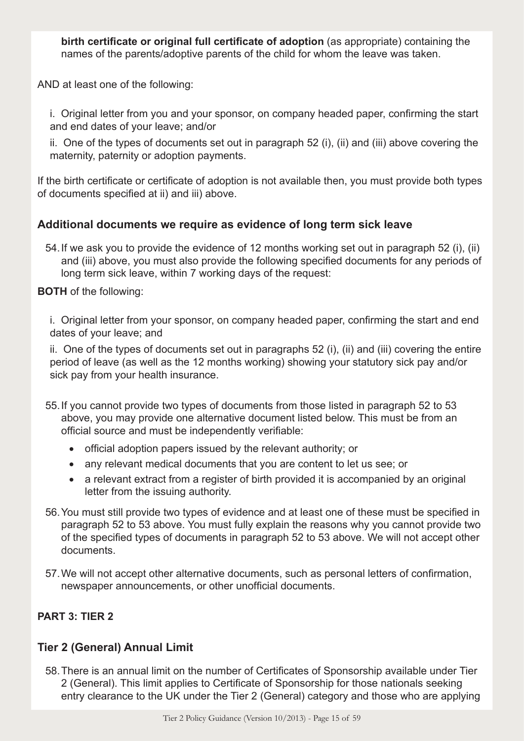**birth certificate or original full certificate of adoption** (as appropriate) containing the names of the parents/adoptive parents of the child for whom the leave was taken.

AND at least one of the following:

i. Original letter from you and your sponsor, on company headed paper, confirming the start and end dates of your leave; and/or

ii. One of the types of documents set out in paragraph 52 (i), (ii) and (iii) above covering the maternity, paternity or adoption payments.

If the birth certificate or certificate of adoption is not available then, you must provide both types of documents specified at ii) and iii) above.

### Additional documents we require as evidence of long term sick leave

54. If we ask you to provide the evidence of 12 months working set out in paragraph 52 (i), (ii) and (iii) above, you must also provide the following specified documents for any periods of long term sick leave, within 7 working days of the request:

**BOTH** of the following:

i. Original letter from your sponsor, on company headed paper, confirming the start and end dates of your leave; and

ii. One of the types of documents set out in paragraphs 52 (i), (ii) and (iii) covering the entire period of leave (as well as the 12 months working) showing your statutory sick pay and/or sick pay from your health insurance.

55. If you cannot provide two types of documents from those listed in paragraph 52 to 53 above, you may provide one alternative document listed below. This must be from an official source and must be independently verifiable:
    - official adoption papers issued by the relevant authority; or
    - any relevant medical documents that you are content to let us see; or
    - a relevant extract from a register of birth provided it is accompanied by an original letter from the issuing authority.

56. You must still provide two types of evidence and at least one of these must be specified in paragraph 52 to 53 above. You must fully explain the reasons why you cannot provide two of the specified types of documents in paragraph 52 to 53 above. We will not accept other documents.

57. We will not accept other alternative documents, such as personal letters of confirmation, newspaper announcements, or other unofficial documents.

## PART 3: TIER 2

### Tier 2 (General) Annual Limit

58. There is an annual limit on the number of Certificates of Sponsorship available under Tier 2 (General). This limit applies to Certificate of Sponsorship for those nationals seeking entry clearance to the UK under the Tier 2 (General) category and those who are applying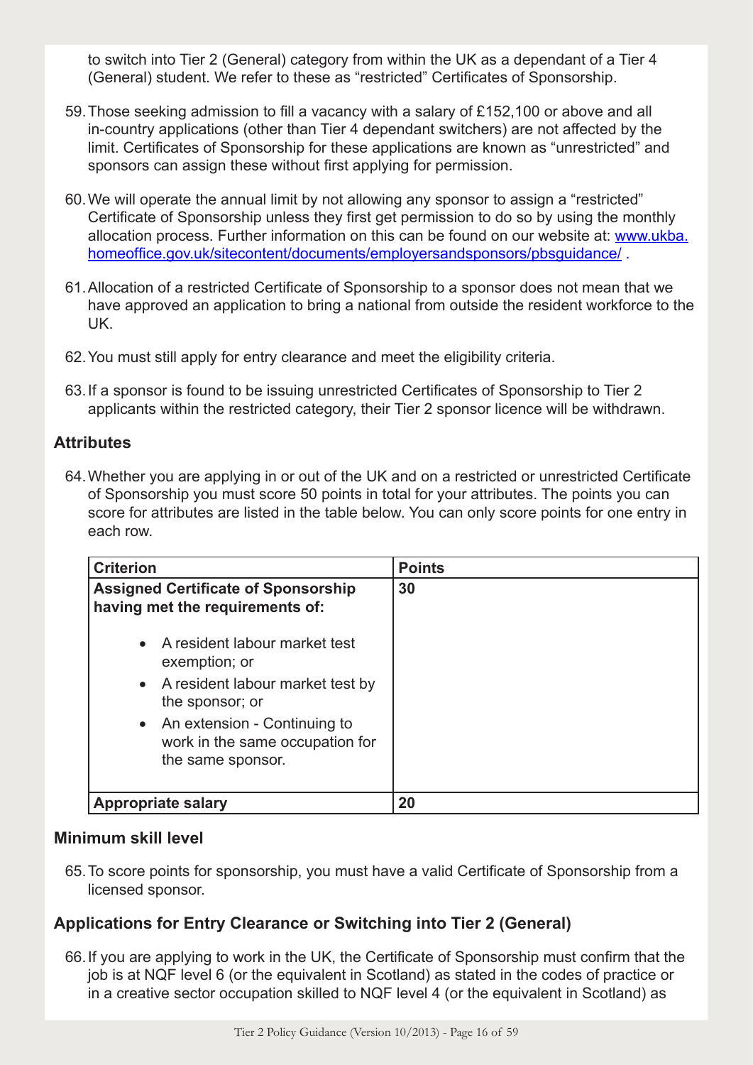to switch into Tier 2 (General) category from within the UK as a dependant of a Tier 4 (General) student. We refer to these as "restricted" Certificates of Sponsorship.

59. Those seeking admission to fill a vacancy with a salary of £152,100 or above and all in-country applications (other than Tier 4 dependant switchers) are not affected by the limit. Certificates of Sponsorship for these applications are known as "unrestricted" and sponsors can assign these without first applying for permission.

60. We will operate the annual limit by not allowing any sponsor to assign a "restricted" Certificate of Sponsorship unless they first get permission to do so by using the monthly allocation process. Further information on this can be found on our website at: [www.ukba.homeoffice.gov.uk/sitecontent/documents/employersandsponsors/pbsguidance/](www.ukba.homeoffice.gov.uk/sitecontent/documents/employersandsponsors/pbsguidance/) .

61. Allocation of a restricted Certificate of Sponsorship to a sponsor does not mean that we have approved an application to bring a national from outside the resident workforce to the UK.

62. You must still apply for entry clearance and meet the eligibility criteria.

63. If a sponsor is found to be issuing unrestricted Certificates of Sponsorship to Tier 2 applicants within the restricted category, their Tier 2 sponsor licence will be withdrawn.

### Attributes

64. Whether you are applying in or out of the UK and on a restricted or unrestricted Certificate of Sponsorship you must score 50 points in total for your attributes. The points you can score for attributes are listed in the table below. You can only score points for one entry in each row.

| Criterion | Points |
|---|---|
| **Assigned Certificate of Sponsorship having met the requirements of:**<br>• A resident labour market test exemption; or<br>• A resident labour market test by the sponsor; or<br>• An extension - Continuing to work in the same occupation for the same sponsor. | **30** |
| **Appropriate salary** | **20** |

### Minimum skill level

65. To score points for sponsorship, you must have a valid Certificate of Sponsorship from a licensed sponsor.

### Applications for Entry Clearance or Switching into Tier 2 (General)

66. If you are applying to work in the UK, the Certificate of Sponsorship must confirm that the job is at NQF level 6 (or the equivalent in Scotland) as stated in the codes of practice or in a creative sector occupation skilled to NQF level 4 (or the equivalent in Scotland) as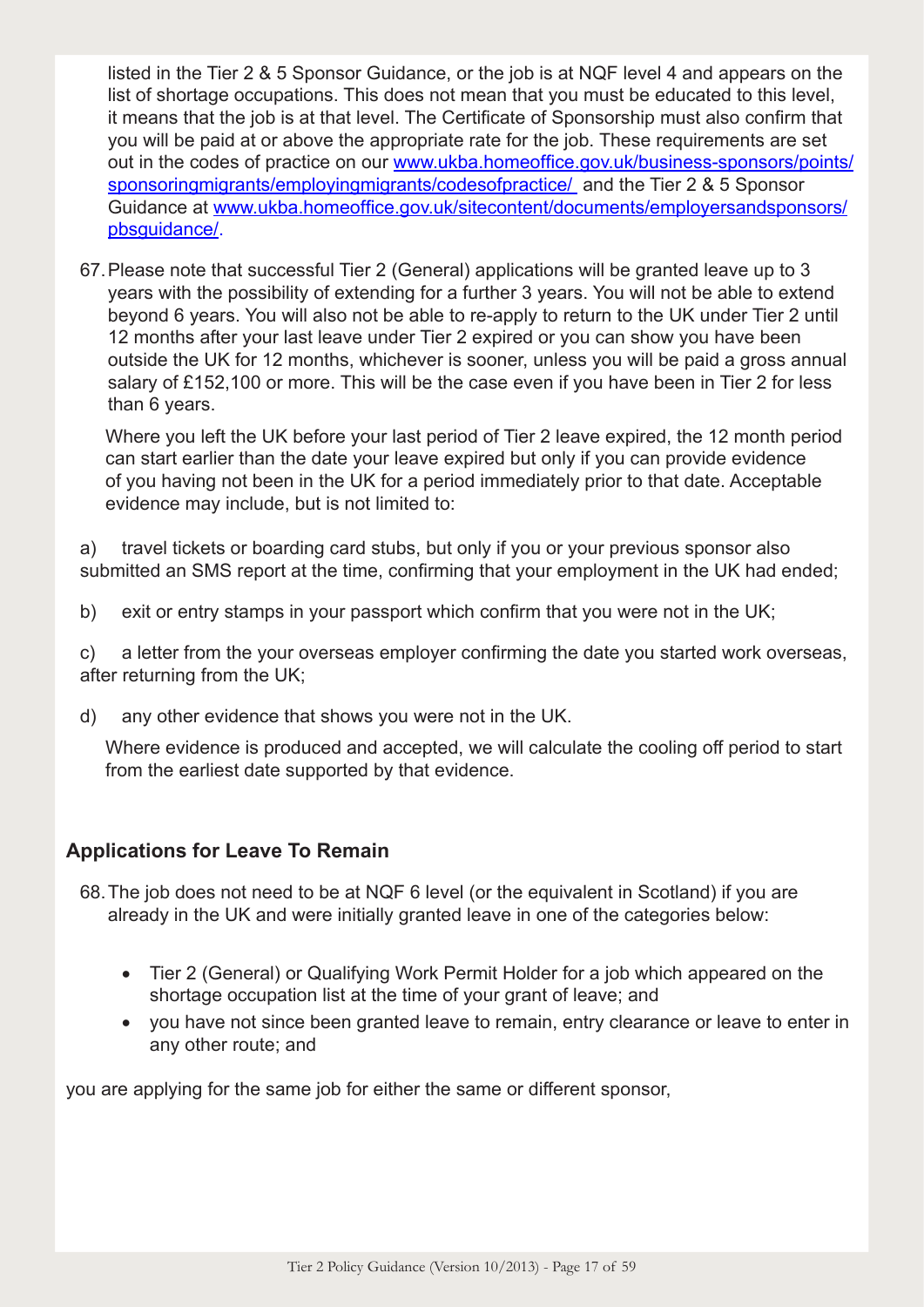listed in the Tier 2 & 5 Sponsor Guidance, or the job is at NQF level 4 and appears on the list of shortage occupations. This does not mean that you must be educated to this level, it means that the job is at that level. The Certificate of Sponsorship must also confirm that you will be paid at or above the appropriate rate for the job. These requirements are set out in the codes of practice on our [www.ukba.homeoffice.gov.uk/business-sponsors/points/sponsoringmigrants/employingmigrants/codesofpractice/](www.ukba.homeoffice.gov.uk/business-sponsors/points/sponsoringmigrants/employingmigrants/codesofpractice/) and the Tier 2 & 5 Sponsor Guidance at [www.ukba.homeoffice.gov.uk/sitecontent/documents/employersandsponsors/pbsguidance/](www.ukba.homeoffice.gov.uk/sitecontent/documents/employersandsponsors/pbsguidance/).

67. Please note that successful Tier 2 (General) applications will be granted leave up to 3 years with the possibility of extending for a further 3 years. You will not be able to extend beyond 6 years. You will also not be able to re-apply to return to the UK under Tier 2 until 12 months after your last leave under Tier 2 expired or you can show you have been outside the UK for 12 months, whichever is sooner, unless you will be paid a gross annual salary of £152,100 or more. This will be the case even if you have been in Tier 2 for less than 6 years.

Where you left the UK before your last period of Tier 2 leave expired, the 12 month period can start earlier than the date your leave expired but only if you can provide evidence of you having not been in the UK for a period immediately prior to that date. Acceptable evidence may include, but is not limited to:

a) travel tickets or boarding card stubs, but only if you or your previous sponsor also submitted an SMS report at the time, confirming that your employment in the UK had ended;

b) exit or entry stamps in your passport which confirm that you were not in the UK;

c) a letter from the your overseas employer confirming the date you started work overseas, after returning from the UK;

d) any other evidence that shows you were not in the UK.

Where evidence is produced and accepted, we will calculate the cooling off period to start from the earliest date supported by that evidence.

### Applications for Leave To Remain

68. The job does not need to be at NQF 6 level (or the equivalent in Scotland) if you are already in the UK and were initially granted leave in one of the categories below:

- Tier 2 (General) or Qualifying Work Permit Holder for a job which appeared on the shortage occupation list at the time of your grant of leave; and
- you have not since been granted leave to remain, entry clearance or leave to enter in any other route; and

you are applying for the same job for either the same or different sponsor,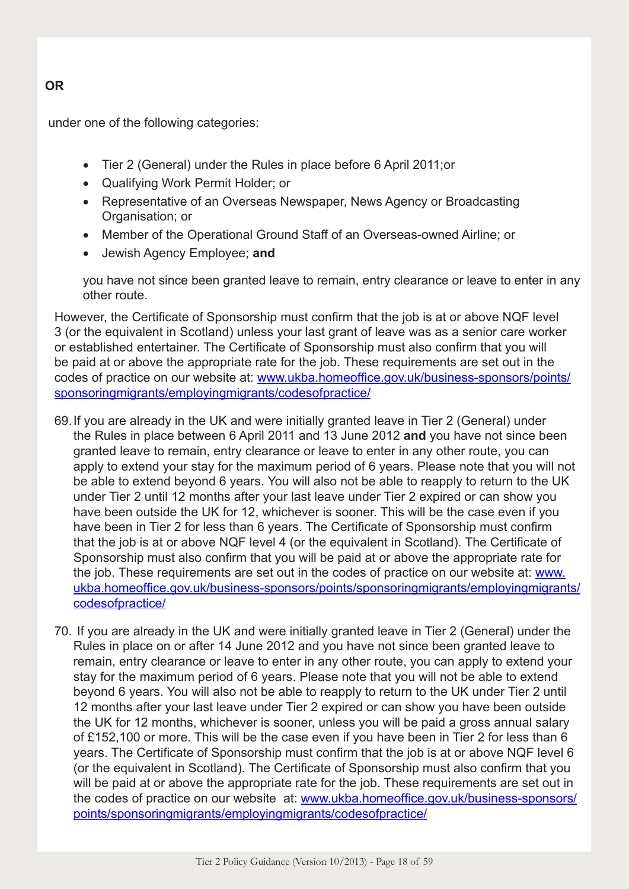**OR**

under one of the following categories:

- Tier 2 (General) under the Rules in place before 6 April 2011;or
- Qualifying Work Permit Holder; or
- Representative of an Overseas Newspaper, News Agency or Broadcasting Organisation; or
- Member of the Operational Ground Staff of an Overseas-owned Airline; or
- Jewish Agency Employee; **and**

you have not since been granted leave to remain, entry clearance or leave to enter in any other route.

However, the Certificate of Sponsorship must confirm that the job is at or above NQF level 3 (or the equivalent in Scotland) unless your last grant of leave was as a senior care worker or established entertainer. The Certificate of Sponsorship must also confirm that you will be paid at or above the appropriate rate for the job. These requirements are set out in the codes of practice on our website at: [www.ukba.homeoffice.gov.uk/business-sponsors/points/sponsoringmigrants/employingmigrants/codesofpractice/](www.ukba.homeoffice.gov.uk/business-sponsors/points/sponsoringmigrants/employingmigrants/codesofpractice/)

69. If you are already in the UK and were initially granted leave in Tier 2 (General) under the Rules in place between 6 April 2011 and 13 June 2012 **and** you have not since been granted leave to remain, entry clearance or leave to enter in any other route, you can apply to extend your stay for the maximum period of 6 years. Please note that you will not be able to extend beyond 6 years. You will also not be able to reapply to return to the UK under Tier 2 until 12 months after your last leave under Tier 2 expired or can show you have been outside the UK for 12, whichever is sooner. This will be the case even if you have been in Tier 2 for less than 6 years. The Certificate of Sponsorship must confirm that the job is at or above NQF level 4 (or the equivalent in Scotland). The Certificate of Sponsorship must also confirm that you will be paid at or above the appropriate rate for the job. These requirements are set out in the codes of practice on our website at: [www.ukba.homeoffice.gov.uk/business-sponsors/points/sponsoringmigrants/employingmigrants/codesofpractice/](www.ukba.homeoffice.gov.uk/business-sponsors/points/sponsoringmigrants/employingmigrants/codesofpractice/)

70. If you are already in the UK and were initially granted leave in Tier 2 (General) under the Rules in place on or after 14 June 2012 and you have not since been granted leave to remain, entry clearance or leave to enter in any other route, you can apply to extend your stay for the maximum period of 6 years. Please note that you will not be able to extend beyond 6 years. You will also not be able to reapply to return to the UK under Tier 2 until 12 months after your last leave under Tier 2 expired or can show you have been outside the UK for 12 months, whichever is sooner, unless you will be paid a gross annual salary of £152,100 or more. This will be the case even if you have been in Tier 2 for less than 6 years. The Certificate of Sponsorship must confirm that the job is at or above NQF level 6 (or the equivalent in Scotland). The Certificate of Sponsorship must also confirm that you will be paid at or above the appropriate rate for the job. These requirements are set out in the codes of practice on our website at: [www.ukba.homeoffice.gov.uk/business-sponsors/points/sponsoringmigrants/employingmigrants/codesofpractice/](www.ukba.homeoffice.gov.uk/business-sponsors/points/sponsoringmigrants/employingmigrants/codesofpractice/)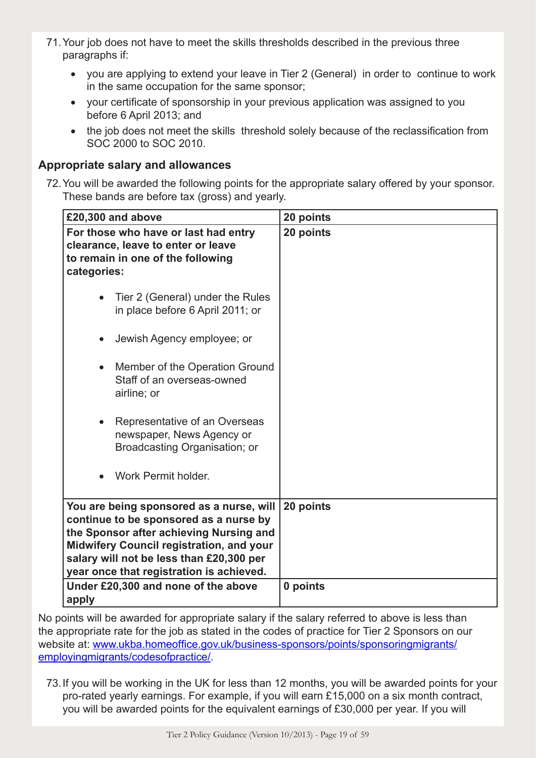71. Your job does not have to meet the skills thresholds described in the previous three paragraphs if:

    - you are applying to extend your leave in Tier 2 (General) in order to continue to work in the same occupation for the same sponsor;
    - your certificate of sponsorship in your previous application was assigned to you before 6 April 2013; and
    - the job does not meet the skills threshold solely because of the reclassification from SOC 2000 to SOC 2010.

### Appropriate salary and allowances

72. You will be awarded the following points for the appropriate salary offered by your sponsor. These bands are before tax (gross) and yearly.

| **£20,300 and above** | **20 points** |
|---|---|
| **For those who have or last had entry clearance, leave to enter or leave to remain in one of the following categories:**<br>• Tier 2 (General) under the Rules in place before 6 April 2011; or<br>• Jewish Agency employee; or<br>• Member of the Operation Ground Staff of an overseas-owned airline; or<br>• Representative of an Overseas newspaper, News Agency or Broadcasting Organisation; or<br>• Work Permit holder. | **20 points** |
| **You are being sponsored as a nurse, will continue to be sponsored as a nurse by the Sponsor after achieving Nursing and Midwifery Council registration, and your salary will not be less than £20,300 per year once that registration is achieved.** | **20 points** |
| **Under £20,300 and none of the above apply** | **0 points** |

No points will be awarded for appropriate salary if the salary referred to above is less than the appropriate rate for the job as stated in the codes of practice for Tier 2 Sponsors on our website at: [www.ukba.homeoffice.gov.uk/business-sponsors/points/sponsoringmigrants/employingmigrants/codesofpractice/](www.ukba.homeoffice.gov.uk/business-sponsors/points/sponsoringmigrants/employingmigrants/codesofpractice/).

73. If you will be working in the UK for less than 12 months, you will be awarded points for your pro-rated yearly earnings. For example, if you will earn £15,000 on a six month contract, you will be awarded points for the equivalent earnings of £30,000 per year. If you will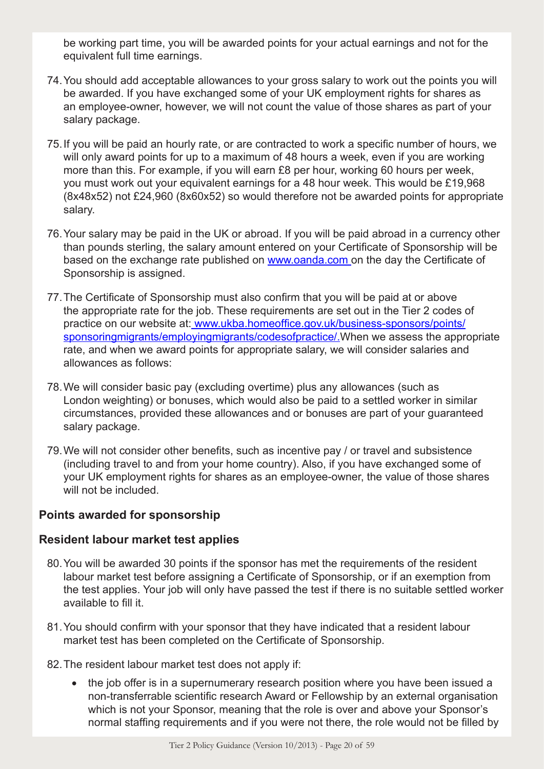be working part time, you will be awarded points for your actual earnings and not for the equivalent full time earnings.

74. You should add acceptable allowances to your gross salary to work out the points you will be awarded. If you have exchanged some of your UK employment rights for shares as an employee-owner, however, we will not count the value of those shares as part of your salary package.

75. If you will be paid an hourly rate, or are contracted to work a specific number of hours, we will only award points for up to a maximum of 48 hours a week, even if you are working more than this. For example, if you will earn £8 per hour, working 60 hours per week, you must work out your equivalent earnings for a 48 hour week. This would be £19,968 (8x48x52) not £24,960 (8x60x52) so would therefore not be awarded points for appropriate salary.

76. Your salary may be paid in the UK or abroad. If you will be paid abroad in a currency other than pounds sterling, the salary amount entered on your Certificate of Sponsorship will be based on the exchange rate published on www.oanda.com on the day the Certificate of Sponsorship is assigned.

77. The Certificate of Sponsorship must also confirm that you will be paid at or above the appropriate rate for the job. These requirements are set out in the Tier 2 codes of practice on our website at: www.ukba.homeoffice.gov.uk/business-sponsors/points/sponsoringmigrants/employingmigrants/codesofpractice/. When we assess the appropriate rate, and when we award points for appropriate salary, we will consider salaries and allowances as follows:

78. We will consider basic pay (excluding overtime) plus any allowances (such as London weighting) or bonuses, which would also be paid to a settled worker in similar circumstances, provided these allowances and or bonuses are part of your guaranteed salary package.

79. We will not consider other benefits, such as incentive pay / or travel and subsistence (including travel to and from your home country). Also, if you have exchanged some of your UK employment rights for shares as an employee-owner, the value of those shares will not be included.

### Points awarded for sponsorship

### Resident labour market test applies

80. You will be awarded 30 points if the sponsor has met the requirements of the resident labour market test before assigning a Certificate of Sponsorship, or if an exemption from the test applies. Your job will only have passed the test if there is no suitable settled worker available to fill it.

81. You should confirm with your sponsor that they have indicated that a resident labour market test has been completed on the Certificate of Sponsorship.

82. The resident labour market test does not apply if:

- the job offer is in a supernumerary research position where you have been issued a non-transferrable scientific research Award or Fellowship by an external organisation which is not your Sponsor, meaning that the role is over and above your Sponsor's normal staffing requirements and if you were not there, the role would not be filled by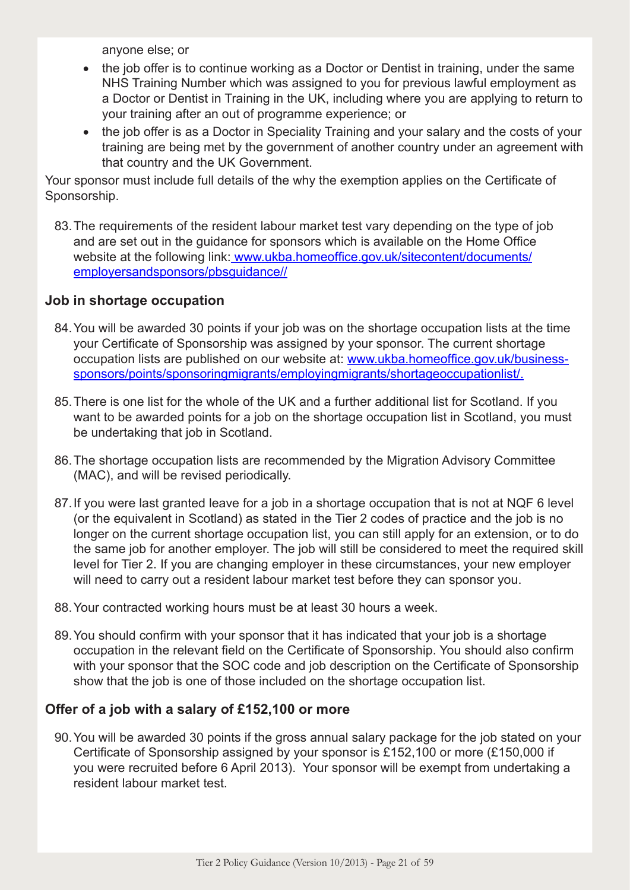anyone else; or

- the job offer is to continue working as a Doctor or Dentist in training, under the same NHS Training Number which was assigned to you for previous lawful employment as a Doctor or Dentist in Training in the UK, including where you are applying to return to your training after an out of programme experience; or
- the job offer is as a Doctor in Speciality Training and your salary and the costs of your training are being met by the government of another country under an agreement with that country and the UK Government.

Your sponsor must include full details of the why the exemption applies on the Certificate of Sponsorship.

83. The requirements of the resident labour market test vary depending on the type of job and are set out in the guidance for sponsors which is available on the Home Office website at the following link: [www.ukba.homeoffice.gov.uk/sitecontent/documents/employersandsponsors/pbsguidance//](www.ukba.homeoffice.gov.uk/sitecontent/documents/employersandsponsors/pbsguidance//)

## Job in shortage occupation

84. You will be awarded 30 points if your job was on the shortage occupation lists at the time your Certificate of Sponsorship was assigned by your sponsor. The current shortage occupation lists are published on our website at: [www.ukba.homeoffice.gov.uk/business-sponsors/points/sponsoringmigrants/employingmigrants/shortageoccupationlist/.](www.ukba.homeoffice.gov.uk/business-sponsors/points/sponsoringmigrants/employingmigrants/shortageoccupationlist/)

85. There is one list for the whole of the UK and a further additional list for Scotland. If you want to be awarded points for a job on the shortage occupation list in Scotland, you must be undertaking that job in Scotland.

86. The shortage occupation lists are recommended by the Migration Advisory Committee (MAC), and will be revised periodically.

87. If you were last granted leave for a job in a shortage occupation that is not at NQF 6 level (or the equivalent in Scotland) as stated in the Tier 2 codes of practice and the job is no longer on the current shortage occupation list, you can still apply for an extension, or to do the same job for another employer. The job will still be considered to meet the required skill level for Tier 2. If you are changing employer in these circumstances, your new employer will need to carry out a resident labour market test before they can sponsor you.

88. Your contracted working hours must be at least 30 hours a week.

89. You should confirm with your sponsor that it has indicated that your job is a shortage occupation in the relevant field on the Certificate of Sponsorship. You should also confirm with your sponsor that the SOC code and job description on the Certificate of Sponsorship show that the job is one of those included on the shortage occupation list.

## Offer of a job with a salary of £152,100 or more

90. You will be awarded 30 points if the gross annual salary package for the job stated on your Certificate of Sponsorship assigned by your sponsor is £152,100 or more (£150,000 if you were recruited before 6 April 2013). Your sponsor will be exempt from undertaking a resident labour market test.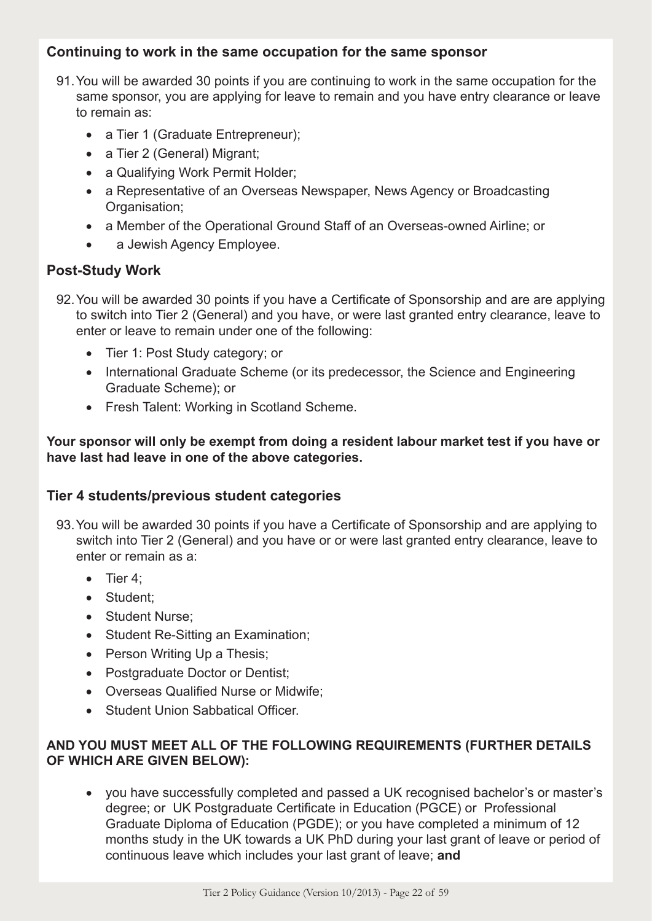### Continuing to work in the same occupation for the same sponsor

91. You will be awarded 30 points if you are continuing to work in the same occupation for the same sponsor, you are applying for leave to remain and you have entry clearance or leave to remain as:

- a Tier 1 (Graduate Entrepreneur);
- a Tier 2 (General) Migrant;
- a Qualifying Work Permit Holder;
- a Representative of an Overseas Newspaper, News Agency or Broadcasting Organisation;
- a Member of the Operational Ground Staff of an Overseas-owned Airline; or
- a Jewish Agency Employee.

### Post-Study Work

92. You will be awarded 30 points if you have a Certificate of Sponsorship and are are applying to switch into Tier 2 (General) and you have, or were last granted entry clearance, leave to enter or leave to remain under one of the following:

- Tier 1: Post Study category; or
- International Graduate Scheme (or its predecessor, the Science and Engineering Graduate Scheme); or
- Fresh Talent: Working in Scotland Scheme.

**Your sponsor will only be exempt from doing a resident labour market test if you have or have last had leave in one of the above categories.**

### Tier 4 students/previous student categories

93. You will be awarded 30 points if you have a Certificate of Sponsorship and are applying to switch into Tier 2 (General) and you have or or were last granted entry clearance, leave to enter or remain as a:

- Tier 4;
- Student;
- Student Nurse;
- Student Re-Sitting an Examination;
- Person Writing Up a Thesis;
- Postgraduate Doctor or Dentist;
- Overseas Qualified Nurse or Midwife;
- Student Union Sabbatical Officer.

**AND YOU MUST MEET ALL OF THE FOLLOWING REQUIREMENTS (FURTHER DETAILS OF WHICH ARE GIVEN BELOW):**

- you have successfully completed and passed a UK recognised bachelor's or master's degree; or UK Postgraduate Certificate in Education (PGCE) or Professional Graduate Diploma of Education (PGDE); or you have completed a minimum of 12 months study in the UK towards a UK PhD during your last grant of leave or period of continuous leave which includes your last grant of leave; **and**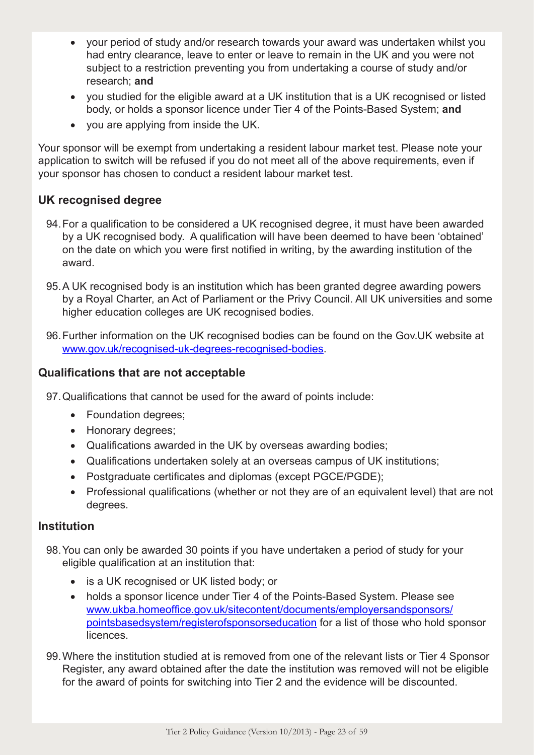- your period of study and/or research towards your award was undertaken whilst you had entry clearance, leave to enter or leave to remain in the UK and you were not subject to a restriction preventing you from undertaking a course of study and/or research; **and**
- you studied for the eligible award at a UK institution that is a UK recognised or listed body, or holds a sponsor licence under Tier 4 of the Points-Based System; **and**
- you are applying from inside the UK.

Your sponsor will be exempt from undertaking a resident labour market test. Please note your application to switch will be refused if you do not meet all of the above requirements, even if your sponsor has chosen to conduct a resident labour market test.

### UK recognised degree

94. For a qualification to be considered a UK recognised degree, it must have been awarded by a UK recognised body. A qualification will have been deemed to have been 'obtained' on the date on which you were first notified in writing, by the awarding institution of the award.

95. A UK recognised body is an institution which has been granted degree awarding powers by a Royal Charter, an Act of Parliament or the Privy Council. All UK universities and some higher education colleges are UK recognised bodies.

96. Further information on the UK recognised bodies can be found on the Gov.UK website at [www.gov.uk/recognised-uk-degrees-recognised-bodies](www.gov.uk/recognised-uk-degrees-recognised-bodies).

### Qualifications that are not acceptable

97. Qualifications that cannot be used for the award of points include:
    - Foundation degrees;
    - Honorary degrees;
    - Qualifications awarded in the UK by overseas awarding bodies;
    - Qualifications undertaken solely at an overseas campus of UK institutions;
    - Postgraduate certificates and diplomas (except PGCE/PGDE);
    - Professional qualifications (whether or not they are of an equivalent level) that are not degrees.

### Institution

98. You can only be awarded 30 points if you have undertaken a period of study for your eligible qualification at an institution that:
    - is a UK recognised or UK listed body; or
    - holds a sponsor licence under Tier 4 of the Points-Based System. Please see [www.ukba.homeoffice.gov.uk/sitecontent/documents/employersandsponsors/pointsbasedsystem/registerofsponsorseducation](www.ukba.homeoffice.gov.uk/sitecontent/documents/employersandsponsors/pointsbasedsystem/registerofsponsorseducation) for a list of those who hold sponsor licences.

99. Where the institution studied at is removed from one of the relevant lists or Tier 4 Sponsor Register, any award obtained after the date the institution was removed will not be eligible for the award of points for switching into Tier 2 and the evidence will be discounted.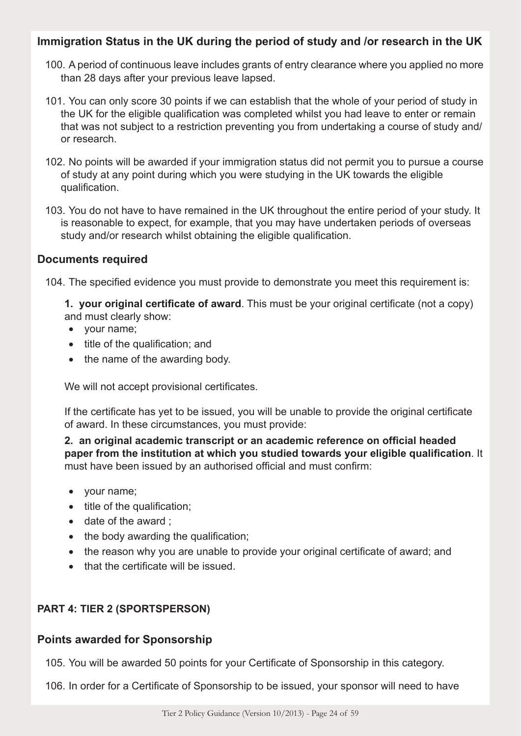### Immigration Status in the UK during the period of study and /or research in the UK

100. A period of continuous leave includes grants of entry clearance where you applied no more than 28 days after your previous leave lapsed.

101. You can only score 30 points if we can establish that the whole of your period of study in the UK for the eligible qualification was completed whilst you had leave to enter or remain that was not subject to a restriction preventing you from undertaking a course of study and/or research.

102. No points will be awarded if your immigration status did not permit you to pursue a course of study at any point during which you were studying in the UK towards the eligible qualification.

103. You do not have to have remained in the UK throughout the entire period of your study. It is reasonable to expect, for example, that you may have undertaken periods of overseas study and/or research whilst obtaining the eligible qualification.

### Documents required

104. The specified evidence you must provide to demonstrate you meet this requirement is:

**1. your original certificate of award**. This must be your original certificate (not a copy) and must clearly show:

- your name;
- title of the qualification; and
- the name of the awarding body.

We will not accept provisional certificates.

If the certificate has yet to be issued, you will be unable to provide the original certificate of award. In these circumstances, you must provide:

**2. an original academic transcript or an academic reference on official headed paper from the institution at which you studied towards your eligible qualification**. It must have been issued by an authorised official and must confirm:

- your name;
- title of the qualification;
- date of the award ;
- the body awarding the qualification;
- the reason why you are unable to provide your original certificate of award; and
- that the certificate will be issued.

## PART 4: TIER 2 (SPORTSPERSON)

### Points awarded for Sponsorship

105. You will be awarded 50 points for your Certificate of Sponsorship in this category.

106. In order for a Certificate of Sponsorship to be issued, your sponsor will need to have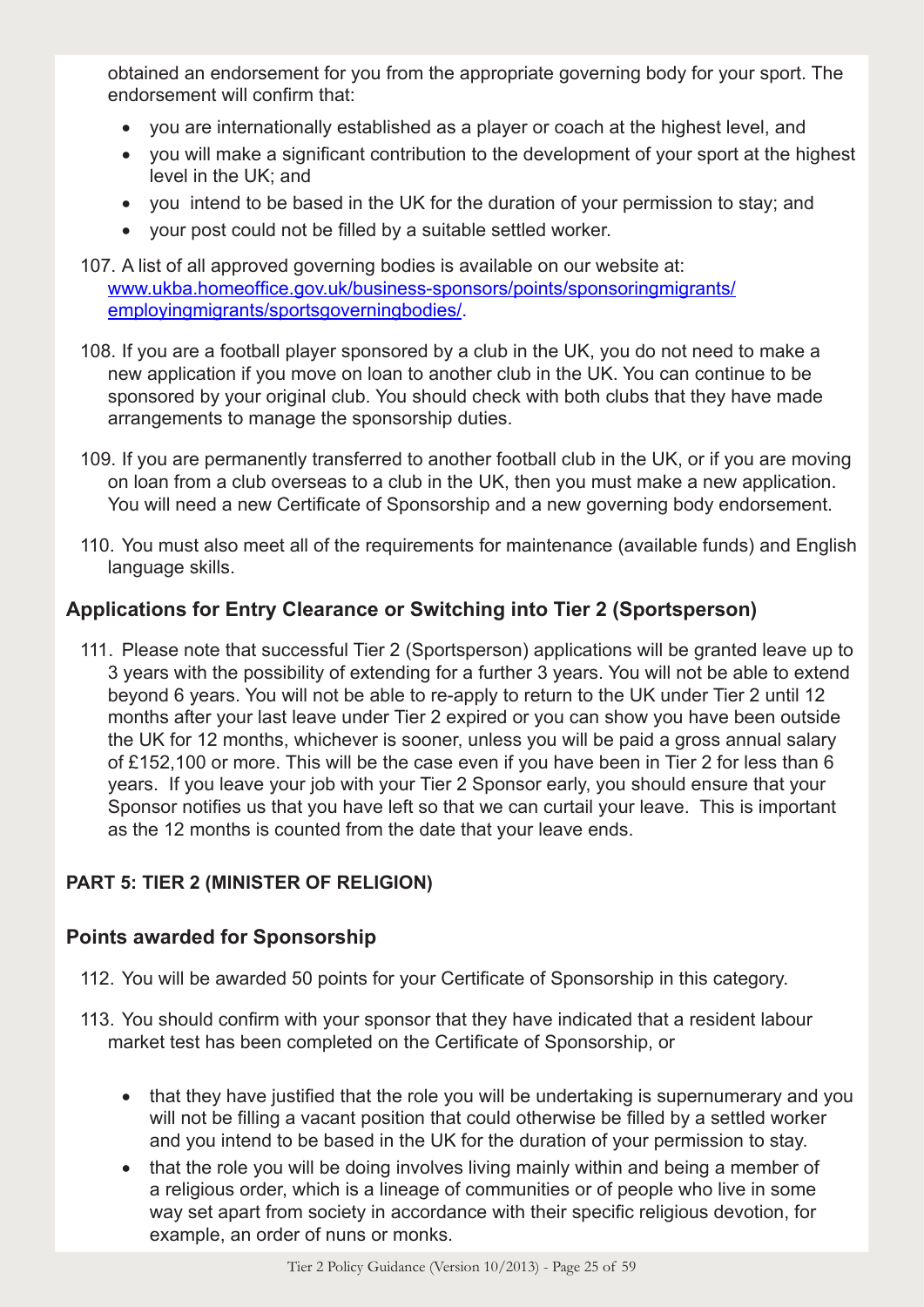obtained an endorsement for you from the appropriate governing body for your sport. The endorsement will confirm that:

- you are internationally established as a player or coach at the highest level, and
- you will make a significant contribution to the development of your sport at the highest level in the UK; and
- you intend to be based in the UK for the duration of your permission to stay; and
- your post could not be filled by a suitable settled worker.

107. A list of all approved governing bodies is available on our website at: [www.ukba.homeoffice.gov.uk/business-sponsors/points/sponsoringmigrants/employingmigrants/sportsgoverningbodies/](www.ukba.homeoffice.gov.uk/business-sponsors/points/sponsoringmigrants/employingmigrants/sportsgoverningbodies/).

108. If you are a football player sponsored by a club in the UK, you do not need to make a new application if you move on loan to another club in the UK. You can continue to be sponsored by your original club. You should check with both clubs that they have made arrangements to manage the sponsorship duties.

109. If you are permanently transferred to another football club in the UK, or if you are moving on loan from a club overseas to a club in the UK, then you must make a new application. You will need a new Certificate of Sponsorship and a new governing body endorsement.

110. You must also meet all of the requirements for maintenance (available funds) and English language skills.

## Applications for Entry Clearance or Switching into Tier 2 (Sportsperson)

111. Please note that successful Tier 2 (Sportsperson) applications will be granted leave up to 3 years with the possibility of extending for a further 3 years. You will not be able to extend beyond 6 years. You will not be able to re-apply to return to the UK under Tier 2 until 12 months after your last leave under Tier 2 expired or you can show you have been outside the UK for 12 months, whichever is sooner, unless you will be paid a gross annual salary of £152,100 or more. This will be the case even if you have been in Tier 2 for less than 6 years. If you leave your job with your Tier 2 Sponsor early, you should ensure that your Sponsor notifies us that you have left so that we can curtail your leave. This is important as the 12 months is counted from the date that your leave ends.

## PART 5: TIER 2 (MINISTER OF RELIGION)

## Points awarded for Sponsorship

112. You will be awarded 50 points for your Certificate of Sponsorship in this category.

113. You should confirm with your sponsor that they have indicated that a resident labour market test has been completed on the Certificate of Sponsorship, or

- that they have justified that the role you will be undertaking is supernumerary and you will not be filling a vacant position that could otherwise be filled by a settled worker and you intend to be based in the UK for the duration of your permission to stay.
- that the role you will be doing involves living mainly within and being a member of a religious order, which is a lineage of communities or of people who live in some way set apart from society in accordance with their specific religious devotion, for example, an order of nuns or monks.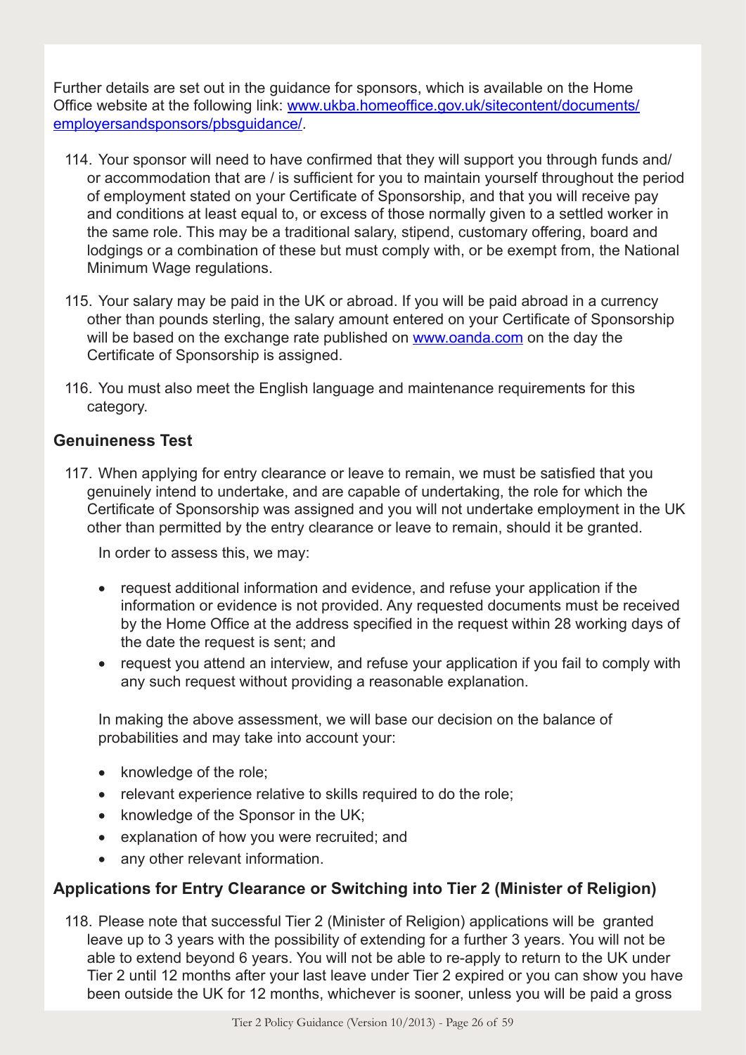Further details are set out in the guidance for sponsors, which is available on the Home Office website at the following link: [www.ukba.homeoffice.gov.uk/sitecontent/documents/employersandsponsors/pbsguidance/](www.ukba.homeoffice.gov.uk/sitecontent/documents/employersandsponsors/pbsguidance/).

114. Your sponsor will need to have confirmed that they will support you through funds and/or accommodation that are / is sufficient for you to maintain yourself throughout the period of employment stated on your Certificate of Sponsorship, and that you will receive pay and conditions at least equal to, or excess of those normally given to a settled worker in the same role. This may be a traditional salary, stipend, customary offering, board and lodgings or a combination of these but must comply with, or be exempt from, the National Minimum Wage regulations.

115. Your salary may be paid in the UK or abroad. If you will be paid abroad in a currency other than pounds sterling, the salary amount entered on your Certificate of Sponsorship will be based on the exchange rate published on [www.oanda.com](www.oanda.com) on the day the Certificate of Sponsorship is assigned.

116. You must also meet the English language and maintenance requirements for this category.

### Genuineness Test

117. When applying for entry clearance or leave to remain, we must be satisfied that you genuinely intend to undertake, and are capable of undertaking, the role for which the Certificate of Sponsorship was assigned and you will not undertake employment in the UK other than permitted by the entry clearance or leave to remain, should it be granted.

    In order to assess this, we may:

    - request additional information and evidence, and refuse your application if the information or evidence is not provided. Any requested documents must be received by the Home Office at the address specified in the request within 28 working days of the date the request is sent; and
    - request you attend an interview, and refuse your application if you fail to comply with any such request without providing a reasonable explanation.

    In making the above assessment, we will base our decision on the balance of probabilities and may take into account your:

    - knowledge of the role;
    - relevant experience relative to skills required to do the role;
    - knowledge of the Sponsor in the UK;
    - explanation of how you were recruited; and
    - any other relevant information.

### Applications for Entry Clearance or Switching into Tier 2 (Minister of Religion)

118. Please note that successful Tier 2 (Minister of Religion) applications will be granted leave up to 3 years with the possibility of extending for a further 3 years. You will not be able to extend beyond 6 years. You will not be able to re-apply to return to the UK under Tier 2 until 12 months after your last leave under Tier 2 expired or you can show you have been outside the UK for 12 months, whichever is sooner, unless you will be paid a gross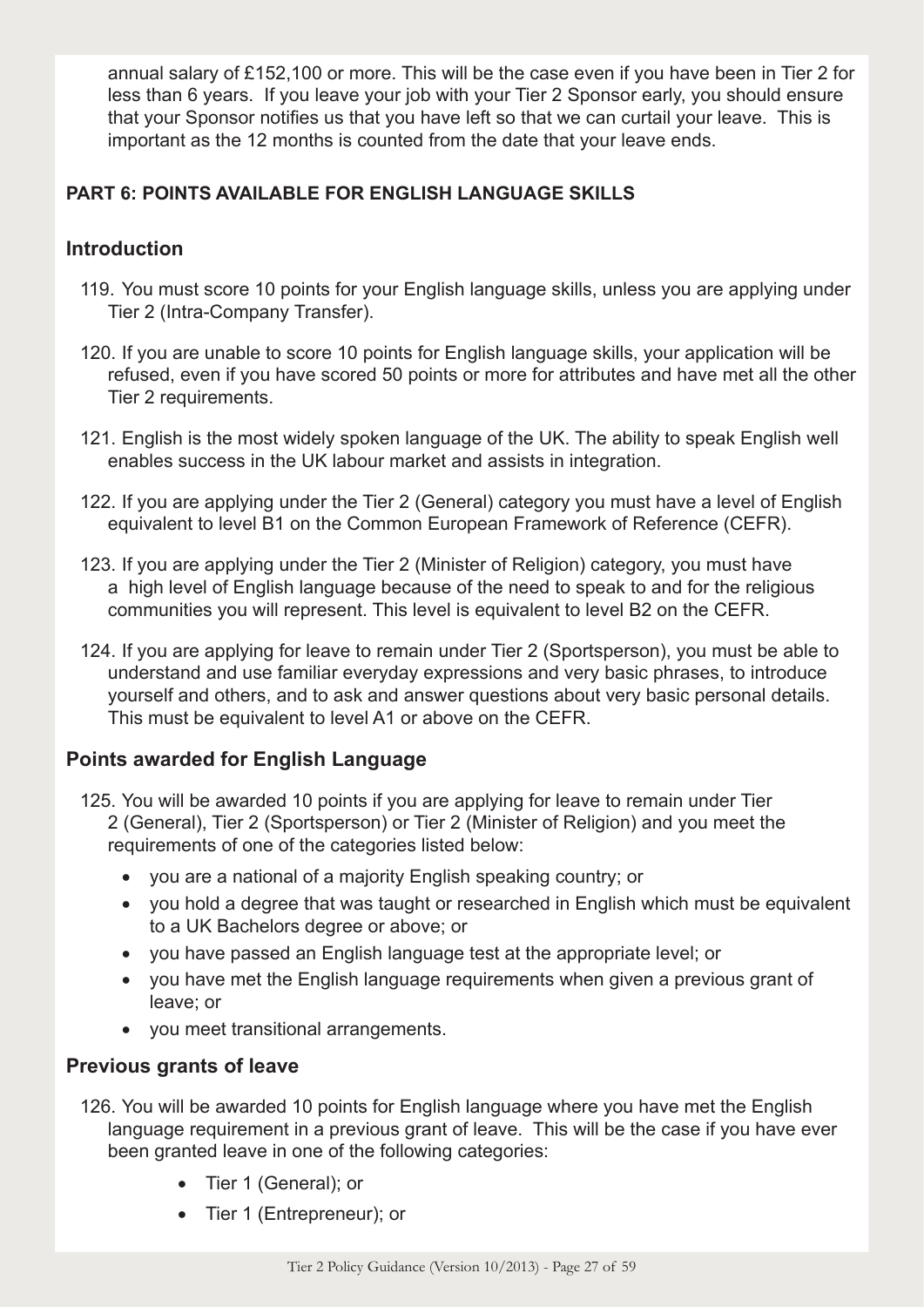annual salary of £152,100 or more. This will be the case even if you have been in Tier 2 for less than 6 years. If you leave your job with your Tier 2 Sponsor early, you should ensure that your Sponsor notifies us that you have left so that we can curtail your leave. This is important as the 12 months is counted from the date that your leave ends.

## PART 6: POINTS AVAILABLE FOR ENGLISH LANGUAGE SKILLS

### Introduction

119. You must score 10 points for your English language skills, unless you are applying under Tier 2 (Intra-Company Transfer).

120. If you are unable to score 10 points for English language skills, your application will be refused, even if you have scored 50 points or more for attributes and have met all the other Tier 2 requirements.

121. English is the most widely spoken language of the UK. The ability to speak English well enables success in the UK labour market and assists in integration.

122. If you are applying under the Tier 2 (General) category you must have a level of English equivalent to level B1 on the Common European Framework of Reference (CEFR).

123. If you are applying under the Tier 2 (Minister of Religion) category, you must have a high level of English language because of the need to speak to and for the religious communities you will represent. This level is equivalent to level B2 on the CEFR.

124. If you are applying for leave to remain under Tier 2 (Sportsperson), you must be able to understand and use familiar everyday expressions and very basic phrases, to introduce yourself and others, and to ask and answer questions about very basic personal details. This must be equivalent to level A1 or above on the CEFR.

### Points awarded for English Language

125. You will be awarded 10 points if you are applying for leave to remain under Tier 2 (General), Tier 2 (Sportsperson) or Tier 2 (Minister of Religion) and you meet the requirements of one of the categories listed below:
    - you are a national of a majority English speaking country; or
    - you hold a degree that was taught or researched in English which must be equivalent to a UK Bachelors degree or above; or
    - you have passed an English language test at the appropriate level; or
    - you have met the English language requirements when given a previous grant of leave; or
    - you meet transitional arrangements.

### Previous grants of leave

126. You will be awarded 10 points for English language where you have met the English language requirement in a previous grant of leave. This will be the case if you have ever been granted leave in one of the following categories:
    - Tier 1 (General); or
    - Tier 1 (Entrepreneur); or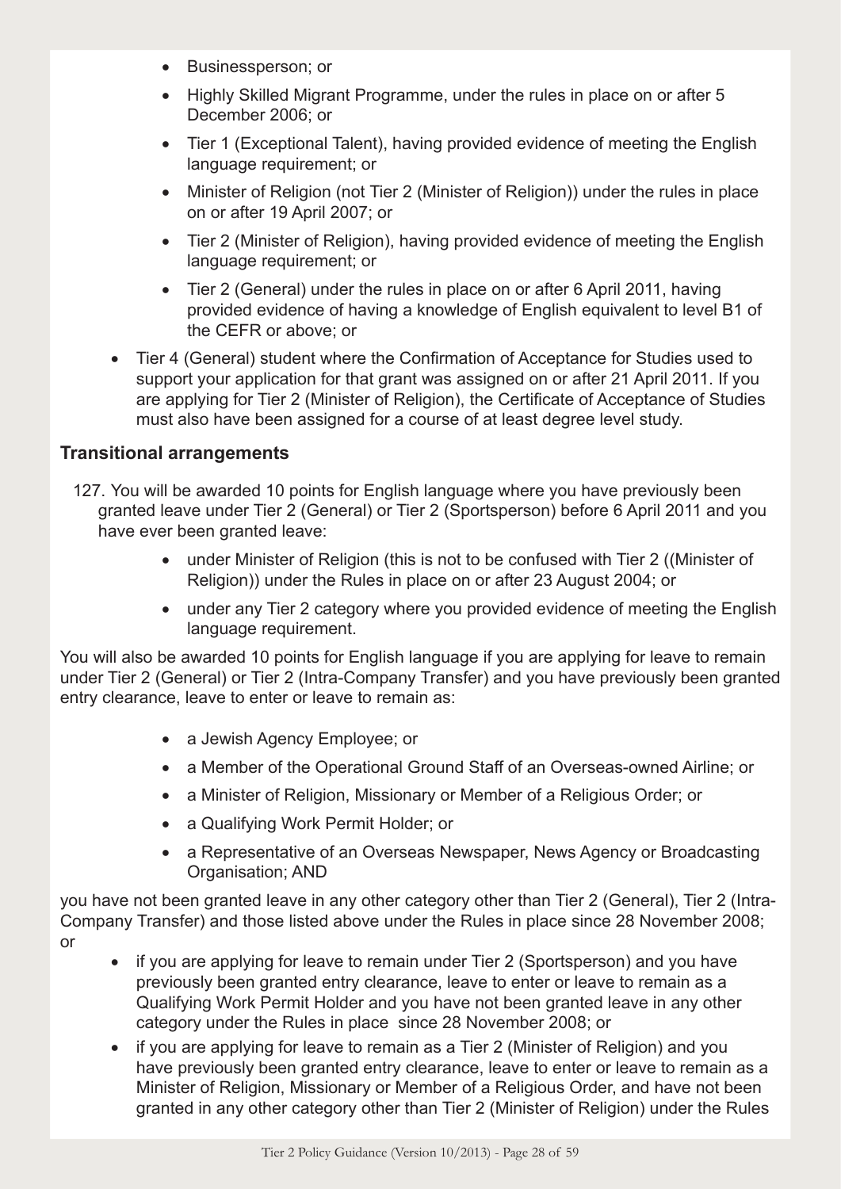- Businessperson; or
  - Highly Skilled Migrant Programme, under the rules in place on or after 5 December 2006; or
  - Tier 1 (Exceptional Talent), having provided evidence of meeting the English language requirement; or
  - Minister of Religion (not Tier 2 (Minister of Religion)) under the rules in place on or after 19 April 2007; or
  - Tier 2 (Minister of Religion), having provided evidence of meeting the English language requirement; or
  - Tier 2 (General) under the rules in place on or after 6 April 2011, having provided evidence of having a knowledge of English equivalent to level B1 of the CEFR or above; or
- Tier 4 (General) student where the Confirmation of Acceptance for Studies used to support your application for that grant was assigned on or after 21 April 2011. If you are applying for Tier 2 (Minister of Religion), the Certificate of Acceptance of Studies must also have been assigned for a course of at least degree level study.

### Transitional arrangements

127. You will be awarded 10 points for English language where you have previously been granted leave under Tier 2 (General) or Tier 2 (Sportsperson) before 6 April 2011 and you have ever been granted leave:
    - under Minister of Religion (this is not to be confused with Tier 2 ((Minister of Religion)) under the Rules in place on or after 23 August 2004; or
    - under any Tier 2 category where you provided evidence of meeting the English language requirement.

You will also be awarded 10 points for English language if you are applying for leave to remain under Tier 2 (General) or Tier 2 (Intra-Company Transfer) and you have previously been granted entry clearance, leave to enter or leave to remain as:

- a Jewish Agency Employee; or
- a Member of the Operational Ground Staff of an Overseas-owned Airline; or
- a Minister of Religion, Missionary or Member of a Religious Order; or
- a Qualifying Work Permit Holder; or
- a Representative of an Overseas Newspaper, News Agency or Broadcasting Organisation; AND

you have not been granted leave in any other category other than Tier 2 (General), Tier 2 (Intra-Company Transfer) and those listed above under the Rules in place since 28 November 2008; or

- if you are applying for leave to remain under Tier 2 (Sportsperson) and you have previously been granted entry clearance, leave to enter or leave to remain as a Qualifying Work Permit Holder and you have not been granted leave in any other category under the Rules in place since 28 November 2008; or
- if you are applying for leave to remain as a Tier 2 (Minister of Religion) and you have previously been granted entry clearance, leave to enter or leave to remain as a Minister of Religion, Missionary or Member of a Religious Order, and have not been granted in any other category other than Tier 2 (Minister of Religion) under the Rules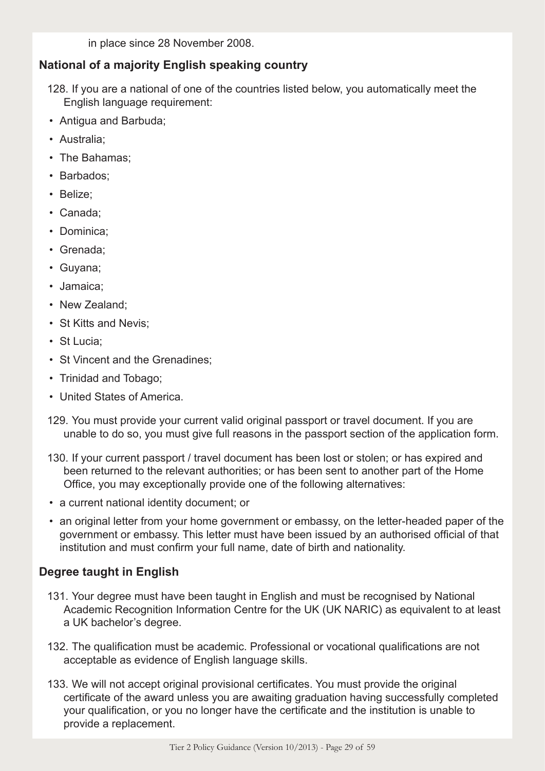in place since 28 November 2008.

### National of a majority English speaking country

128. If you are a national of one of the countries listed below, you automatically meet the English language requirement:

- Antigua and Barbuda;
- Australia;
- The Bahamas;
- Barbados;
- Belize;
- Canada;
- Dominica;
- Grenada;
- Guyana;
- Jamaica;
- New Zealand;
- St Kitts and Nevis;
- St Lucia;
- St Vincent and the Grenadines;
- Trinidad and Tobago;
- United States of America.

129. You must provide your current valid original passport or travel document. If you are unable to do so, you must give full reasons in the passport section of the application form.

130. If your current passport / travel document has been lost or stolen; or has expired and been returned to the relevant authorities; or has been sent to another part of the Home Office, you may exceptionally provide one of the following alternatives:

- a current national identity document; or
- an original letter from your home government or embassy, on the letter-headed paper of the government or embassy. This letter must have been issued by an authorised official of that institution and must confirm your full name, date of birth and nationality.

### Degree taught in English

131. Your degree must have been taught in English and must be recognised by National Academic Recognition Information Centre for the UK (UK NARIC) as equivalent to at least a UK bachelor's degree.

132. The qualification must be academic. Professional or vocational qualifications are not acceptable as evidence of English language skills.

133. We will not accept original provisional certificates. You must provide the original certificate of the award unless you are awaiting graduation having successfully completed your qualification, or you no longer have the certificate and the institution is unable to provide a replacement.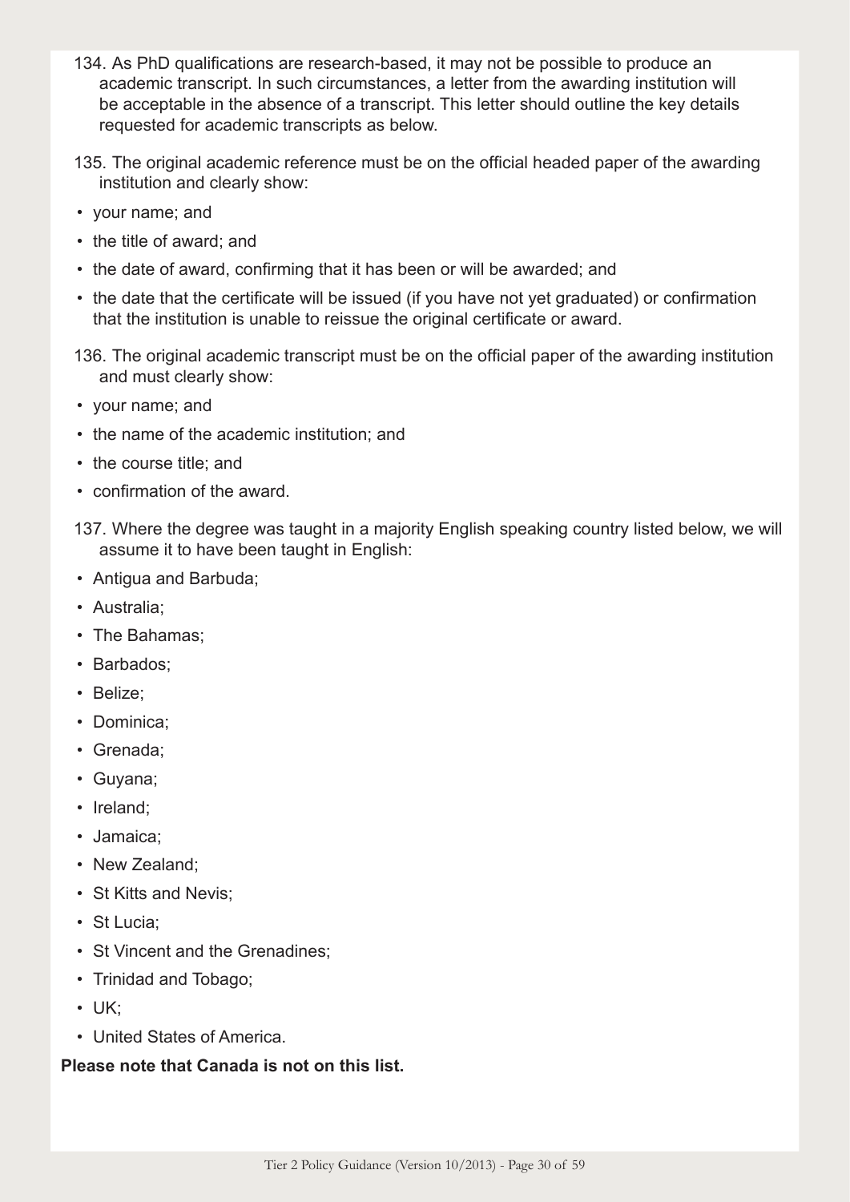134. As PhD qualifications are research-based, it may not be possible to produce an academic transcript. In such circumstances, a letter from the awarding institution will be acceptable in the absence of a transcript. This letter should outline the key details requested for academic transcripts as below.

135. The original academic reference must be on the official headed paper of the awarding institution and clearly show:

- your name; and
- the title of award; and
- the date of award, confirming that it has been or will be awarded; and
- the date that the certificate will be issued (if you have not yet graduated) or confirmation that the institution is unable to reissue the original certificate or award.

136. The original academic transcript must be on the official paper of the awarding institution and must clearly show:

- your name; and
- the name of the academic institution; and
- the course title; and
- confirmation of the award.

137. Where the degree was taught in a majority English speaking country listed below, we will assume it to have been taught in English:

- Antigua and Barbuda;
- Australia;
- The Bahamas;
- Barbados;
- Belize;
- Dominica;
- Grenada;
- Guyana;
- Ireland;
- Jamaica;
- New Zealand;
- St Kitts and Nevis;
- St Lucia;
- St Vincent and the Grenadines;
- Trinidad and Tobago;
- UK;
- United States of America.

**Please note that Canada is not on this list.**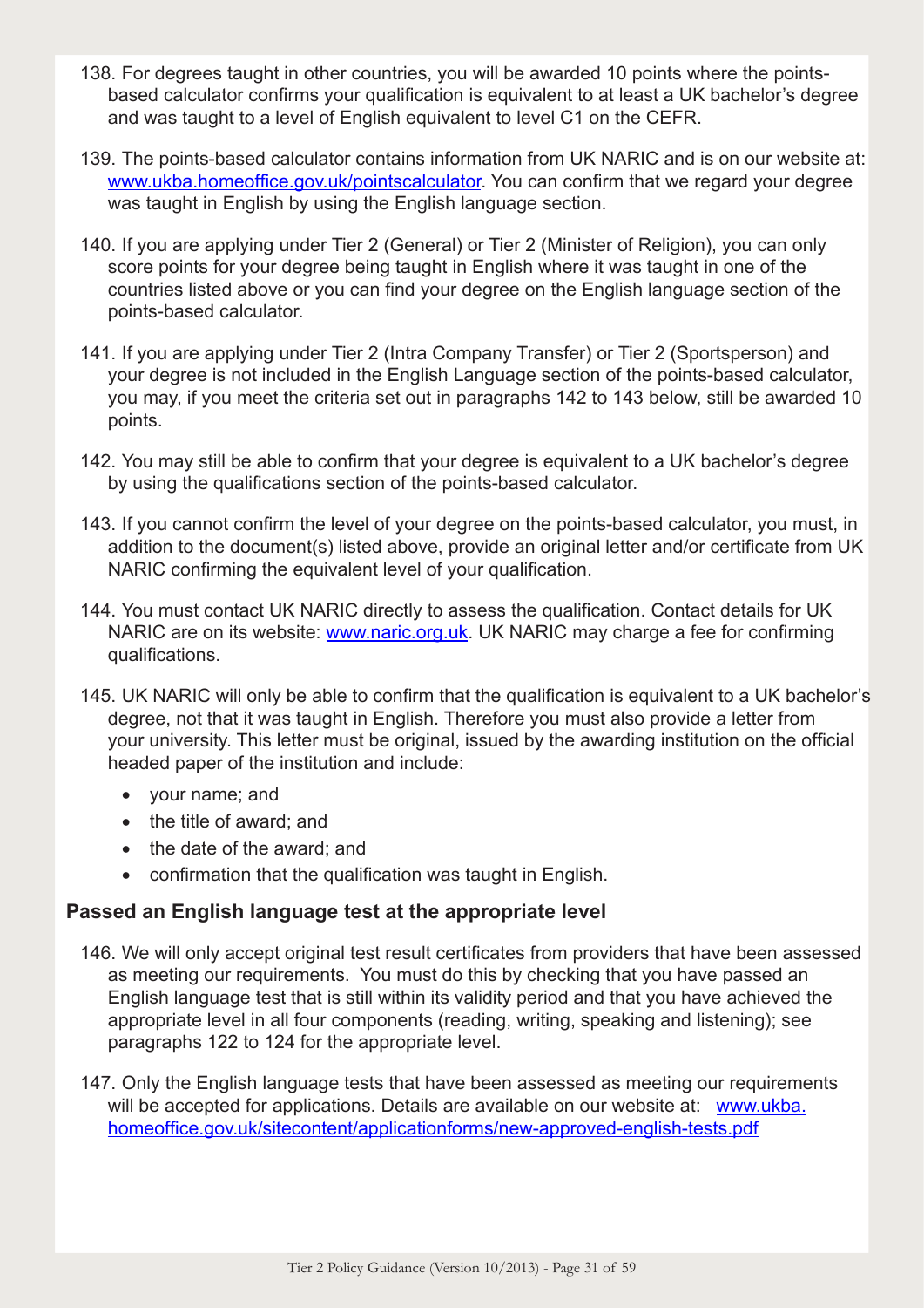138. For degrees taught in other countries, you will be awarded 10 points where the points-based calculator confirms your qualification is equivalent to at least a UK bachelor's degree and was taught to a level of English equivalent to level C1 on the CEFR.

139. The points-based calculator contains information from UK NARIC and is on our website at: www.ukba.homeoffice.gov.uk/pointscalculator. You can confirm that we regard your degree was taught in English by using the English language section.

140. If you are applying under Tier 2 (General) or Tier 2 (Minister of Religion), you can only score points for your degree being taught in English where it was taught in one of the countries listed above or you can find your degree on the English language section of the points-based calculator.

141. If you are applying under Tier 2 (Intra Company Transfer) or Tier 2 (Sportsperson) and your degree is not included in the English Language section of the points-based calculator, you may, if you meet the criteria set out in paragraphs 142 to 143 below, still be awarded 10 points.

142. You may still be able to confirm that your degree is equivalent to a UK bachelor's degree by using the qualifications section of the points-based calculator.

143. If you cannot confirm the level of your degree on the points-based calculator, you must, in addition to the document(s) listed above, provide an original letter and/or certificate from UK NARIC confirming the equivalent level of your qualification.

144. You must contact UK NARIC directly to assess the qualification. Contact details for UK NARIC are on its website: www.naric.org.uk. UK NARIC may charge a fee for confirming qualifications.

145. UK NARIC will only be able to confirm that the qualification is equivalent to a UK bachelor's degree, not that it was taught in English. Therefore you must also provide a letter from your university. This letter must be original, issued by the awarding institution on the official headed paper of the institution and include:

- your name; and
- the title of award; and
- the date of the award; and
- confirmation that the qualification was taught in English.

### Passed an English language test at the appropriate level

146. We will only accept original test result certificates from providers that have been assessed as meeting our requirements. You must do this by checking that you have passed an English language test that is still within its validity period and that you have achieved the appropriate level in all four components (reading, writing, speaking and listening); see paragraphs 122 to 124 for the appropriate level.

147. Only the English language tests that have been assessed as meeting our requirements will be accepted for applications. Details are available on our website at: www.ukba.homeoffice.gov.uk/sitecontent/applicationforms/new-approved-english-tests.pdf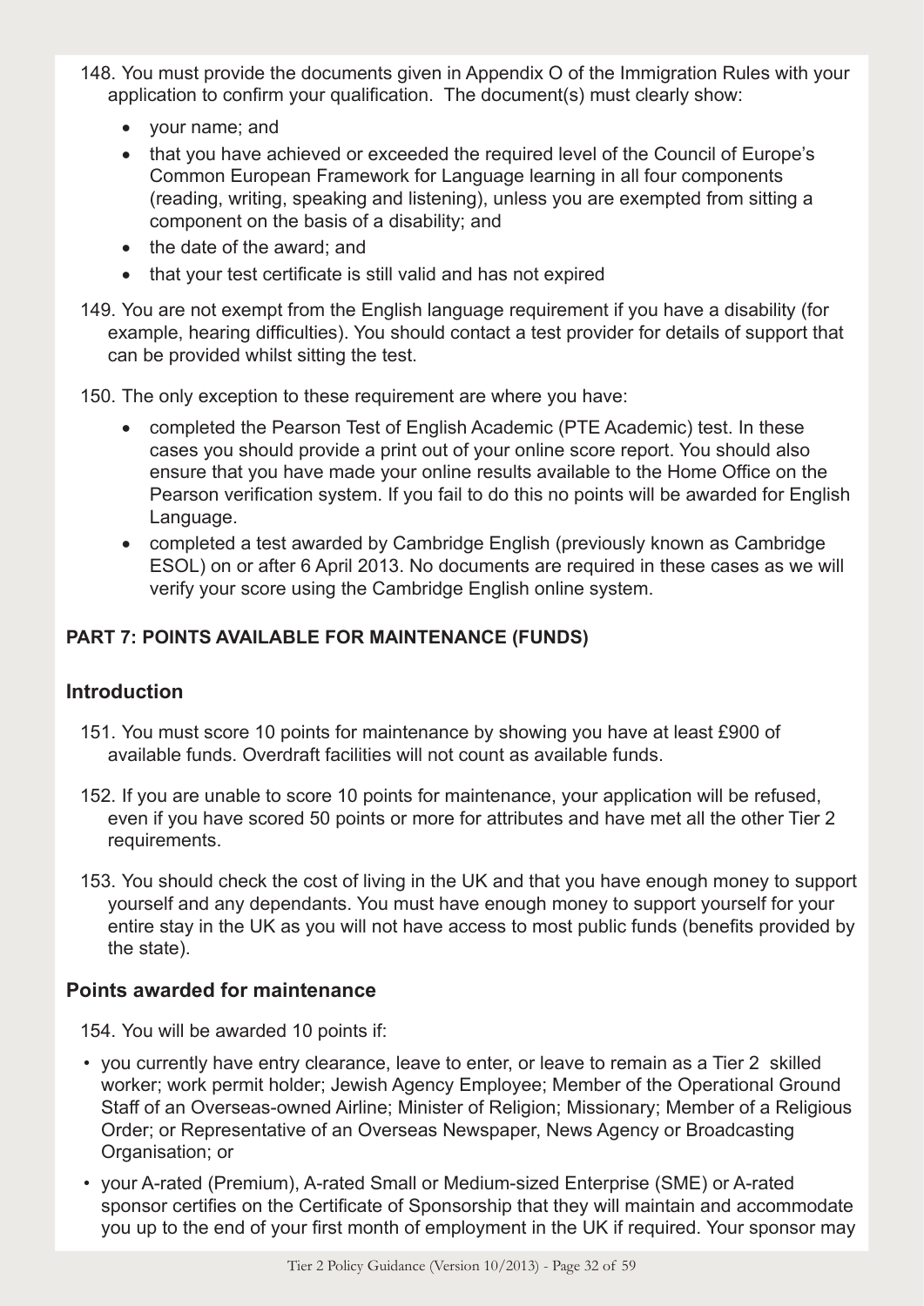148. You must provide the documents given in Appendix O of the Immigration Rules with your application to confirm your qualification. The document(s) must clearly show:

   - your name; and
   - that you have achieved or exceeded the required level of the Council of Europe's Common European Framework for Language learning in all four components (reading, writing, speaking and listening), unless you are exempted from sitting a component on the basis of a disability; and
   - the date of the award; and
   - that your test certificate is still valid and has not expired

149. You are not exempt from the English language requirement if you have a disability (for example, hearing difficulties). You should contact a test provider for details of support that can be provided whilst sitting the test.

150. The only exception to these requirement are where you have:

   - completed the Pearson Test of English Academic (PTE Academic) test. In these cases you should provide a print out of your online score report. You should also ensure that you have made your online results available to the Home Office on the Pearson verification system. If you fail to do this no points will be awarded for English Language.
   - completed a test awarded by Cambridge English (previously known as Cambridge ESOL) on or after 6 April 2013. No documents are required in these cases as we will verify your score using the Cambridge English online system.

## PART 7: POINTS AVAILABLE FOR MAINTENANCE (FUNDS)

### Introduction

151. You must score 10 points for maintenance by showing you have at least £900 of available funds. Overdraft facilities will not count as available funds.

152. If you are unable to score 10 points for maintenance, your application will be refused, even if you have scored 50 points or more for attributes and have met all the other Tier 2 requirements.

153. You should check the cost of living in the UK and that you have enough money to support yourself and any dependants. You must have enough money to support yourself for your entire stay in the UK as you will not have access to most public funds (benefits provided by the state).

### Points awarded for maintenance

154. You will be awarded 10 points if:

- you currently have entry clearance, leave to enter, or leave to remain as a Tier 2 skilled worker; work permit holder; Jewish Agency Employee; Member of the Operational Ground Staff of an Overseas-owned Airline; Minister of Religion; Missionary; Member of a Religious Order; or Representative of an Overseas Newspaper, News Agency or Broadcasting Organisation; or
- your A-rated (Premium), A-rated Small or Medium-sized Enterprise (SME) or A-rated sponsor certifies on the Certificate of Sponsorship that they will maintain and accommodate you up to the end of your first month of employment in the UK if required. Your sponsor may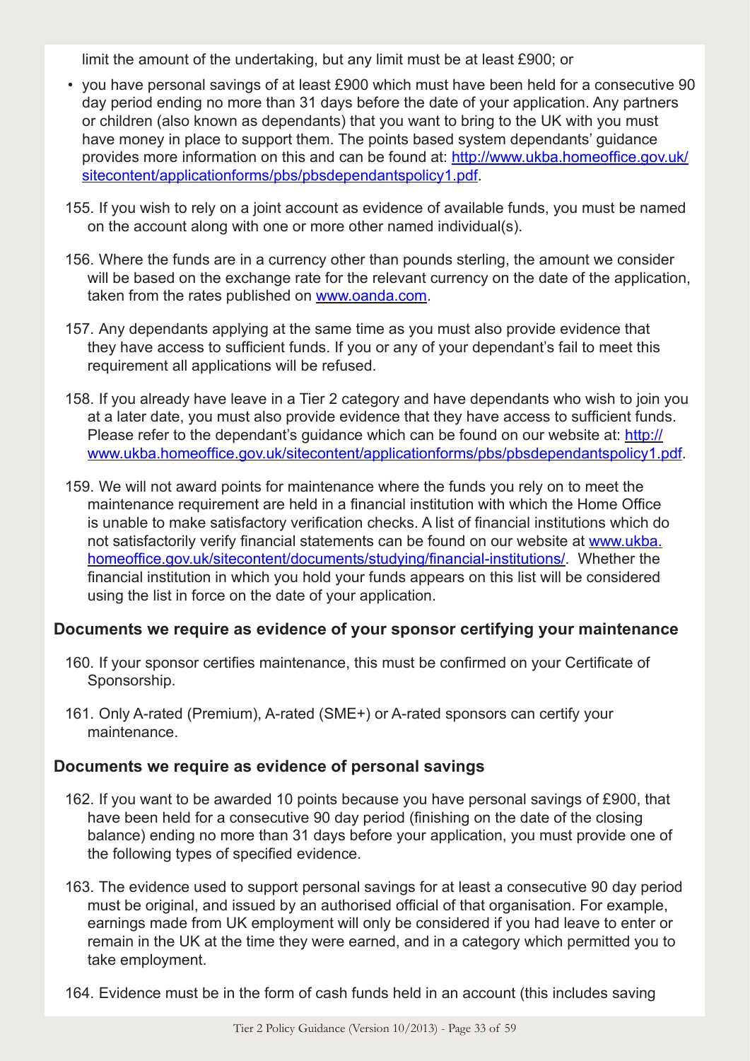limit the amount of the undertaking, but any limit must be at least £900; or

- you have personal savings of at least £900 which must have been held for a consecutive 90 day period ending no more than 31 days before the date of your application. Any partners or children (also known as dependants) that you want to bring to the UK with you must have money in place to support them. The points based system dependants' guidance provides more information on this and can be found at: [http://www.ukba.homeoffice.gov.uk/sitecontent/applicationforms/pbs/pbsdependantspolicy1.pdf](http://www.ukba.homeoffice.gov.uk/sitecontent/applicationforms/pbs/pbsdependantspolicy1.pdf).

155. If you wish to rely on a joint account as evidence of available funds, you must be named on the account along with one or more other named individual(s).

156. Where the funds are in a currency other than pounds sterling, the amount we consider will be based on the exchange rate for the relevant currency on the date of the application, taken from the rates published on [www.oanda.com](http://www.oanda.com).

157. Any dependants applying at the same time as you must also provide evidence that they have access to sufficient funds. If you or any of your dependant's fail to meet this requirement all applications will be refused.

158. If you already have leave in a Tier 2 category and have dependants who wish to join you at a later date, you must also provide evidence that they have access to sufficient funds. Please refer to the dependant's guidance which can be found on our website at: [http://www.ukba.homeoffice.gov.uk/sitecontent/applicationforms/pbs/pbsdependantspolicy1.pdf](http://www.ukba.homeoffice.gov.uk/sitecontent/applicationforms/pbs/pbsdependantspolicy1.pdf).

159. We will not award points for maintenance where the funds you rely on to meet the maintenance requirement are held in a financial institution with which the Home Office is unable to make satisfactory verification checks. A list of financial institutions which do not satisfactorily verify financial statements can be found on our website at [www.ukba.homeoffice.gov.uk/sitecontent/documents/studying/financial-institutions/](http://www.ukba.homeoffice.gov.uk/sitecontent/documents/studying/financial-institutions/). Whether the financial institution in which you hold your funds appears on this list will be considered using the list in force on the date of your application.

### Documents we require as evidence of your sponsor certifying your maintenance

160. If your sponsor certifies maintenance, this must be confirmed on your Certificate of Sponsorship.

161. Only A-rated (Premium), A-rated (SME+) or A-rated sponsors can certify your maintenance.

### Documents we require as evidence of personal savings

162. If you want to be awarded 10 points because you have personal savings of £900, that have been held for a consecutive 90 day period (finishing on the date of the closing balance) ending no more than 31 days before your application, you must provide one of the following types of specified evidence.

163. The evidence used to support personal savings for at least a consecutive 90 day period must be original, and issued by an authorised official of that organisation. For example, earnings made from UK employment will only be considered if you had leave to enter or remain in the UK at the time they were earned, and in a category which permitted you to take employment.

164. Evidence must be in the form of cash funds held in an account (this includes saving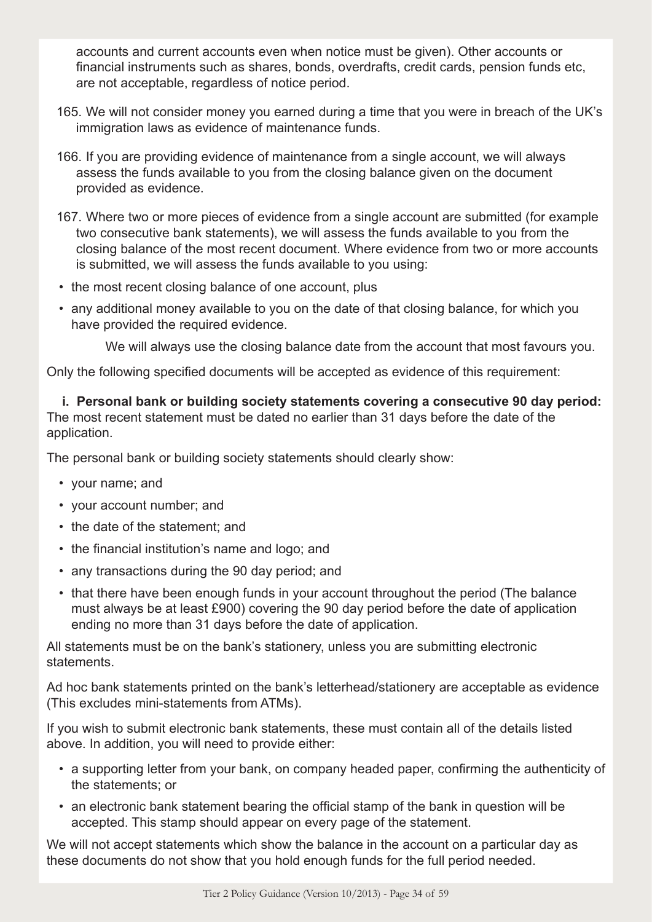accounts and current accounts even when notice must be given). Other accounts or financial instruments such as shares, bonds, overdrafts, credit cards, pension funds etc, are not acceptable, regardless of notice period.

165. We will not consider money you earned during a time that you were in breach of the UK's immigration laws as evidence of maintenance funds.

166. If you are providing evidence of maintenance from a single account, we will always assess the funds available to you from the closing balance given on the document provided as evidence.

167. Where two or more pieces of evidence from a single account are submitted (for example two consecutive bank statements), we will assess the funds available to you from the closing balance of the most recent document. Where evidence from two or more accounts is submitted, we will assess the funds available to you using:

- the most recent closing balance of one account, plus
- any additional money available to you on the date of that closing balance, for which you have provided the required evidence.

We will always use the closing balance date from the account that most favours you.

Only the following specified documents will be accepted as evidence of this requirement:

**i. Personal bank or building society statements covering a consecutive 90 day period:** The most recent statement must be dated no earlier than 31 days before the date of the application.

The personal bank or building society statements should clearly show:

- your name; and
- your account number; and
- the date of the statement; and
- the financial institution's name and logo; and
- any transactions during the 90 day period; and
- that there have been enough funds in your account throughout the period (The balance must always be at least £900) covering the 90 day period before the date of application ending no more than 31 days before the date of application.

All statements must be on the bank's stationery, unless you are submitting electronic statements.

Ad hoc bank statements printed on the bank's letterhead/stationery are acceptable as evidence (This excludes mini-statements from ATMs).

If you wish to submit electronic bank statements, these must contain all of the details listed above. In addition, you will need to provide either:

- a supporting letter from your bank, on company headed paper, confirming the authenticity of the statements; or
- an electronic bank statement bearing the official stamp of the bank in question will be accepted. This stamp should appear on every page of the statement.

We will not accept statements which show the balance in the account on a particular day as these documents do not show that you hold enough funds for the full period needed.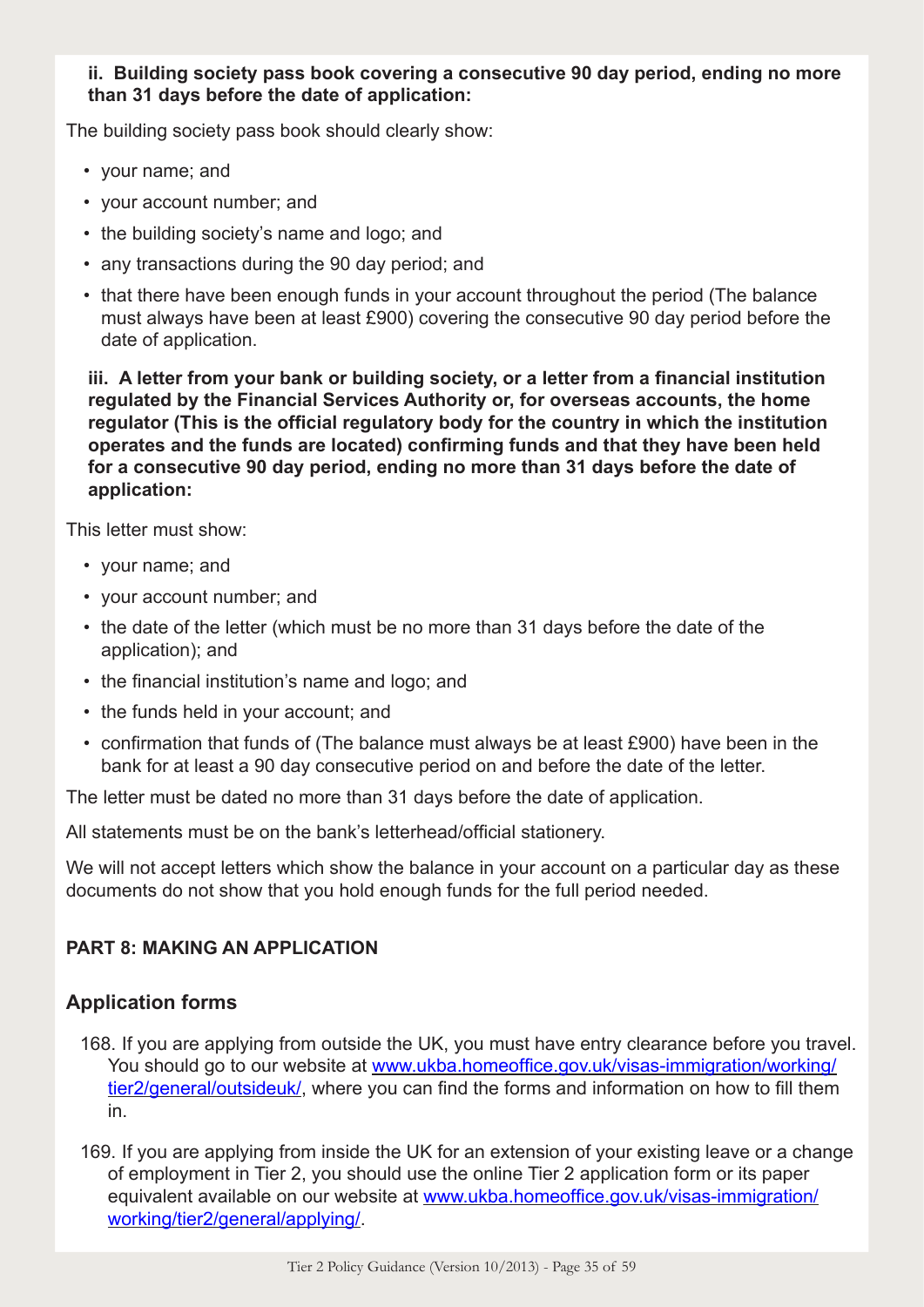**ii. Building society pass book covering a consecutive 90 day period, ending no more than 31 days before the date of application:**

The building society pass book should clearly show:

- your name; and
- your account number; and
- the building society's name and logo; and
- any transactions during the 90 day period; and
- that there have been enough funds in your account throughout the period (The balance must always have been at least £900) covering the consecutive 90 day period before the date of application.

**iii. A letter from your bank or building society, or a letter from a financial institution regulated by the Financial Services Authority or, for overseas accounts, the home regulator (This is the official regulatory body for the country in which the institution operates and the funds are located) confirming funds and that they have been held for a consecutive 90 day period, ending no more than 31 days before the date of application:**

This letter must show:

- your name; and
- your account number; and
- the date of the letter (which must be no more than 31 days before the date of the application); and
- the financial institution's name and logo; and
- the funds held in your account; and
- confirmation that funds of (The balance must always be at least £900) have been in the bank for at least a 90 day consecutive period on and before the date of the letter.

The letter must be dated no more than 31 days before the date of application.

All statements must be on the bank's letterhead/official stationery.

We will not accept letters which show the balance in your account on a particular day as these documents do not show that you hold enough funds for the full period needed.

## PART 8: MAKING AN APPLICATION

### Application forms

168. If you are applying from outside the UK, you must have entry clearance before you travel. You should go to our website at www.ukba.homeoffice.gov.uk/visas-immigration/working/tier2/general/outsideuk/, where you can find the forms and information on how to fill them in.

169. If you are applying from inside the UK for an extension of your existing leave or a change of employment in Tier 2, you should use the online Tier 2 application form or its paper equivalent available on our website at www.ukba.homeoffice.gov.uk/visas-immigration/working/tier2/general/applying/.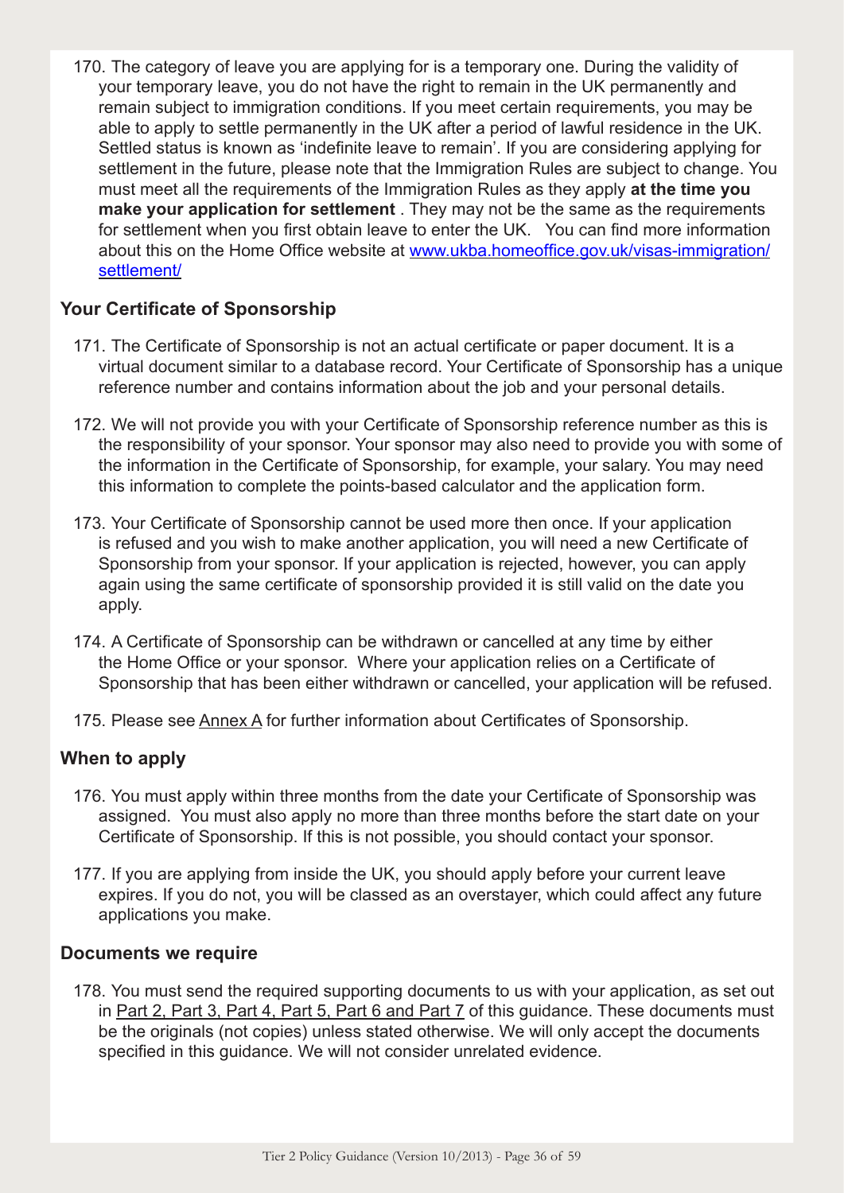170. The category of leave you are applying for is a temporary one. During the validity of your temporary leave, you do not have the right to remain in the UK permanently and remain subject to immigration conditions. If you meet certain requirements, you may be able to apply to settle permanently in the UK after a period of lawful residence in the UK. Settled status is known as 'indefinite leave to remain'. If you are considering applying for settlement in the future, please note that the Immigration Rules are subject to change. You must meet all the requirements of the Immigration Rules as they apply **at the time you make your application for settlement** . They may not be the same as the requirements for settlement when you first obtain leave to enter the UK. You can find more information about this on the Home Office website at [www.ukba.homeoffice.gov.uk/visas-immigration/settlement/](www.ukba.homeoffice.gov.uk/visas-immigration/settlement/)

## Your Certificate of Sponsorship

171. The Certificate of Sponsorship is not an actual certificate or paper document. It is a virtual document similar to a database record. Your Certificate of Sponsorship has a unique reference number and contains information about the job and your personal details.

172. We will not provide you with your Certificate of Sponsorship reference number as this is the responsibility of your sponsor. Your sponsor may also need to provide you with some of the information in the Certificate of Sponsorship, for example, your salary. You may need this information to complete the points-based calculator and the application form.

173. Your Certificate of Sponsorship cannot be used more then once. If your application is refused and you wish to make another application, you will need a new Certificate of Sponsorship from your sponsor. If your application is rejected, however, you can apply again using the same certificate of sponsorship provided it is still valid on the date you apply.

174. A Certificate of Sponsorship can be withdrawn or cancelled at any time by either the Home Office or your sponsor. Where your application relies on a Certificate of Sponsorship that has been either withdrawn or cancelled, your application will be refused.

175. Please see Annex A for further information about Certificates of Sponsorship.

## When to apply

176. You must apply within three months from the date your Certificate of Sponsorship was assigned. You must also apply no more than three months before the start date on your Certificate of Sponsorship. If this is not possible, you should contact your sponsor.

177. If you are applying from inside the UK, you should apply before your current leave expires. If you do not, you will be classed as an overstayer, which could affect any future applications you make.

## Documents we require

178. You must send the required supporting documents to us with your application, as set out in Part 2, Part 3, Part 4, Part 5, Part 6 and Part 7 of this guidance. These documents must be the originals (not copies) unless stated otherwise. We will only accept the documents specified in this guidance. We will not consider unrelated evidence.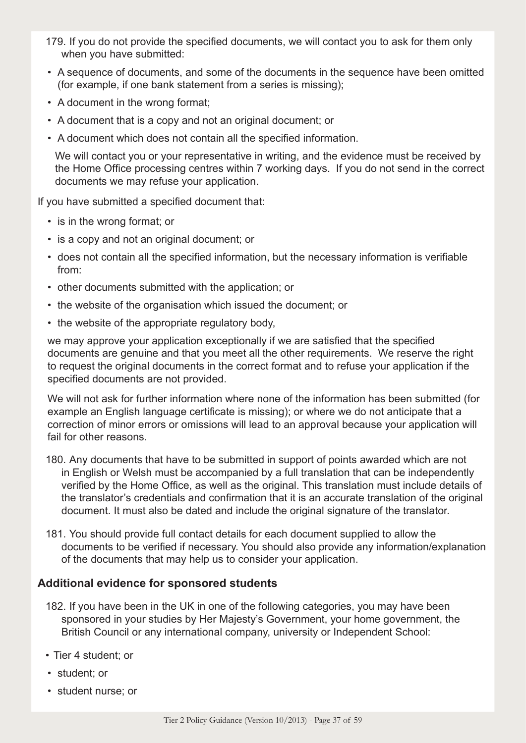179. If you do not provide the specified documents, we will contact you to ask for them only when you have submitted:

- A sequence of documents, and some of the documents in the sequence have been omitted (for example, if one bank statement from a series is missing);
- A document in the wrong format;
- A document that is a copy and not an original document; or
- A document which does not contain all the specified information.

We will contact you or your representative in writing, and the evidence must be received by the Home Office processing centres within 7 working days. If you do not send in the correct documents we may refuse your application.

If you have submitted a specified document that:

- is in the wrong format; or
- is a copy and not an original document; or
- does not contain all the specified information, but the necessary information is verifiable from:
- other documents submitted with the application; or
- the website of the organisation which issued the document; or
- the website of the appropriate regulatory body,

we may approve your application exceptionally if we are satisfied that the specified documents are genuine and that you meet all the other requirements. We reserve the right to request the original documents in the correct format and to refuse your application if the specified documents are not provided.

We will not ask for further information where none of the information has been submitted (for example an English language certificate is missing); or where we do not anticipate that a correction of minor errors or omissions will lead to an approval because your application will fail for other reasons.

180. Any documents that have to be submitted in support of points awarded which are not in English or Welsh must be accompanied by a full translation that can be independently verified by the Home Office, as well as the original. This translation must include details of the translator's credentials and confirmation that it is an accurate translation of the original document. It must also be dated and include the original signature of the translator.

181. You should provide full contact details for each document supplied to allow the documents to be verified if necessary. You should also provide any information/explanation of the documents that may help us to consider your application.

## Additional evidence for sponsored students

182. If you have been in the UK in one of the following categories, you may have been sponsored in your studies by Her Majesty's Government, your home government, the British Council or any international company, university or Independent School:

- Tier 4 student; or
- student; or
- student nurse; or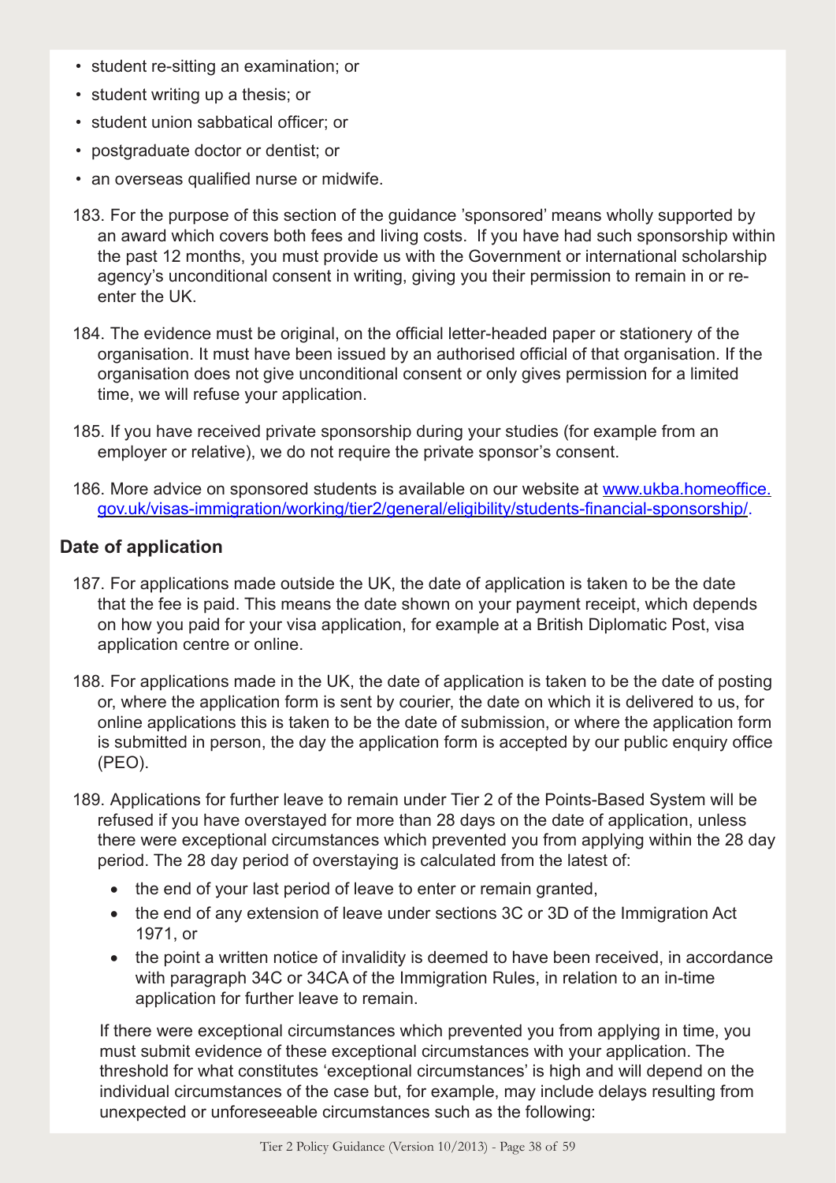- student re-sitting an examination; or
- student writing up a thesis; or
- student union sabbatical officer; or
- postgraduate doctor or dentist; or
- an overseas qualified nurse or midwife.

183. For the purpose of this section of the guidance 'sponsored' means wholly supported by an award which covers both fees and living costs. If you have had such sponsorship within the past 12 months, you must provide us with the Government or international scholarship agency's unconditional consent in writing, giving you their permission to remain in or re-enter the UK.

184. The evidence must be original, on the official letter-headed paper or stationery of the organisation. It must have been issued by an authorised official of that organisation. If the organisation does not give unconditional consent or only gives permission for a limited time, we will refuse your application.

185. If you have received private sponsorship during your studies (for example from an employer or relative), we do not require the private sponsor's consent.

186. More advice on sponsored students is available on our website at [www.ukba.homeoffice.gov.uk/visas-immigration/working/tier2/general/eligibility/students-financial-sponsorship/](www.ukba.homeoffice.gov.uk/visas-immigration/working/tier2/general/eligibility/students-financial-sponsorship/).

## Date of application

187. For applications made outside the UK, the date of application is taken to be the date that the fee is paid. This means the date shown on your payment receipt, which depends on how you paid for your visa application, for example at a British Diplomatic Post, visa application centre or online.

188. For applications made in the UK, the date of application is taken to be the date of posting or, where the application form is sent by courier, the date on which it is delivered to us, for online applications this is taken to be the date of submission, or where the application form is submitted in person, the day the application form is accepted by our public enquiry office (PEO).

189. Applications for further leave to remain under Tier 2 of the Points-Based System will be refused if you have overstayed for more than 28 days on the date of application, unless there were exceptional circumstances which prevented you from applying within the 28 day period. The 28 day period of overstaying is calculated from the latest of:

- the end of your last period of leave to enter or remain granted,
- the end of any extension of leave under sections 3C or 3D of the Immigration Act 1971, or
- the point a written notice of invalidity is deemed to have been received, in accordance with paragraph 34C or 34CA of the Immigration Rules, in relation to an in-time application for further leave to remain.

If there were exceptional circumstances which prevented you from applying in time, you must submit evidence of these exceptional circumstances with your application. The threshold for what constitutes 'exceptional circumstances' is high and will depend on the individual circumstances of the case but, for example, may include delays resulting from unexpected or unforeseeable circumstances such as the following: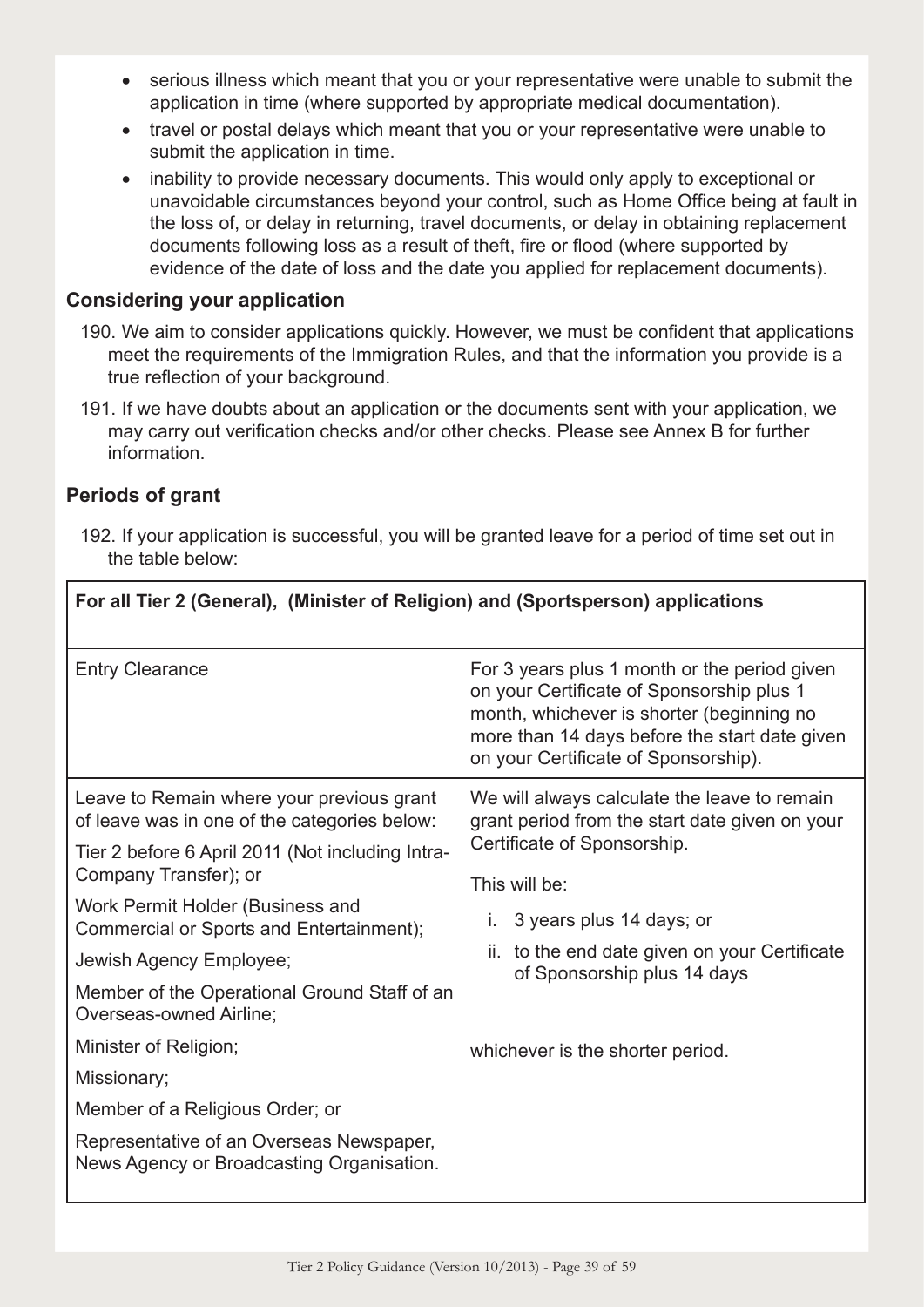- serious illness which meant that you or your representative were unable to submit the application in time (where supported by appropriate medical documentation).
- travel or postal delays which meant that you or your representative were unable to submit the application in time.
- inability to provide necessary documents. This would only apply to exceptional or unavoidable circumstances beyond your control, such as Home Office being at fault in the loss of, or delay in returning, travel documents, or delay in obtaining replacement documents following loss as a result of theft, fire or flood (where supported by evidence of the date of loss and the date you applied for replacement documents).

### Considering your application

190. We aim to consider applications quickly. However, we must be confident that applications meet the requirements of the Immigration Rules, and that the information you provide is a true reflection of your background.

191. If we have doubts about an application or the documents sent with your application, we may carry out verification checks and/or other checks. Please see Annex B for further information.

### Periods of grant

192. If your application is successful, you will be granted leave for a period of time set out in the table below:

| For all Tier 2 (General), (Minister of Religion) and (Sportsperson) applications | |
|---|---|
| Entry Clearance | For 3 years plus 1 month or the period given on your Certificate of Sponsorship plus 1 month, whichever is shorter (beginning no more than 14 days before the start date given on your Certificate of Sponsorship). |
| Leave to Remain where your previous grant of leave was in one of the categories below:<br>Tier 2 before 6 April 2011 (Not including Intra-Company Transfer); or<br>Work Permit Holder (Business and Commercial or Sports and Entertainment);<br>Jewish Agency Employee;<br>Member of the Operational Ground Staff of an Overseas-owned Airline;<br>Minister of Religion;<br>Missionary;<br>Member of a Religious Order; or<br>Representative of an Overseas Newspaper, News Agency or Broadcasting Organisation. | We will always calculate the leave to remain grant period from the start date given on your Certificate of Sponsorship.<br>This will be:<br>i. 3 years plus 14 days; or<br>ii. to the end date given on your Certificate of Sponsorship plus 14 days<br>whichever is the shorter period. |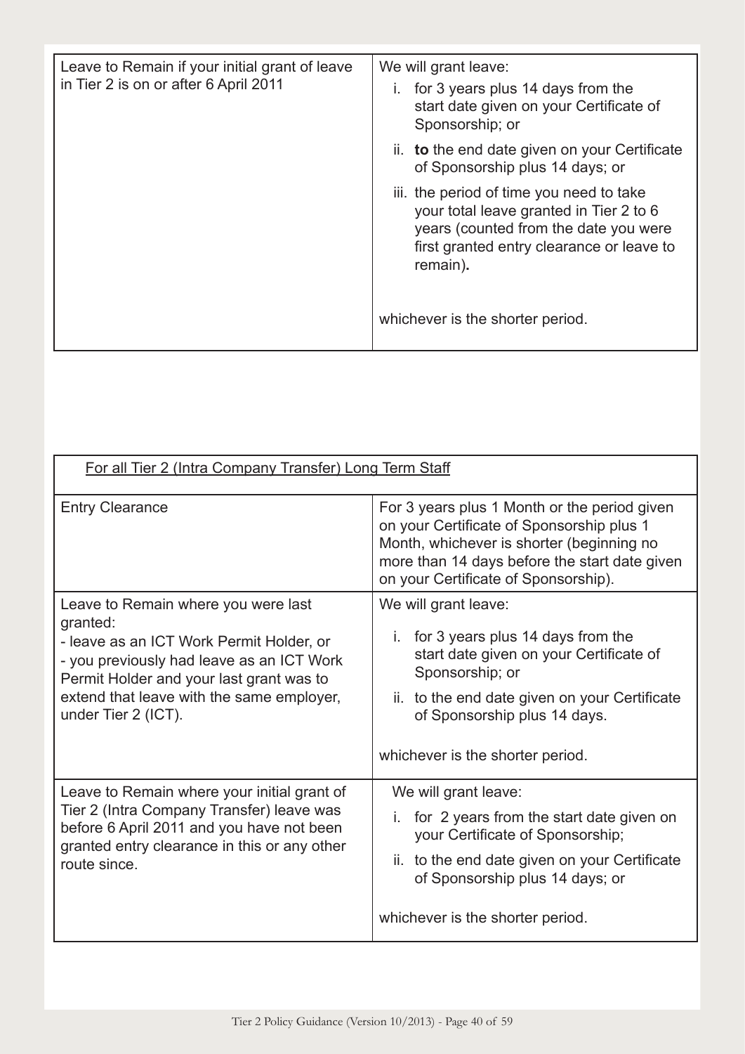| | |
|---|---|
| Leave to Remain if your initial grant of leave in Tier 2 is on or after 6 April 2011 | We will grant leave:<br>i. for 3 years plus 14 days from the start date given on your Certificate of Sponsorship; or<br>ii. **to** the end date given on your Certificate of Sponsorship plus 14 days; or<br>iii. the period of time you need to take your total leave granted in Tier 2 to 6 years (counted from the date you were first granted entry clearance or leave to remain)**.**<br><br>whichever is the shorter period. |

| For all Tier 2 (Intra Company Transfer) Long Term Staff | |
|---|---|
| Entry Clearance | For 3 years plus 1 Month or the period given on your Certificate of Sponsorship plus 1 Month, whichever is shorter (beginning no more than 14 days before the start date given on your Certificate of Sponsorship). |
| Leave to Remain where you were last granted:<br>- leave as an ICT Work Permit Holder, or<br>- you previously had leave as an ICT Work Permit Holder and your last grant was to extend that leave with the same employer, under Tier 2 (ICT). | We will grant leave:<br>i. for 3 years plus 14 days from the start date given on your Certificate of Sponsorship; or<br>ii. to the end date given on your Certificate of Sponsorship plus 14 days.<br><br>whichever is the shorter period. |
| Leave to Remain where your initial grant of Tier 2 (Intra Company Transfer) leave was before 6 April 2011 and you have not been granted entry clearance in this or any other route since. | We will grant leave:<br>i. for 2 years from the start date given on your Certificate of Sponsorship;<br>ii. to the end date given on your Certificate of Sponsorship plus 14 days; or<br><br>whichever is the shorter period. |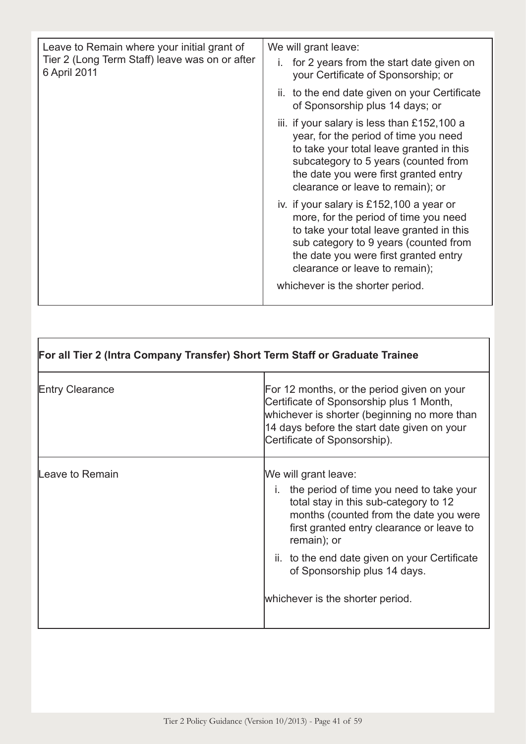| Leave to Remain where your initial grant of Tier 2 (Long Term Staff) leave was on or after 6 April 2011 | We will grant leave:<br>i. for 2 years from the start date given on your Certificate of Sponsorship; or<br>ii. to the end date given on your Certificate of Sponsorship plus 14 days; or<br>iii. if your salary is less than £152,100 a year, for the period of time you need to take your total leave granted in this subcategory to 5 years (counted from the date you were first granted entry clearance or leave to remain); or<br>iv. if your salary is £152,100 a year or more, for the period of time you need to take your total leave granted in this sub category to 9 years (counted from the date you were first granted entry clearance or leave to remain);<br>whichever is the shorter period. |
|---|---|

| **For all Tier 2 (Intra Company Transfer) Short Term Staff or Graduate Trainee** | |
|---|---|
| Entry Clearance | For 12 months, or the period given on your Certificate of Sponsorship plus 1 Month, whichever is shorter (beginning no more than 14 days before the start date given on your Certificate of Sponsorship). |
| Leave to Remain | We will grant leave:<br>i. the period of time you need to take your total stay in this sub-category to 12 months (counted from the date you were first granted entry clearance or leave to remain); or<br>ii. to the end date given on your Certificate of Sponsorship plus 14 days.<br>whichever is the shorter period. |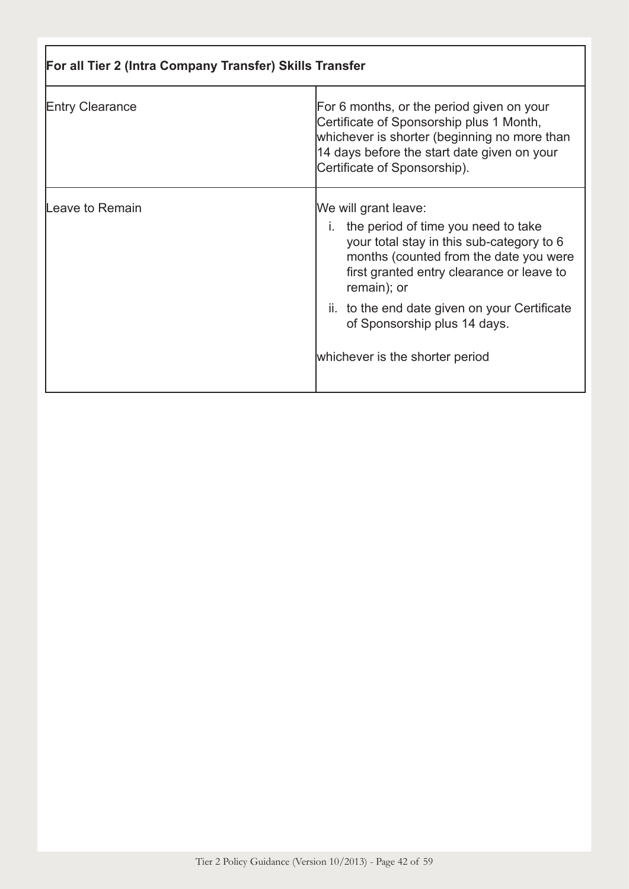| For all Tier 2 (Intra Company Transfer) Skills Transfer | |
|---|---|
| Entry Clearance | For 6 months, or the period given on your Certificate of Sponsorship plus 1 Month, whichever is shorter (beginning no more than 14 days before the start date given on your Certificate of Sponsorship). |
| Leave to Remain | We will grant leave:<br>i. the period of time you need to take your total stay in this sub-category to 6 months (counted from the date you were first granted entry clearance or leave to remain); or<br>ii. to the end date given on your Certificate of Sponsorship plus 14 days.<br><br>whichever is the shorter period |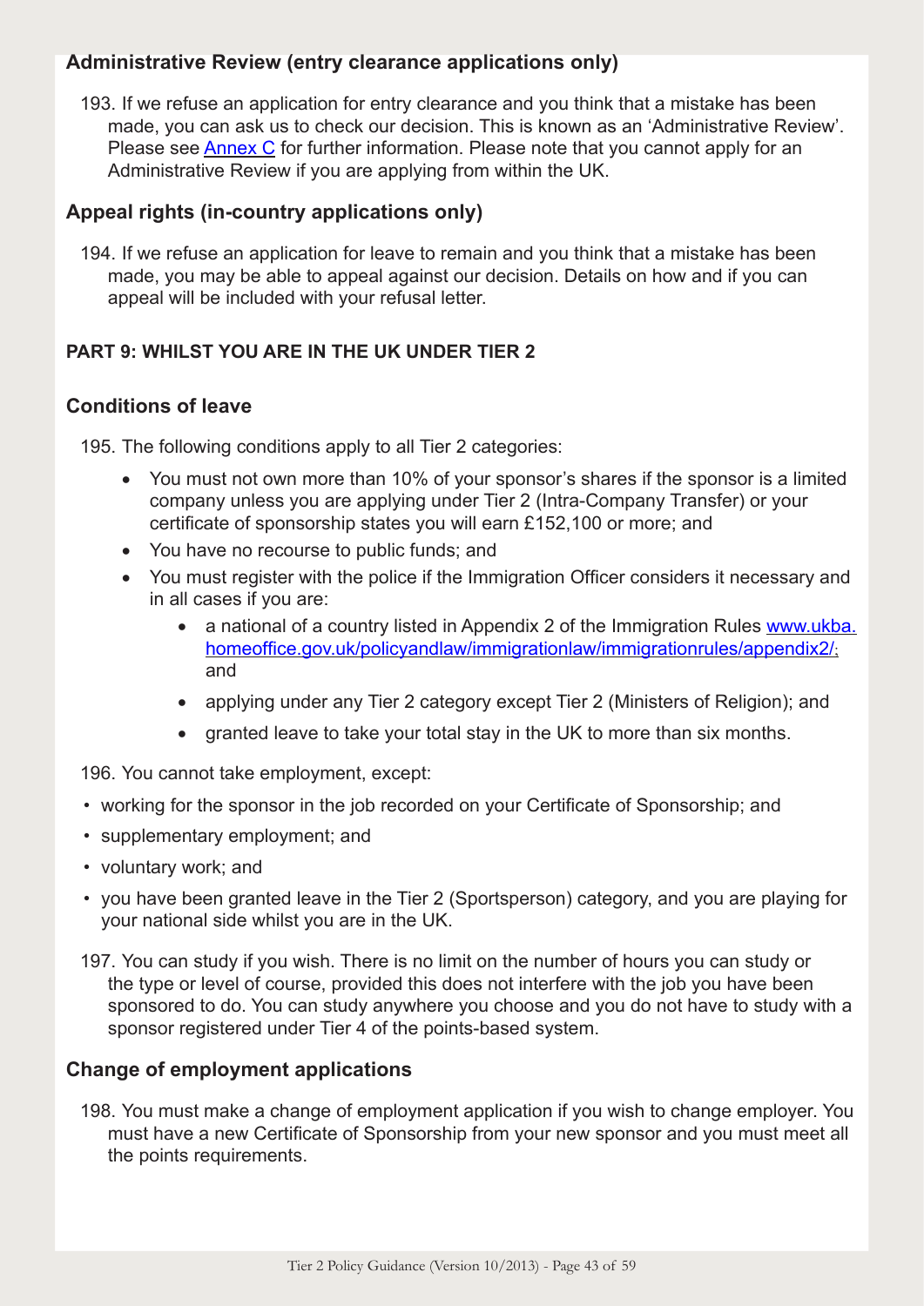### Administrative Review (entry clearance applications only)

193. If we refuse an application for entry clearance and you think that a mistake has been made, you can ask us to check our decision. This is known as an 'Administrative Review'. Please see [Annex C](#) for further information. Please note that you cannot apply for an Administrative Review if you are applying from within the UK.

### Appeal rights (in-country applications only)

194. If we refuse an application for leave to remain and you think that a mistake has been made, you may be able to appeal against our decision. Details on how and if you can appeal will be included with your refusal letter.

## PART 9: WHILST YOU ARE IN THE UK UNDER TIER 2

### Conditions of leave

195. The following conditions apply to all Tier 2 categories:

- You must not own more than 10% of your sponsor's shares if the sponsor is a limited company unless you are applying under Tier 2 (Intra-Company Transfer) or your certificate of sponsorship states you will earn £152,100 or more; and
- You have no recourse to public funds; and
- You must register with the police if the Immigration Officer considers it necessary and in all cases if you are:
  - a national of a country listed in Appendix 2 of the Immigration Rules [www.ukba.homeoffice.gov.uk/policyandlaw/immigrationlaw/immigrationrules/appendix2/](www.ukba.homeoffice.gov.uk/policyandlaw/immigrationlaw/immigrationrules/appendix2/); and
  - applying under any Tier 2 category except Tier 2 (Ministers of Religion); and
  - granted leave to take your total stay in the UK to more than six months.

196. You cannot take employment, except:

- working for the sponsor in the job recorded on your Certificate of Sponsorship; and
- supplementary employment; and
- voluntary work; and
- you have been granted leave in the Tier 2 (Sportsperson) category, and you are playing for your national side whilst you are in the UK.

197. You can study if you wish. There is no limit on the number of hours you can study or the type or level of course, provided this does not interfere with the job you have been sponsored to do. You can study anywhere you choose and you do not have to study with a sponsor registered under Tier 4 of the points-based system.

### Change of employment applications

198. You must make a change of employment application if you wish to change employer. You must have a new Certificate of Sponsorship from your new sponsor and you must meet all the points requirements.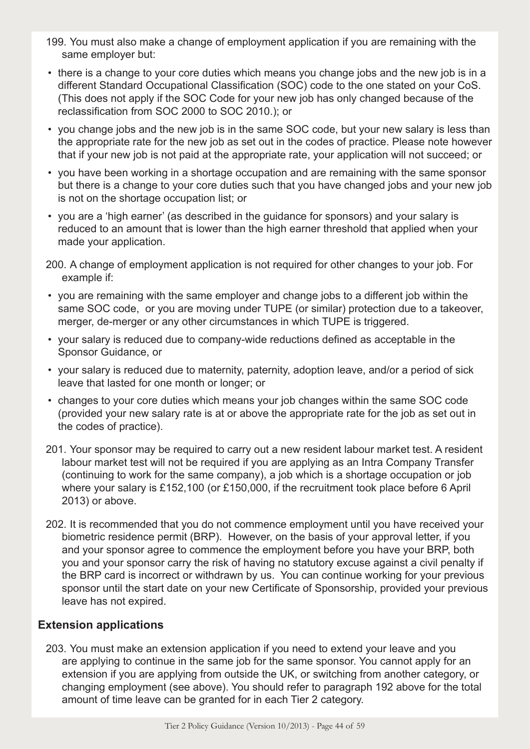199. You must also make a change of employment application if you are remaining with the same employer but:

- there is a change to your core duties which means you change jobs and the new job is in a different Standard Occupational Classification (SOC) code to the one stated on your CoS. (This does not apply if the SOC Code for your new job has only changed because of the reclassification from SOC 2000 to SOC 2010.); or
- you change jobs and the new job is in the same SOC code, but your new salary is less than the appropriate rate for the new job as set out in the codes of practice. Please note however that if your new job is not paid at the appropriate rate, your application will not succeed; or
- you have been working in a shortage occupation and are remaining with the same sponsor but there is a change to your core duties such that you have changed jobs and your new job is not on the shortage occupation list; or
- you are a 'high earner' (as described in the guidance for sponsors) and your salary is reduced to an amount that is lower than the high earner threshold that applied when your made your application.

200. A change of employment application is not required for other changes to your job. For example if:

- you are remaining with the same employer and change jobs to a different job within the same SOC code, or you are moving under TUPE (or similar) protection due to a takeover, merger, de-merger or any other circumstances in which TUPE is triggered.
- your salary is reduced due to company-wide reductions defined as acceptable in the Sponsor Guidance, or
- your salary is reduced due to maternity, paternity, adoption leave, and/or a period of sick leave that lasted for one month or longer; or
- changes to your core duties which means your job changes within the same SOC code (provided your new salary rate is at or above the appropriate rate for the job as set out in the codes of practice).

201. Your sponsor may be required to carry out a new resident labour market test. A resident labour market test will not be required if you are applying as an Intra Company Transfer (continuing to work for the same company), a job which is a shortage occupation or job where your salary is £152,100 (or £150,000, if the recruitment took place before 6 April 2013) or above.

202. It is recommended that you do not commence employment until you have received your biometric residence permit (BRP). However, on the basis of your approval letter, if you and your sponsor agree to commence the employment before you have your BRP, both you and your sponsor carry the risk of having no statutory excuse against a civil penalty if the BRP card is incorrect or withdrawn by us. You can continue working for your previous sponsor until the start date on your new Certificate of Sponsorship, provided your previous leave has not expired.

### Extension applications

203. You must make an extension application if you need to extend your leave and you are applying to continue in the same job for the same sponsor. You cannot apply for an extension if you are applying from outside the UK, or switching from another category, or changing employment (see above). You should refer to paragraph 192 above for the total amount of time leave can be granted for in each Tier 2 category.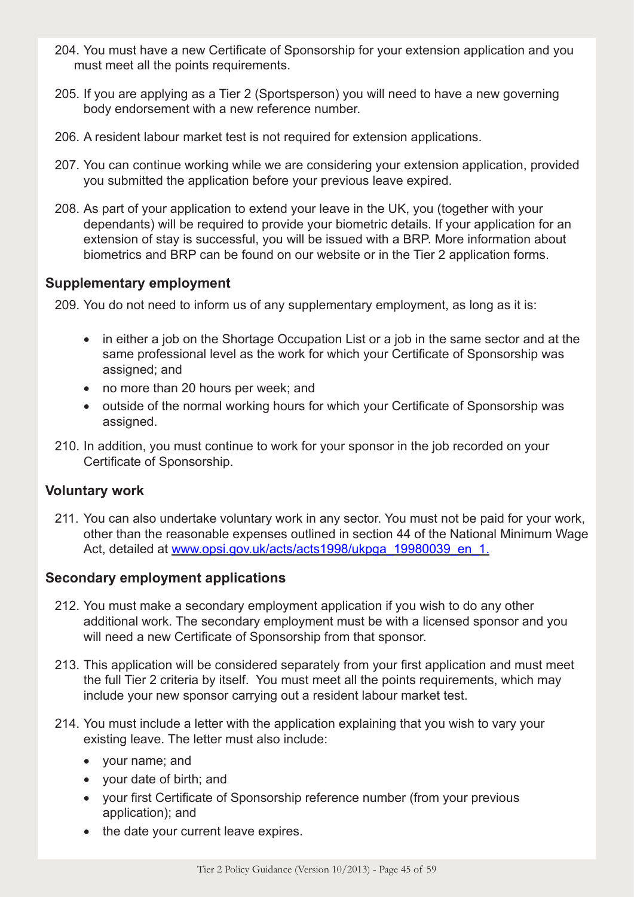204. You must have a new Certificate of Sponsorship for your extension application and you must meet all the points requirements.

205. If you are applying as a Tier 2 (Sportsperson) you will need to have a new governing body endorsement with a new reference number.

206. A resident labour market test is not required for extension applications.

207. You can continue working while we are considering your extension application, provided you submitted the application before your previous leave expired.

208. As part of your application to extend your leave in the UK, you (together with your dependants) will be required to provide your biometric details. If your application for an extension of stay is successful, you will be issued with a BRP. More information about biometrics and BRP can be found on our website or in the Tier 2 application forms.

### Supplementary employment

209. You do not need to inform us of any supplementary employment, as long as it is:

- in either a job on the Shortage Occupation List or a job in the same sector and at the same professional level as the work for which your Certificate of Sponsorship was assigned; and
- no more than 20 hours per week; and
- outside of the normal working hours for which your Certificate of Sponsorship was assigned.

210. In addition, you must continue to work for your sponsor in the job recorded on your Certificate of Sponsorship.

### Voluntary work

211. You can also undertake voluntary work in any sector. You must not be paid for your work, other than the reasonable expenses outlined in section 44 of the National Minimum Wage Act, detailed at www.opsi.gov.uk/acts/acts1998/ukpga_19980039_en_1.

### Secondary employment applications

212. You must make a secondary employment application if you wish to do any other additional work. The secondary employment must be with a licensed sponsor and you will need a new Certificate of Sponsorship from that sponsor.

213. This application will be considered separately from your first application and must meet the full Tier 2 criteria by itself. You must meet all the points requirements, which may include your new sponsor carrying out a resident labour market test.

214. You must include a letter with the application explaining that you wish to vary your existing leave. The letter must also include:

- your name; and
- your date of birth; and
- your first Certificate of Sponsorship reference number (from your previous application); and
- the date your current leave expires.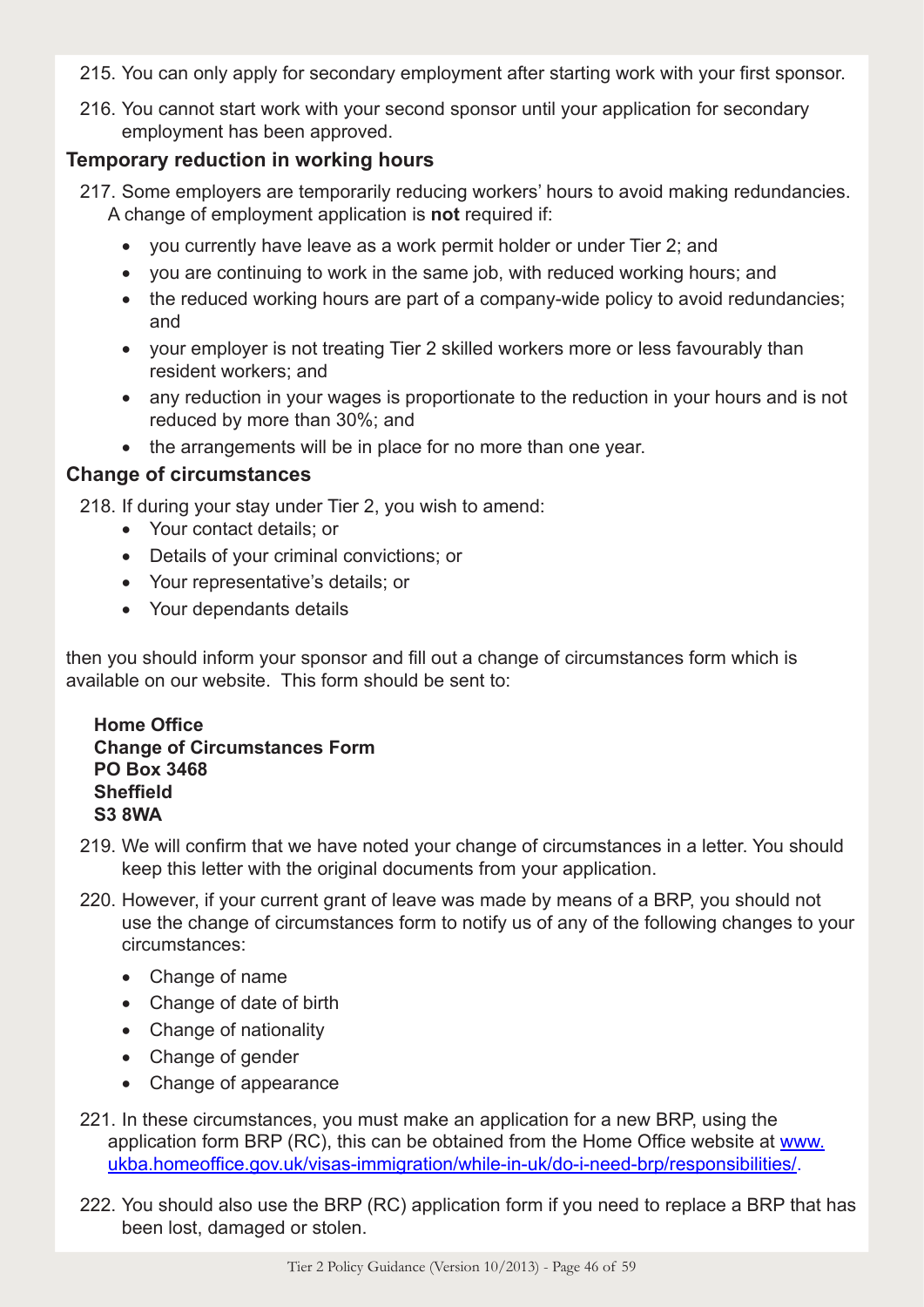215. You can only apply for secondary employment after starting work with your first sponsor.

216. You cannot start work with your second sponsor until your application for secondary employment has been approved.

### Temporary reduction in working hours

217. Some employers are temporarily reducing workers' hours to avoid making redundancies. A change of employment application is **not** required if:

- you currently have leave as a work permit holder or under Tier 2; and
- you are continuing to work in the same job, with reduced working hours; and
- the reduced working hours are part of a company-wide policy to avoid redundancies; and
- your employer is not treating Tier 2 skilled workers more or less favourably than resident workers; and
- any reduction in your wages is proportionate to the reduction in your hours and is not reduced by more than 30%; and
- the arrangements will be in place for no more than one year.

### Change of circumstances

218. If during your stay under Tier 2, you wish to amend:

- Your contact details; or
- Details of your criminal convictions; or
- Your representative's details; or
- Your dependants details

then you should inform your sponsor and fill out a change of circumstances form which is available on our website. This form should be sent to:

**Home Office**
**Change of Circumstances Form**
**PO Box 3468**
**Sheffield**
**S3 8WA**

219. We will confirm that we have noted your change of circumstances in a letter. You should keep this letter with the original documents from your application.

220. However, if your current grant of leave was made by means of a BRP, you should not use the change of circumstances form to notify us of any of the following changes to your circumstances:

- Change of name
- Change of date of birth
- Change of nationality
- Change of gender
- Change of appearance

221. In these circumstances, you must make an application for a new BRP, using the application form BRP (RC), this can be obtained from the Home Office website at [www.ukba.homeoffice.gov.uk/visas-immigration/while-in-uk/do-i-need-brp/responsibilities/](www.ukba.homeoffice.gov.uk/visas-immigration/while-in-uk/do-i-need-brp/responsibilities/).

222. You should also use the BRP (RC) application form if you need to replace a BRP that has been lost, damaged or stolen.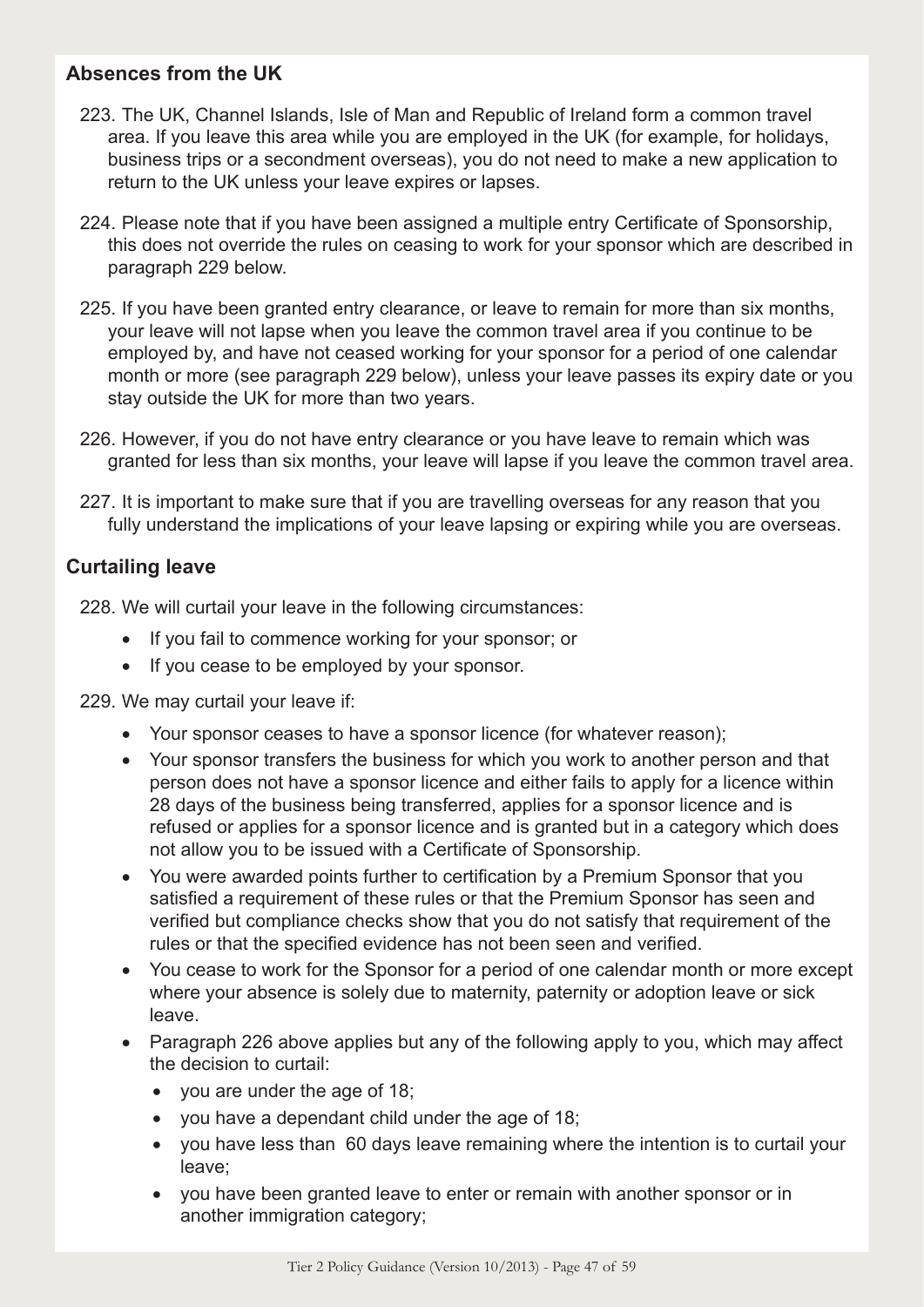## Absences from the UK

223. The UK, Channel Islands, Isle of Man and Republic of Ireland form a common travel area. If you leave this area while you are employed in the UK (for example, for holidays, business trips or a secondment overseas), you do not need to make a new application to return to the UK unless your leave expires or lapses.

224. Please note that if you have been assigned a multiple entry Certificate of Sponsorship, this does not override the rules on ceasing to work for your sponsor which are described in paragraph 229 below.

225. If you have been granted entry clearance, or leave to remain for more than six months, your leave will not lapse when you leave the common travel area if you continue to be employed by, and have not ceased working for your sponsor for a period of one calendar month or more (see paragraph 229 below), unless your leave passes its expiry date or you stay outside the UK for more than two years.

226. However, if you do not have entry clearance or you have leave to remain which was granted for less than six months, your leave will lapse if you leave the common travel area.

227. It is important to make sure that if you are travelling overseas for any reason that you fully understand the implications of your leave lapsing or expiring while you are overseas.

## Curtailing leave

228. We will curtail your leave in the following circumstances:

- If you fail to commence working for your sponsor; or
- If you cease to be employed by your sponsor.

229. We may curtail your leave if:

- Your sponsor ceases to have a sponsor licence (for whatever reason);
- Your sponsor transfers the business for which you work to another person and that person does not have a sponsor licence and either fails to apply for a licence within 28 days of the business being transferred, applies for a sponsor licence and is refused or applies for a sponsor licence and is granted but in a category which does not allow you to be issued with a Certificate of Sponsorship.
- You were awarded points further to certification by a Premium Sponsor that you satisfied a requirement of these rules or that the Premium Sponsor has seen and verified but compliance checks show that you do not satisfy that requirement of the rules or that the specified evidence has not been seen and verified.
- You cease to work for the Sponsor for a period of one calendar month or more except where your absence is solely due to maternity, paternity or adoption leave or sick leave.
- Paragraph 226 above applies but any of the following apply to you, which may affect the decision to curtail:
  - you are under the age of 18;
  - you have a dependant child under the age of 18;
  - you have less than 60 days leave remaining where the intention is to curtail your leave;
  - you have been granted leave to enter or remain with another sponsor or in another immigration category;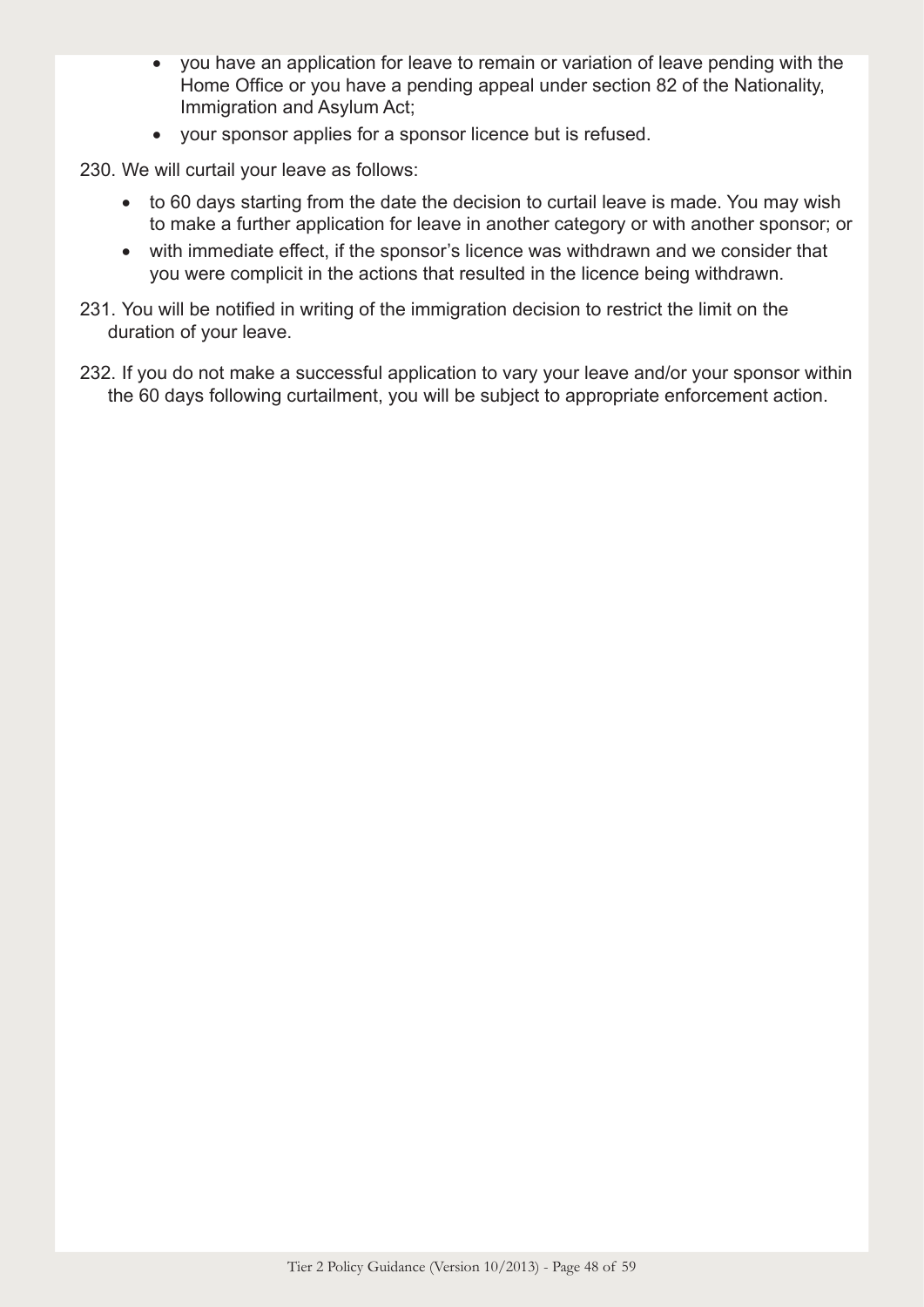- you have an application for leave to remain or variation of leave pending with the Home Office or you have a pending appeal under section 82 of the Nationality, Immigration and Asylum Act;
- your sponsor applies for a sponsor licence but is refused.

230. We will curtail your leave as follows:

- to 60 days starting from the date the decision to curtail leave is made. You may wish to make a further application for leave in another category or with another sponsor; or
- with immediate effect, if the sponsor's licence was withdrawn and we consider that you were complicit in the actions that resulted in the licence being withdrawn.

231. You will be notified in writing of the immigration decision to restrict the limit on the duration of your leave.

232. If you do not make a successful application to vary your leave and/or your sponsor within the 60 days following curtailment, you will be subject to appropriate enforcement action.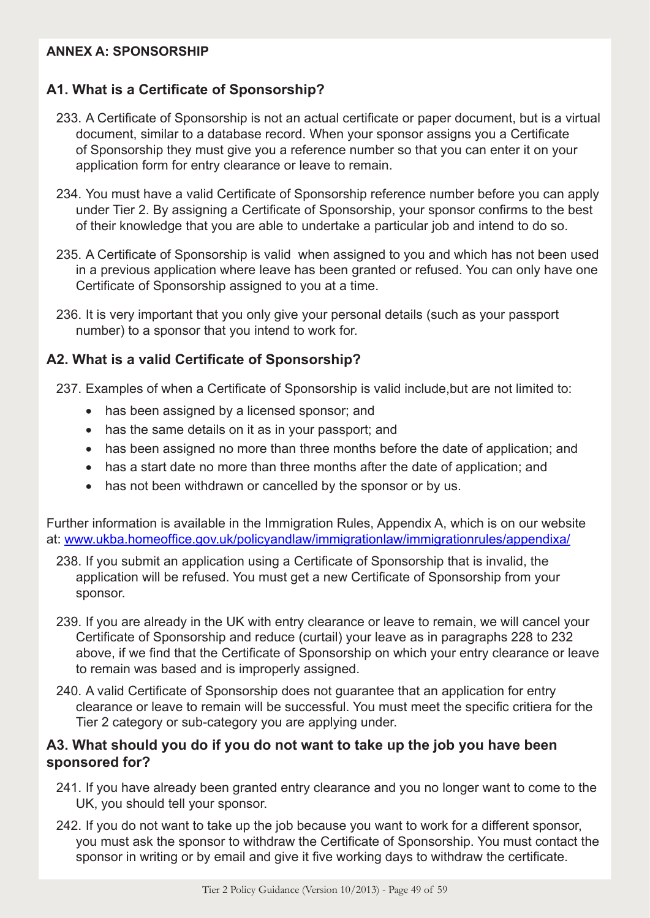## ANNEX A: SPONSORSHIP

### A1. What is a Certificate of Sponsorship?

233. A Certificate of Sponsorship is not an actual certificate or paper document, but is a virtual document, similar to a database record. When your sponsor assigns you a Certificate of Sponsorship they must give you a reference number so that you can enter it on your application form for entry clearance or leave to remain.

234. You must have a valid Certificate of Sponsorship reference number before you can apply under Tier 2. By assigning a Certificate of Sponsorship, your sponsor confirms to the best of their knowledge that you are able to undertake a particular job and intend to do so.

235. A Certificate of Sponsorship is valid when assigned to you and which has not been used in a previous application where leave has been granted or refused. You can only have one Certificate of Sponsorship assigned to you at a time.

236. It is very important that you only give your personal details (such as your passport number) to a sponsor that you intend to work for.

### A2. What is a valid Certificate of Sponsorship?

237. Examples of when a Certificate of Sponsorship is valid include,but are not limited to:

- has been assigned by a licensed sponsor; and
- has the same details on it as in your passport; and
- has been assigned no more than three months before the date of application; and
- has a start date no more than three months after the date of application; and
- has not been withdrawn or cancelled by the sponsor or by us.

Further information is available in the Immigration Rules, Appendix A, which is on our website at: www.ukba.homeoffice.gov.uk/policyandlaw/immigrationlaw/immigrationrules/appendixa/

238. If you submit an application using a Certificate of Sponsorship that is invalid, the application will be refused. You must get a new Certificate of Sponsorship from your sponsor.

239. If you are already in the UK with entry clearance or leave to remain, we will cancel your Certificate of Sponsorship and reduce (curtail) your leave as in paragraphs 228 to 232 above, if we find that the Certificate of Sponsorship on which your entry clearance or leave to remain was based and is improperly assigned.

240. A valid Certificate of Sponsorship does not guarantee that an application for entry clearance or leave to remain will be successful. You must meet the specific critiera for the Tier 2 category or sub-category you are applying under.

### A3. What should you do if you do not want to take up the job you have been sponsored for?

241. If you have already been granted entry clearance and you no longer want to come to the UK, you should tell your sponsor.

242. If you do not want to take up the job because you want to work for a different sponsor, you must ask the sponsor to withdraw the Certificate of Sponsorship. You must contact the sponsor in writing or by email and give it five working days to withdraw the certificate.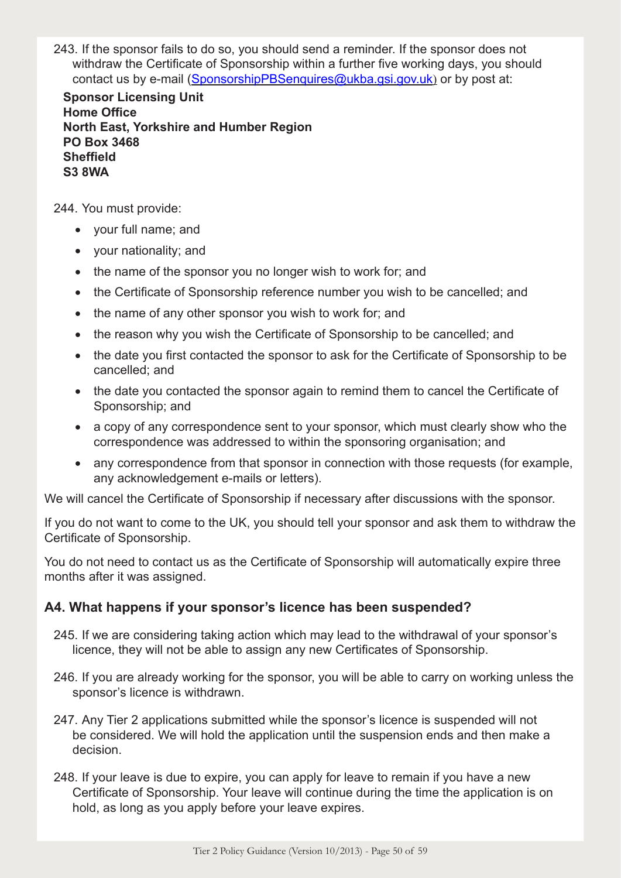243. If the sponsor fails to do so, you should send a reminder. If the sponsor does not withdraw the Certificate of Sponsorship within a further five working days, you should contact us by e-mail (SponsorshipPBSenquires@ukba.gsi.gov.uk) or by post at:

**Sponsor Licensing Unit**
**Home Office**
**North East, Yorkshire and Humber Region**
**PO Box 3468**
**Sheffield**
**S3 8WA**

244. You must provide:

- your full name; and
- your nationality; and
- the name of the sponsor you no longer wish to work for; and
- the Certificate of Sponsorship reference number you wish to be cancelled; and
- the name of any other sponsor you wish to work for; and
- the reason why you wish the Certificate of Sponsorship to be cancelled; and
- the date you first contacted the sponsor to ask for the Certificate of Sponsorship to be cancelled; and
- the date you contacted the sponsor again to remind them to cancel the Certificate of Sponsorship; and
- a copy of any correspondence sent to your sponsor, which must clearly show who the correspondence was addressed to within the sponsoring organisation; and
- any correspondence from that sponsor in connection with those requests (for example, any acknowledgement e-mails or letters).

We will cancel the Certificate of Sponsorship if necessary after discussions with the sponsor.

If you do not want to come to the UK, you should tell your sponsor and ask them to withdraw the Certificate of Sponsorship.

You do not need to contact us as the Certificate of Sponsorship will automatically expire three months after it was assigned.

## A4. What happens if your sponsor's licence has been suspended?

245. If we are considering taking action which may lead to the withdrawal of your sponsor's licence, they will not be able to assign any new Certificates of Sponsorship.

246. If you are already working for the sponsor, you will be able to carry on working unless the sponsor's licence is withdrawn.

247. Any Tier 2 applications submitted while the sponsor's licence is suspended will not be considered. We will hold the application until the suspension ends and then make a decision.

248. If your leave is due to expire, you can apply for leave to remain if you have a new Certificate of Sponsorship. Your leave will continue during the time the application is on hold, as long as you apply before your leave expires.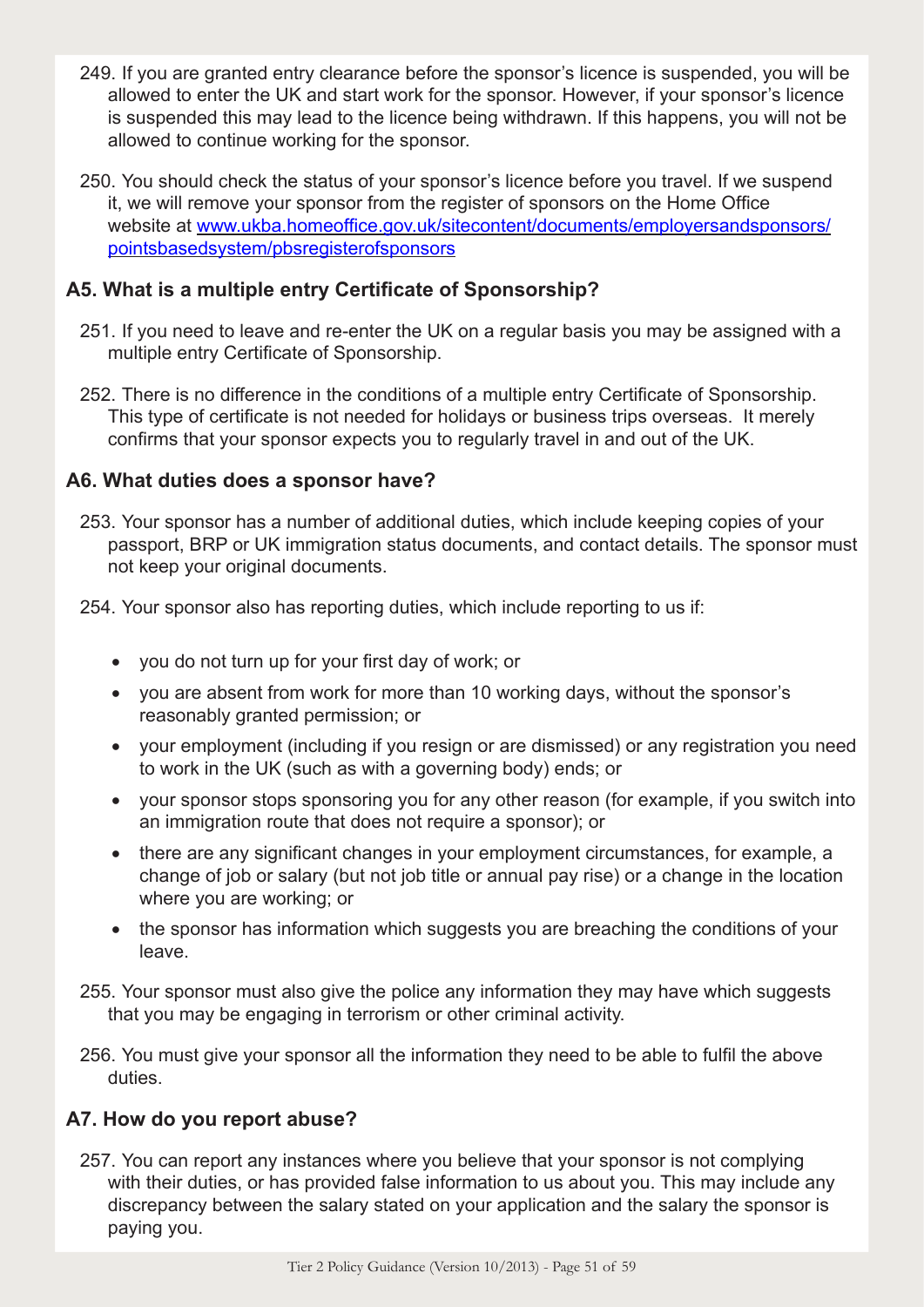249. If you are granted entry clearance before the sponsor's licence is suspended, you will be allowed to enter the UK and start work for the sponsor. However, if your sponsor's licence is suspended this may lead to the licence being withdrawn. If this happens, you will not be allowed to continue working for the sponsor.

250. You should check the status of your sponsor's licence before you travel. If we suspend it, we will remove your sponsor from the register of sponsors on the Home Office website at [www.ukba.homeoffice.gov.uk/sitecontent/documents/employersandsponsors/pointsbasedsystem/pbsregisterofsponsors](www.ukba.homeoffice.gov.uk/sitecontent/documents/employersandsponsors/pointsbasedsystem/pbsregisterofsponsors)

### A5. What is a multiple entry Certificate of Sponsorship?

251. If you need to leave and re-enter the UK on a regular basis you may be assigned with a multiple entry Certificate of Sponsorship.

252. There is no difference in the conditions of a multiple entry Certificate of Sponsorship. This type of certificate is not needed for holidays or business trips overseas. It merely confirms that your sponsor expects you to regularly travel in and out of the UK.

### A6. What duties does a sponsor have?

253. Your sponsor has a number of additional duties, which include keeping copies of your passport, BRP or UK immigration status documents, and contact details. The sponsor must not keep your original documents.

254. Your sponsor also has reporting duties, which include reporting to us if:

- you do not turn up for your first day of work; or
- you are absent from work for more than 10 working days, without the sponsor's reasonably granted permission; or
- your employment (including if you resign or are dismissed) or any registration you need to work in the UK (such as with a governing body) ends; or
- your sponsor stops sponsoring you for any other reason (for example, if you switch into an immigration route that does not require a sponsor); or
- there are any significant changes in your employment circumstances, for example, a change of job or salary (but not job title or annual pay rise) or a change in the location where you are working; or
- the sponsor has information which suggests you are breaching the conditions of your leave.

255. Your sponsor must also give the police any information they may have which suggests that you may be engaging in terrorism or other criminal activity.

256. You must give your sponsor all the information they need to be able to fulfil the above duties.

### A7. How do you report abuse?

257. You can report any instances where you believe that your sponsor is not complying with their duties, or has provided false information to us about you. This may include any discrepancy between the salary stated on your application and the salary the sponsor is paying you.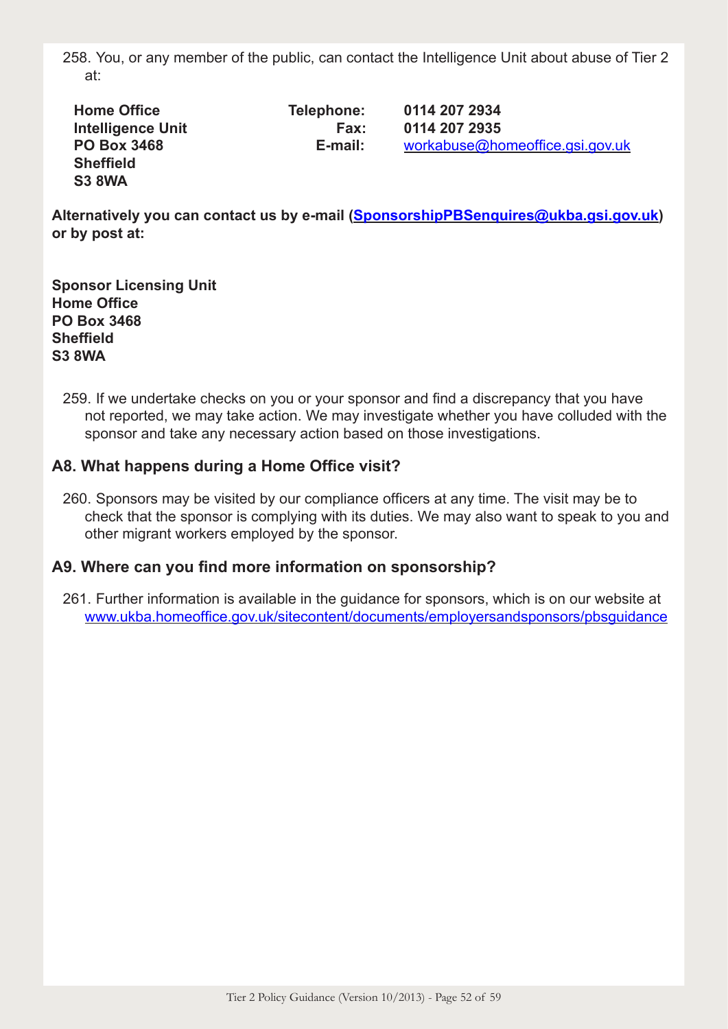258. You, or any member of the public, can contact the Intelligence Unit about abuse of Tier 2 at:

| | | |
|---|---|---|
| **Home Office** | **Telephone:** | **0114 207 2934** |
| **Intelligence Unit** | **Fax:** | **0114 207 2935** |
| **PO Box 3468** | **E-mail:** | workabuse@homeoffice.gsi.gov.uk |
| **Sheffield** | | |
| **S3 8WA** | | |

**Alternatively you can contact us by e-mail (SponsorshipPBSenquires@ukba.gsi.gov.uk) or by post at:**

**Sponsor Licensing Unit**
**Home Office**
**PO Box 3468**
**Sheffield**
**S3 8WA**

259. If we undertake checks on you or your sponsor and find a discrepancy that you have not reported, we may take action. We may investigate whether you have colluded with the sponsor and take any necessary action based on those investigations.

## A8. What happens during a Home Office visit?

260. Sponsors may be visited by our compliance officers at any time. The visit may be to check that the sponsor is complying with its duties. We may also want to speak to you and other migrant workers employed by the sponsor.

## A9. Where can you find more information on sponsorship?

261. Further information is available in the guidance for sponsors, which is on our website at www.ukba.homeoffice.gov.uk/sitecontent/documents/employersandsponsors/pbsguidance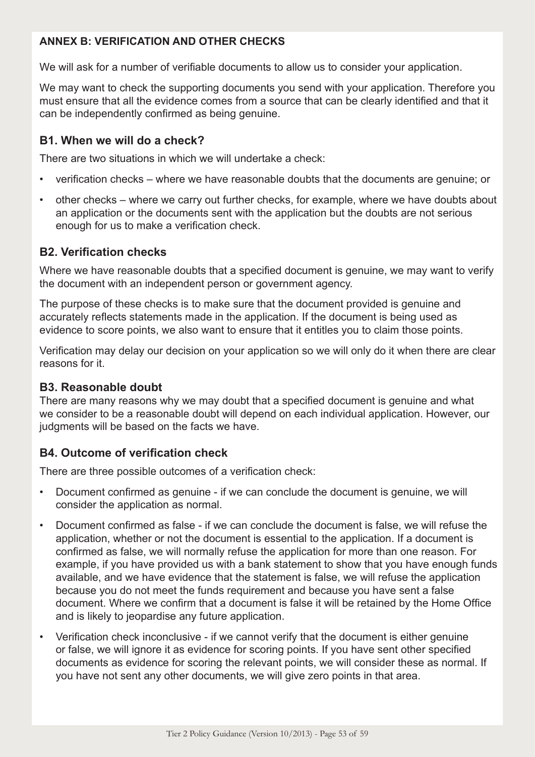## ANNEX B: VERIFICATION AND OTHER CHECKS

We will ask for a number of verifiable documents to allow us to consider your application.

We may want to check the supporting documents you send with your application. Therefore you must ensure that all the evidence comes from a source that can be clearly identified and that it can be independently confirmed as being genuine.

### B1. When we will do a check?

There are two situations in which we will undertake a check:

- verification checks – where we have reasonable doubts that the documents are genuine; or
- other checks – where we carry out further checks, for example, where we have doubts about an application or the documents sent with the application but the doubts are not serious enough for us to make a verification check.

### B2. Verification checks

Where we have reasonable doubts that a specified document is genuine, we may want to verify the document with an independent person or government agency.

The purpose of these checks is to make sure that the document provided is genuine and accurately reflects statements made in the application. If the document is being used as evidence to score points, we also want to ensure that it entitles you to claim those points.

Verification may delay our decision on your application so we will only do it when there are clear reasons for it.

### B3. Reasonable doubt

There are many reasons why we may doubt that a specified document is genuine and what we consider to be a reasonable doubt will depend on each individual application. However, our judgments will be based on the facts we have.

### B4. Outcome of verification check

There are three possible outcomes of a verification check:

- Document confirmed as genuine - if we can conclude the document is genuine, we will consider the application as normal.
- Document confirmed as false - if we can conclude the document is false, we will refuse the application, whether or not the document is essential to the application. If a document is confirmed as false, we will normally refuse the application for more than one reason. For example, if you have provided us with a bank statement to show that you have enough funds available, and we have evidence that the statement is false, we will refuse the application because you do not meet the funds requirement and because you have sent a false document. Where we confirm that a document is false it will be retained by the Home Office and is likely to jeopardise any future application.
- Verification check inconclusive - if we cannot verify that the document is either genuine or false, we will ignore it as evidence for scoring points. If you have sent other specified documents as evidence for scoring the relevant points, we will consider these as normal. If you have not sent any other documents, we will give zero points in that area.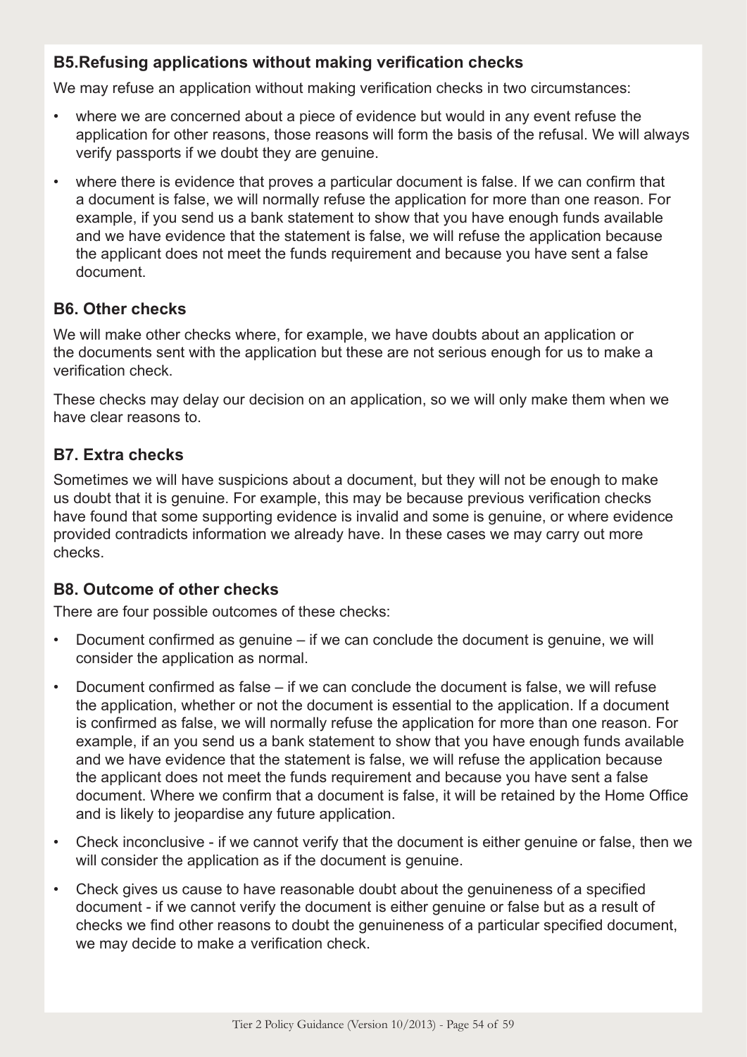### B5.Refusing applications without making verification checks

We may refuse an application without making verification checks in two circumstances:

- where we are concerned about a piece of evidence but would in any event refuse the application for other reasons, those reasons will form the basis of the refusal. We will always verify passports if we doubt they are genuine.
- where there is evidence that proves a particular document is false. If we can confirm that a document is false, we will normally refuse the application for more than one reason. For example, if you send us a bank statement to show that you have enough funds available and we have evidence that the statement is false, we will refuse the application because the applicant does not meet the funds requirement and because you have sent a false document.

### B6. Other checks

We will make other checks where, for example, we have doubts about an application or the documents sent with the application but these are not serious enough for us to make a verification check.

These checks may delay our decision on an application, so we will only make them when we have clear reasons to.

### B7. Extra checks

Sometimes we will have suspicions about a document, but they will not be enough to make us doubt that it is genuine. For example, this may be because previous verification checks have found that some supporting evidence is invalid and some is genuine, or where evidence provided contradicts information we already have. In these cases we may carry out more checks.

### B8. Outcome of other checks

There are four possible outcomes of these checks:

- Document confirmed as genuine – if we can conclude the document is genuine, we will consider the application as normal.
- Document confirmed as false – if we can conclude the document is false, we will refuse the application, whether or not the document is essential to the application. If a document is confirmed as false, we will normally refuse the application for more than one reason. For example, if an you send us a bank statement to show that you have enough funds available and we have evidence that the statement is false, we will refuse the application because the applicant does not meet the funds requirement and because you have sent a false document. Where we confirm that a document is false, it will be retained by the Home Office and is likely to jeopardise any future application.
- Check inconclusive - if we cannot verify that the document is either genuine or false, then we will consider the application as if the document is genuine.
- Check gives us cause to have reasonable doubt about the genuineness of a specified document - if we cannot verify the document is either genuine or false but as a result of checks we find other reasons to doubt the genuineness of a particular specified document, we may decide to make a verification check.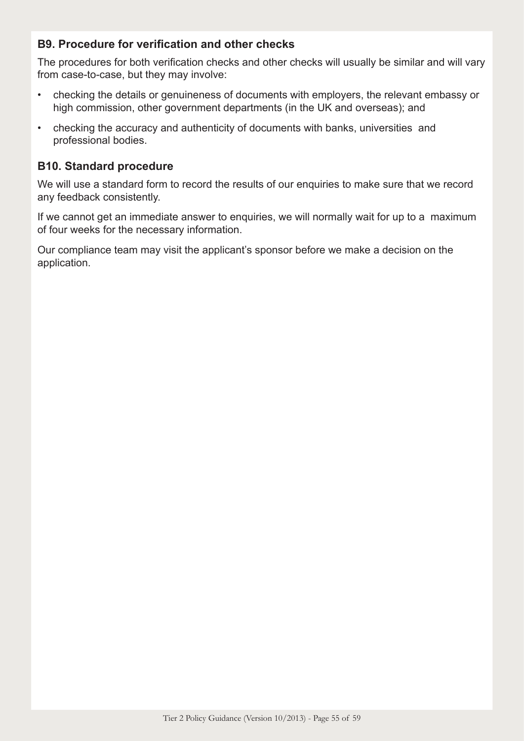### B9. Procedure for verification and other checks

The procedures for both verification checks and other checks will usually be similar and will vary from case-to-case, but they may involve:

- checking the details or genuineness of documents with employers, the relevant embassy or high commission, other government departments (in the UK and overseas); and
- checking the accuracy and authenticity of documents with banks, universities and professional bodies.

### B10. Standard procedure

We will use a standard form to record the results of our enquiries to make sure that we record any feedback consistently.

If we cannot get an immediate answer to enquiries, we will normally wait for up to a maximum of four weeks for the necessary information.

Our compliance team may visit the applicant's sponsor before we make a decision on the application.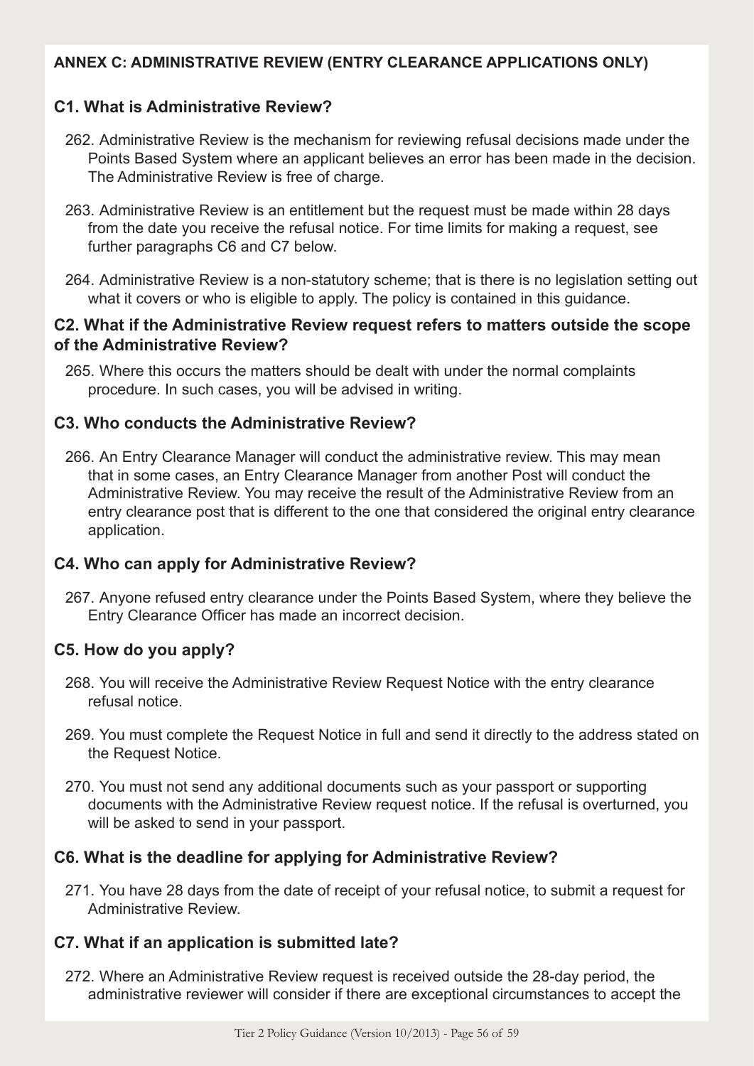## ANNEX C: ADMINISTRATIVE REVIEW (ENTRY CLEARANCE APPLICATIONS ONLY)

### C1. What is Administrative Review?

262. Administrative Review is the mechanism for reviewing refusal decisions made under the Points Based System where an applicant believes an error has been made in the decision. The Administrative Review is free of charge.

263. Administrative Review is an entitlement but the request must be made within 28 days from the date you receive the refusal notice. For time limits for making a request, see further paragraphs C6 and C7 below.

264. Administrative Review is a non-statutory scheme; that is there is no legislation setting out what it covers or who is eligible to apply. The policy is contained in this guidance.

### C2. What if the Administrative Review request refers to matters outside the scope of the Administrative Review?

265. Where this occurs the matters should be dealt with under the normal complaints procedure. In such cases, you will be advised in writing.

### C3. Who conducts the Administrative Review?

266. An Entry Clearance Manager will conduct the administrative review. This may mean that in some cases, an Entry Clearance Manager from another Post will conduct the Administrative Review. You may receive the result of the Administrative Review from an entry clearance post that is different to the one that considered the original entry clearance application.

### C4. Who can apply for Administrative Review?

267. Anyone refused entry clearance under the Points Based System, where they believe the Entry Clearance Officer has made an incorrect decision.

### C5. How do you apply?

268. You will receive the Administrative Review Request Notice with the entry clearance refusal notice.

269. You must complete the Request Notice in full and send it directly to the address stated on the Request Notice.

270. You must not send any additional documents such as your passport or supporting documents with the Administrative Review request notice. If the refusal is overturned, you will be asked to send in your passport.

### C6. What is the deadline for applying for Administrative Review?

271. You have 28 days from the date of receipt of your refusal notice, to submit a request for Administrative Review.

### C7. What if an application is submitted late?

272. Where an Administrative Review request is received outside the 28-day period, the administrative reviewer will consider if there are exceptional circumstances to accept the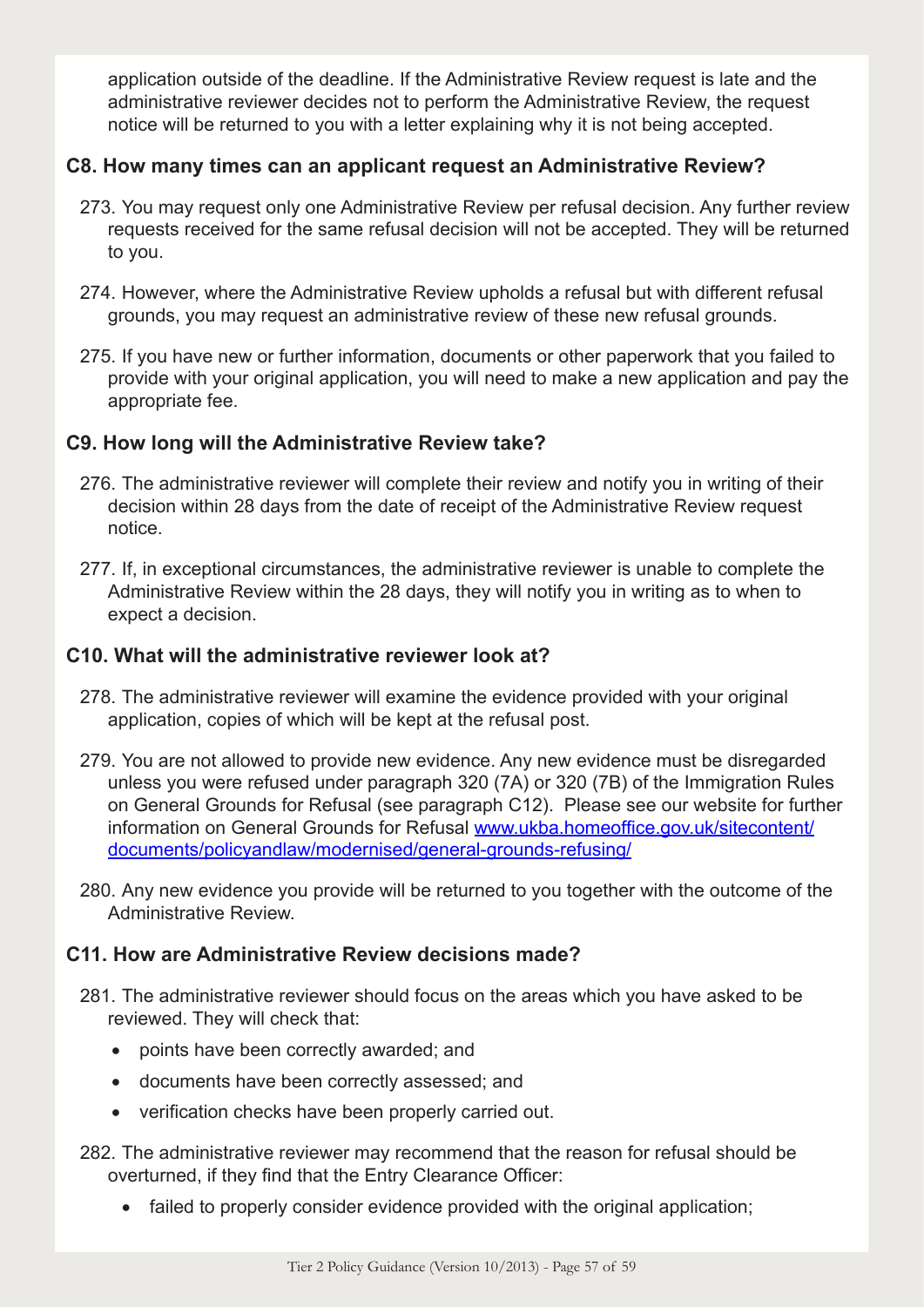application outside of the deadline. If the Administrative Review request is late and the administrative reviewer decides not to perform the Administrative Review, the request notice will be returned to you with a letter explaining why it is not being accepted.

### C8. How many times can an applicant request an Administrative Review?

273. You may request only one Administrative Review per refusal decision. Any further review requests received for the same refusal decision will not be accepted. They will be returned to you.

274. However, where the Administrative Review upholds a refusal but with different refusal grounds, you may request an administrative review of these new refusal grounds.

275. If you have new or further information, documents or other paperwork that you failed to provide with your original application, you will need to make a new application and pay the appropriate fee.

### C9. How long will the Administrative Review take?

276. The administrative reviewer will complete their review and notify you in writing of their decision within 28 days from the date of receipt of the Administrative Review request notice.

277. If, in exceptional circumstances, the administrative reviewer is unable to complete the Administrative Review within the 28 days, they will notify you in writing as to when to expect a decision.

### C10. What will the administrative reviewer look at?

278. The administrative reviewer will examine the evidence provided with your original application, copies of which will be kept at the refusal post.

279. You are not allowed to provide new evidence. Any new evidence must be disregarded unless you were refused under paragraph 320 (7A) or 320 (7B) of the Immigration Rules on General Grounds for Refusal (see paragraph C12). Please see our website for further information on General Grounds for Refusal [www.ukba.homeoffice.gov.uk/sitecontent/documents/policyandlaw/modernised/general-grounds-refusing/](www.ukba.homeoffice.gov.uk/sitecontent/documents/policyandlaw/modernised/general-grounds-refusing/)

280. Any new evidence you provide will be returned to you together with the outcome of the Administrative Review.

### C11. How are Administrative Review decisions made?

281. The administrative reviewer should focus on the areas which you have asked to be reviewed. They will check that:

- points have been correctly awarded; and
- documents have been correctly assessed; and
- verification checks have been properly carried out.

282. The administrative reviewer may recommend that the reason for refusal should be overturned, if they find that the Entry Clearance Officer:

- failed to properly consider evidence provided with the original application;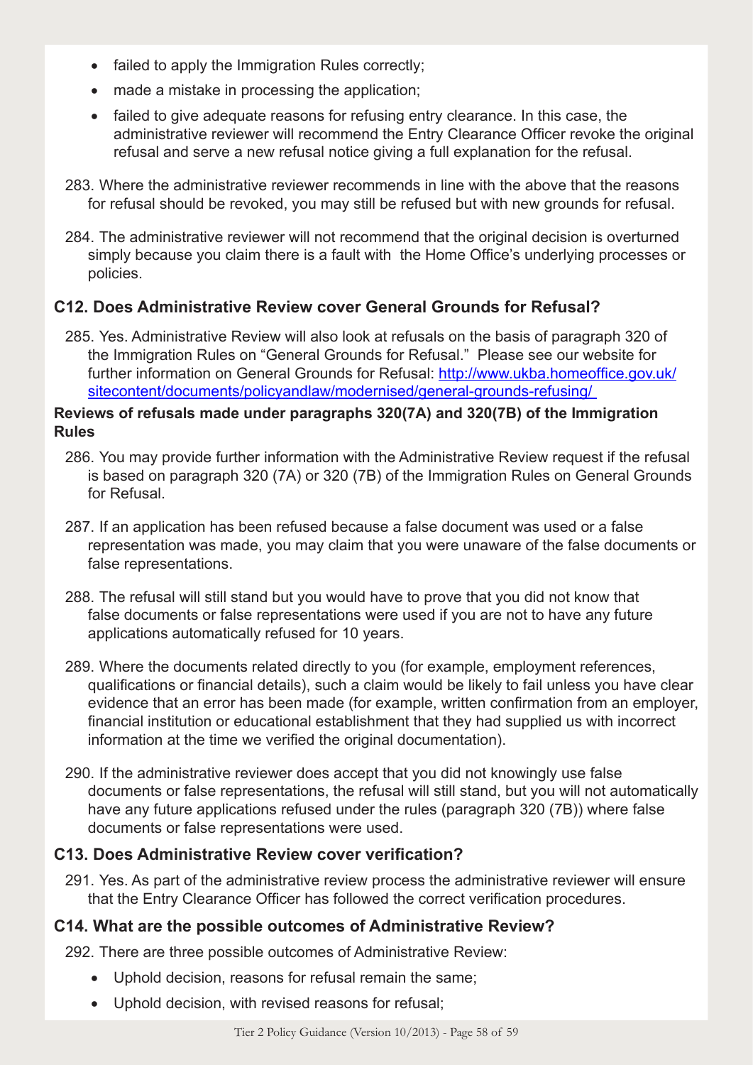- failed to apply the Immigration Rules correctly;
- made a mistake in processing the application;
- failed to give adequate reasons for refusing entry clearance. In this case, the administrative reviewer will recommend the Entry Clearance Officer revoke the original refusal and serve a new refusal notice giving a full explanation for the refusal.

283. Where the administrative reviewer recommends in line with the above that the reasons for refusal should be revoked, you may still be refused but with new grounds for refusal.

284. The administrative reviewer will not recommend that the original decision is overturned simply because you claim there is a fault with the Home Office's underlying processes or policies.

### C12. Does Administrative Review cover General Grounds for Refusal?

285. Yes. Administrative Review will also look at refusals on the basis of paragraph 320 of the Immigration Rules on "General Grounds for Refusal." Please see our website for further information on General Grounds for Refusal: http://www.ukba.homeoffice.gov.uk/sitecontent/documents/policyandlaw/modernised/general-grounds-refusing/

**Reviews of refusals made under paragraphs 320(7A) and 320(7B) of the Immigration Rules**

286. You may provide further information with the Administrative Review request if the refusal is based on paragraph 320 (7A) or 320 (7B) of the Immigration Rules on General Grounds for Refusal.

287. If an application has been refused because a false document was used or a false representation was made, you may claim that you were unaware of the false documents or false representations.

288. The refusal will still stand but you would have to prove that you did not know that false documents or false representations were used if you are not to have any future applications automatically refused for 10 years.

289. Where the documents related directly to you (for example, employment references, qualifications or financial details), such a claim would be likely to fail unless you have clear evidence that an error has been made (for example, written confirmation from an employer, financial institution or educational establishment that they had supplied us with incorrect information at the time we verified the original documentation).

290. If the administrative reviewer does accept that you did not knowingly use false documents or false representations, the refusal will still stand, but you will not automatically have any future applications refused under the rules (paragraph 320 (7B)) where false documents or false representations were used.

### C13. Does Administrative Review cover verification?

291. Yes. As part of the administrative review process the administrative reviewer will ensure that the Entry Clearance Officer has followed the correct verification procedures.

### C14. What are the possible outcomes of Administrative Review?

292. There are three possible outcomes of Administrative Review:

- Uphold decision, reasons for refusal remain the same;
- Uphold decision, with revised reasons for refusal;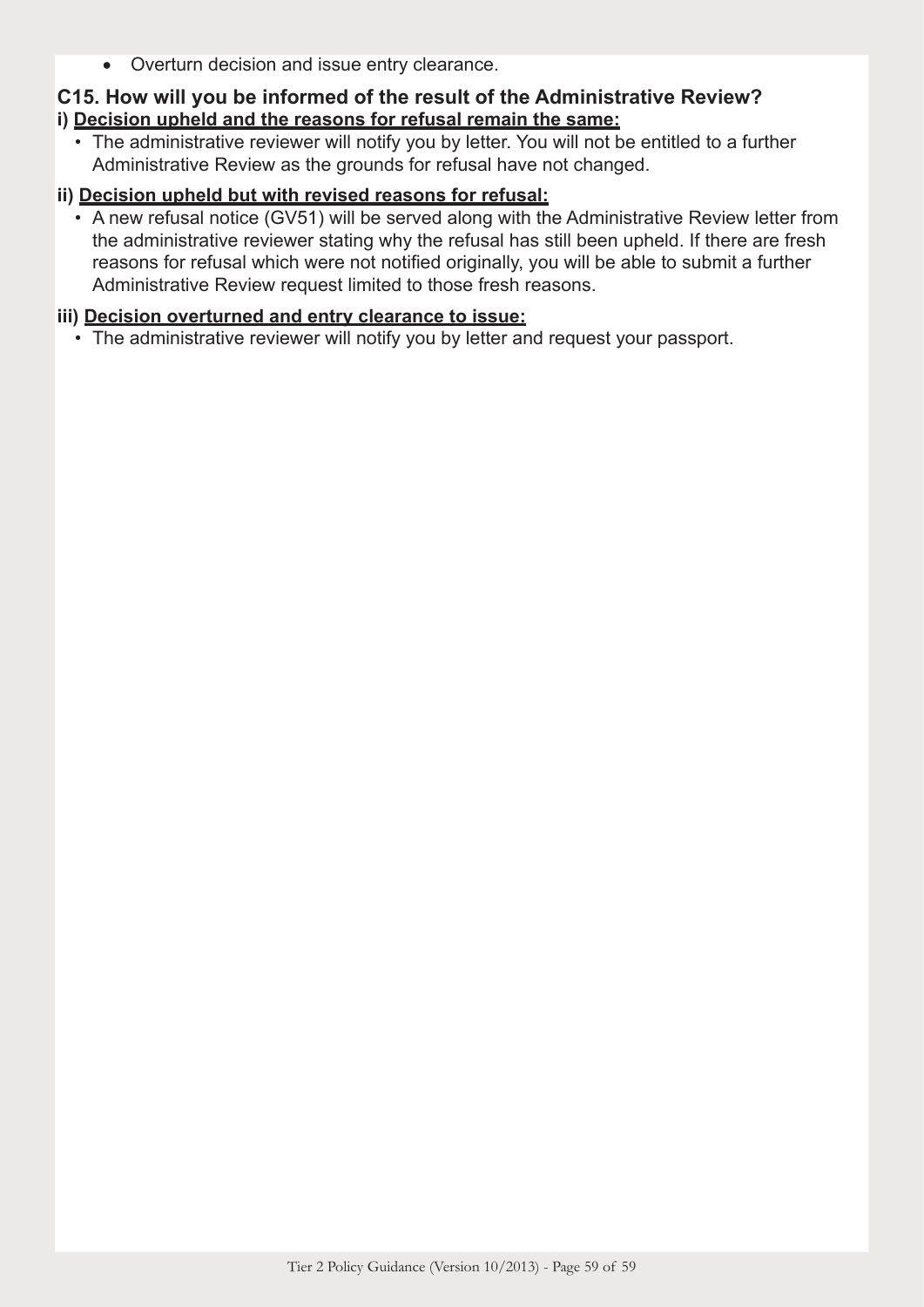- Overturn decision and issue entry clearance.

### C15. How will you be informed of the result of the Administrative Review?

**i) <u>Decision upheld and the reasons for refusal remain the same:</u>**

- The administrative reviewer will notify you by letter. You will not be entitled to a further Administrative Review as the grounds for refusal have not changed.

**ii) <u>Decision upheld but with revised reasons for refusal:</u>**

- A new refusal notice (GV51) will be served along with the Administrative Review letter from the administrative reviewer stating why the refusal has still been upheld. If there are fresh reasons for refusal which were not notified originally, you will be able to submit a further Administrative Review request limited to those fresh reasons.

**iii) <u>Decision overturned and entry clearance to issue:</u>**

- The administrative reviewer will notify you by letter and request your passport.